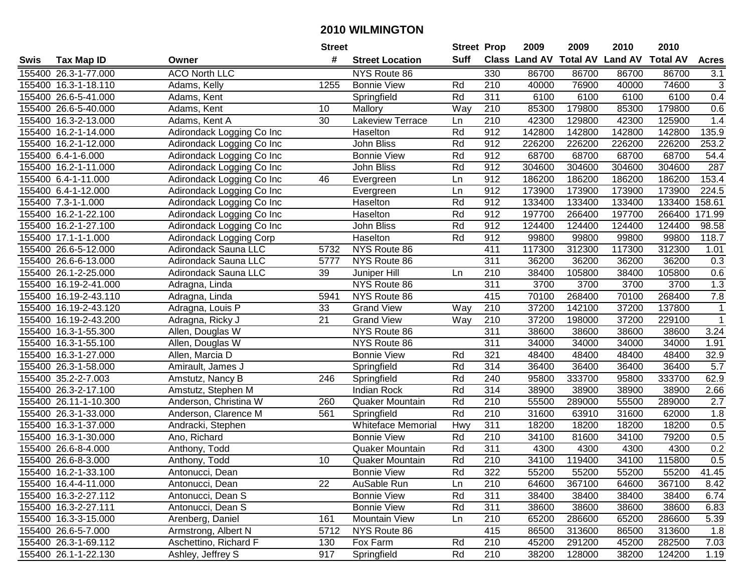# 2010 WILMINGTON

| Swis | Tax Map ID | Owner | Street # | Street Location | Street Suff | Prop Class | 2009 Land AV | 2009 Total AV | 2010 Land AV | 2010 Total AV | Acres |
|---|---|---|---|---|---|---|---|---|---|---|---|
| 155400 | 26.3-1-77.000 | ACO North LLC | | NYS Route 86 | | 330 | 86700 | 86700 | 86700 | 86700 | 3.1 |
| 155400 | 16.3-1-18.110 | Adams, Kelly | 1255 | Bonnie View | Rd | 210 | 40000 | 76900 | 40000 | 74600 | 3 |
| 155400 | 26.6-5-41.000 | Adams, Kent | | Springfield | Rd | 311 | 6100 | 6100 | 6100 | 6100 | 0.4 |
| 155400 | 26.6-5-40.000 | Adams, Kent | 10 | Mallory | Way | 210 | 85300 | 179800 | 85300 | 179800 | 0.6 |
| 155400 | 16.3-2-13.000 | Adams, Kent A | 30 | Lakeview Terrace | Ln | 210 | 42300 | 129800 | 42300 | 125900 | 1.4 |
| 155400 | 16.2-1-14.000 | Adirondack Logging Co Inc | | Haselton | Rd | 912 | 142800 | 142800 | 142800 | 142800 | 135.9 |
| 155400 | 16.2-1-12.000 | Adirondack Logging Co Inc | | John Bliss | Rd | 912 | 226200 | 226200 | 226200 | 226200 | 253.2 |
| 155400 | 6.4-1-6.000 | Adirondack Logging Co Inc | | Bonnie View | Rd | 912 | 68700 | 68700 | 68700 | 68700 | 54.4 |
| 155400 | 16.2-1-11.000 | Adirondack Logging Co Inc | | John Bliss | Rd | 912 | 304600 | 304600 | 304600 | 304600 | 287 |
| 155400 | 6.4-1-11.000 | Adirondack Logging Co Inc | 46 | Evergreen | Ln | 912 | 186200 | 186200 | 186200 | 186200 | 153.4 |
| 155400 | 6.4-1-12.000 | Adirondack Logging Co Inc | | Evergreen | Ln | 912 | 173900 | 173900 | 173900 | 173900 | 224.5 |
| 155400 | 7.3-1-1.000 | Adirondack Logging Co Inc | | Haselton | Rd | 912 | 133400 | 133400 | 133400 | 133400 | 158.61 |
| 155400 | 16.2-1-22.100 | Adirondack Logging Co Inc | | Haselton | Rd | 912 | 197700 | 266400 | 197700 | 266400 | 171.99 |
| 155400 | 16.2-1-27.100 | Adirondack Logging Co Inc | | John Bliss | Rd | 912 | 124400 | 124400 | 124400 | 124400 | 98.58 |
| 155400 | 17.1-1-1.000 | Adirondack Logging Corp | | Haselton | Rd | 912 | 99800 | 99800 | 99800 | 99800 | 118.7 |
| 155400 | 26.6-5-12.000 | Adirondack Sauna LLC | 5732 | NYS Route 86 | | 411 | 117300 | 312300 | 117300 | 312300 | 1.01 |
| 155400 | 26.6-6-13.000 | Adirondack Sauna LLC | 5777 | NYS Route 86 | | 311 | 36200 | 36200 | 36200 | 36200 | 0.3 |
| 155400 | 26.1-2-25.000 | Adirondack Sauna LLC | 39 | Juniper Hill | Ln | 210 | 38400 | 105800 | 38400 | 105800 | 0.6 |
| 155400 | 16.19-2-41.000 | Adragna, Linda | | NYS Route 86 | | 311 | 3700 | 3700 | 3700 | 3700 | 1.3 |
| 155400 | 16.19-2-43.110 | Adragna, Linda | 5941 | NYS Route 86 | | 415 | 70100 | 268400 | 70100 | 268400 | 7.8 |
| 155400 | 16.19-2-43.120 | Adragna, Louis P | 33 | Grand View | Way | 210 | 37200 | 142100 | 37200 | 137800 | 1 |
| 155400 | 16.19-2-43.200 | Adragna, Ricky J | 21 | Grand View | Way | 210 | 37200 | 198000 | 37200 | 229100 | 1 |
| 155400 | 16.3-1-55.300 | Allen, Douglas W | | NYS Route 86 | | 311 | 38600 | 38600 | 38600 | 38600 | 3.24 |
| 155400 | 16.3-1-55.100 | Allen, Douglas W | | NYS Route 86 | | 311 | 34000 | 34000 | 34000 | 34000 | 1.91 |
| 155400 | 16.3-1-27.000 | Allen, Marcia D | | Bonnie View | Rd | 321 | 48400 | 48400 | 48400 | 48400 | 32.9 |
| 155400 | 26.3-1-58.000 | Amirault, James J | | Springfield | Rd | 314 | 36400 | 36400 | 36400 | 36400 | 5.7 |
| 155400 | 35.2-2-7.003 | Amstutz, Nancy B | 246 | Springfield | Rd | 240 | 95800 | 333700 | 95800 | 333700 | 62.9 |
| 155400 | 26.3-2-17.100 | Amstutz, Stephen M | | Indian Rock | Rd | 314 | 38900 | 38900 | 38900 | 38900 | 2.66 |
| 155400 | 26.11-1-10.300 | Anderson, Christina W | 260 | Quaker Mountain | Rd | 210 | 55500 | 289000 | 55500 | 289000 | 2.7 |
| 155400 | 26.3-1-33.000 | Anderson, Clarence M | 561 | Springfield | Rd | 210 | 31600 | 63910 | 31600 | 62000 | 1.8 |
| 155400 | 16.3-1-37.000 | Andracki, Stephen | | Whiteface Memorial | Hwy | 311 | 18200 | 18200 | 18200 | 18200 | 0.5 |
| 155400 | 16.3-1-30.000 | Ano, Richard | | Bonnie View | Rd | 210 | 34100 | 81600 | 34100 | 79200 | 0.5 |
| 155400 | 26.6-8-4.000 | Anthony, Todd | | Quaker Mountain | Rd | 311 | 4300 | 4300 | 4300 | 4300 | 0.2 |
| 155400 | 26.6-8-3.000 | Anthony, Todd | 10 | Quaker Mountain | Rd | 210 | 34100 | 119400 | 34100 | 115800 | 0.5 |
| 155400 | 16.2-1-33.100 | Antonucci, Dean | | Bonnie View | Rd | 322 | 55200 | 55200 | 55200 | 55200 | 41.45 |
| 155400 | 16.4-4-11.000 | Antonucci, Dean | 22 | AuSable Run | Ln | 210 | 64600 | 367100 | 64600 | 367100 | 8.42 |
| 155400 | 16.3-2-27.112 | Antonucci, Dean S | | Bonnie View | Rd | 311 | 38400 | 38400 | 38400 | 38400 | 6.74 |
| 155400 | 16.3-2-27.111 | Antonucci, Dean S | | Bonnie View | Rd | 311 | 38600 | 38600 | 38600 | 38600 | 6.83 |
| 155400 | 16.3-3-15.000 | Arenberg, Daniel | 161 | Mountain View | Ln | 210 | 65200 | 286600 | 65200 | 286600 | 5.39 |
| 155400 | 26.6-5-7.000 | Armstrong, Albert N | 5712 | NYS Route 86 | | 415 | 86500 | 313600 | 86500 | 313600 | 1.8 |
| 155400 | 26.3-1-69.112 | Aschettino, Richard F | 130 | Fox Farm | Rd | 210 | 45200 | 291200 | 45200 | 282500 | 7.03 |
| 155400 | 26.1-1-22.130 | Ashley, Jeffrey S | 917 | Springfield | Rd | 210 | 38200 | 128000 | 38200 | 124200 | 1.19 |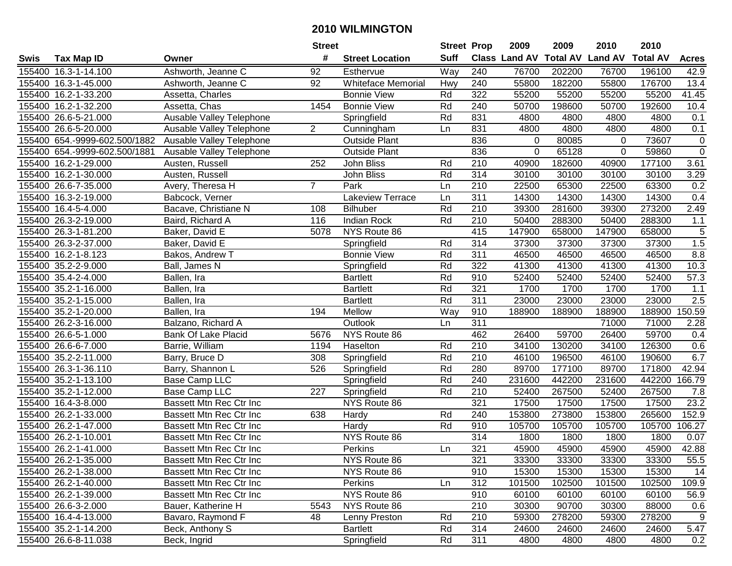# 2010 WILMINGTON

| Swis | Tax Map ID | Owner | Street # | Street Location | Street Suff | Prop Class | 2009 Land AV | 2009 Total AV | 2010 Land AV | 2010 Total AV | Acres |
|---|---|---|---|---|---|---|---|---|---|---|---|
| 155400 | 16.3-1-14.100 | Ashworth, Jeanne C | 92 | Esthervue | Way | 240 | 76700 | 202200 | 76700 | 196100 | 42.9 |
| 155400 | 16.3-1-45.000 | Ashworth, Jeanne C | 92 | Whiteface Memorial | Hwy | 240 | 55800 | 182200 | 55800 | 176700 | 13.4 |
| 155400 | 16.2-1-33.200 | Assetta, Charles | | Bonnie View | Rd | 322 | 55200 | 55200 | 55200 | 55200 | 41.45 |
| 155400 | 16.2-1-32.200 | Assetta, Chas | 1454 | Bonnie View | Rd | 240 | 50700 | 198600 | 50700 | 192600 | 10.4 |
| 155400 | 26.6-5-21.000 | Ausable Valley Telephone | | Springfield | Rd | 831 | 4800 | 4800 | 4800 | 4800 | 0.1 |
| 155400 | 26.6-5-20.000 | Ausable Valley Telephone | 2 | Cunningham | Ln | 831 | 4800 | 4800 | 4800 | 4800 | 0.1 |
| 155400 | 654.-9999-602.500/1882 | Ausable Valley Telephone | | Outside Plant | | 836 | 0 | 80085 | 0 | 73607 | 0 |
| 155400 | 654.-9999-602.500/1881 | Ausable Valley Telephone | | Outside Plant | | 836 | 0 | 65128 | 0 | 59860 | 0 |
| 155400 | 16.2-1-29.000 | Austen, Russell | 252 | John Bliss | Rd | 210 | 40900 | 182600 | 40900 | 177100 | 3.61 |
| 155400 | 16.2-1-30.000 | Austen, Russell | | John Bliss | Rd | 314 | 30100 | 30100 | 30100 | 30100 | 3.29 |
| 155400 | 26.6-7-35.000 | Avery, Theresa H | 7 | Park | Ln | 210 | 22500 | 65300 | 22500 | 63300 | 0.2 |
| 155400 | 16.3-2-19.000 | Babcock, Verner | | Lakeview Terrace | Ln | 311 | 14300 | 14300 | 14300 | 14300 | 0.4 |
| 155400 | 16.4-5-4.000 | Bacave, Christiane N | 108 | Bilhuber | Rd | 210 | 39300 | 281600 | 39300 | 273200 | 2.49 |
| 155400 | 26.3-2-19.000 | Baird, Richard A | 116 | Indian Rock | Rd | 210 | 50400 | 288300 | 50400 | 288300 | 1.1 |
| 155400 | 26.3-1-81.200 | Baker, David E | 5078 | NYS Route 86 | | 415 | 147900 | 658000 | 147900 | 658000 | 5 |
| 155400 | 26.3-2-37.000 | Baker, David E | | Springfield | Rd | 314 | 37300 | 37300 | 37300 | 37300 | 1.5 |
| 155400 | 16.2-1-8.123 | Bakos, Andrew T | | Bonnie View | Rd | 311 | 46500 | 46500 | 46500 | 46500 | 8.8 |
| 155400 | 35.2-2-9.000 | Ball, James N | | Springfield | Rd | 322 | 41300 | 41300 | 41300 | 41300 | 10.3 |
| 155400 | 35.4-2-4.000 | Ballen, Ira | | Bartlett | Rd | 910 | 52400 | 52400 | 52400 | 52400 | 57.3 |
| 155400 | 35.2-1-16.000 | Ballen, Ira | | Bartlett | Rd | 321 | 1700 | 1700 | 1700 | 1700 | 1.1 |
| 155400 | 35.2-1-15.000 | Ballen, Ira | | Bartlett | Rd | 311 | 23000 | 23000 | 23000 | 23000 | 2.5 |
| 155400 | 35.2-1-20.000 | Ballen, Ira | 194 | Mellow | Way | 910 | 188900 | 188900 | 188900 | 188900 | 150.59 |
| 155400 | 26.2-3-16.000 | Balzano, Richard A | | Outlook | Ln | 311 | | | 71000 | 71000 | 2.28 |
| 155400 | 26.6-5-1.000 | Bank Of Lake Placid | 5676 | NYS Route 86 | | 462 | 26400 | 59700 | 26400 | 59700 | 0.4 |
| 155400 | 26.6-6-7.000 | Barrie, William | 1194 | Haselton | Rd | 210 | 34100 | 130200 | 34100 | 126300 | 0.6 |
| 155400 | 35.2-2-11.000 | Barry, Bruce D | 308 | Springfield | Rd | 210 | 46100 | 196500 | 46100 | 190600 | 6.7 |
| 155400 | 26.3-1-36.110 | Barry, Shannon L | 526 | Springfield | Rd | 280 | 89700 | 177100 | 89700 | 171800 | 42.94 |
| 155400 | 35.2-1-13.100 | Base Camp LLC | | Springfield | Rd | 240 | 231600 | 442200 | 231600 | 442200 | 166.79 |
| 155400 | 35.2-1-12.000 | Base Camp LLC | 227 | Springfield | Rd | 210 | 52400 | 267500 | 52400 | 267500 | 7.8 |
| 155400 | 16.4-3-8.000 | Bassett Mtn Rec Ctr Inc | | NYS Route 86 | | 321 | 17500 | 17500 | 17500 | 17500 | 23.2 |
| 155400 | 26.2-1-33.000 | Bassett Mtn Rec Ctr Inc | 638 | Hardy | Rd | 240 | 153800 | 273800 | 153800 | 265600 | 152.9 |
| 155400 | 26.2-1-47.000 | Bassett Mtn Rec Ctr Inc | | Hardy | Rd | 910 | 105700 | 105700 | 105700 | 105700 | 106.27 |
| 155400 | 26.2-1-10.001 | Bassett Mtn Rec Ctr Inc | | NYS Route 86 | | 314 | 1800 | 1800 | 1800 | 1800 | 0.07 |
| 155400 | 26.2-1-41.000 | Bassett Mtn Rec Ctr Inc | | Perkins | Ln | 321 | 45900 | 45900 | 45900 | 45900 | 42.88 |
| 155400 | 26.2-1-35.000 | Bassett Mtn Rec Ctr Inc | | NYS Route 86 | | 321 | 33300 | 33300 | 33300 | 33300 | 55.5 |
| 155400 | 26.2-1-38.000 | Bassett Mtn Rec Ctr Inc | | NYS Route 86 | | 910 | 15300 | 15300 | 15300 | 15300 | 14 |
| 155400 | 26.2-1-40.000 | Bassett Mtn Rec Ctr Inc | | Perkins | Ln | 312 | 101500 | 102500 | 101500 | 102500 | 109.9 |
| 155400 | 26.2-1-39.000 | Bassett Mtn Rec Ctr Inc | | NYS Route 86 | | 910 | 60100 | 60100 | 60100 | 60100 | 56.9 |
| 155400 | 26.6-3-2.000 | Bauer, Katherine H | 5543 | NYS Route 86 | | 210 | 30300 | 90700 | 30300 | 88000 | 0.6 |
| 155400 | 16.4-4-13.000 | Bavaro, Raymond F | 48 | Lenny Preston | Rd | 210 | 59300 | 278200 | 59300 | 278200 | 9 |
| 155400 | 35.2-1-14.200 | Beck, Anthony S | | Bartlett | Rd | 314 | 24600 | 24600 | 24600 | 24600 | 5.47 |
| 155400 | 26.6-8-11.038 | Beck, Ingrid | | Springfield | Rd | 311 | 4800 | 4800 | 4800 | 4800 | 0.2 |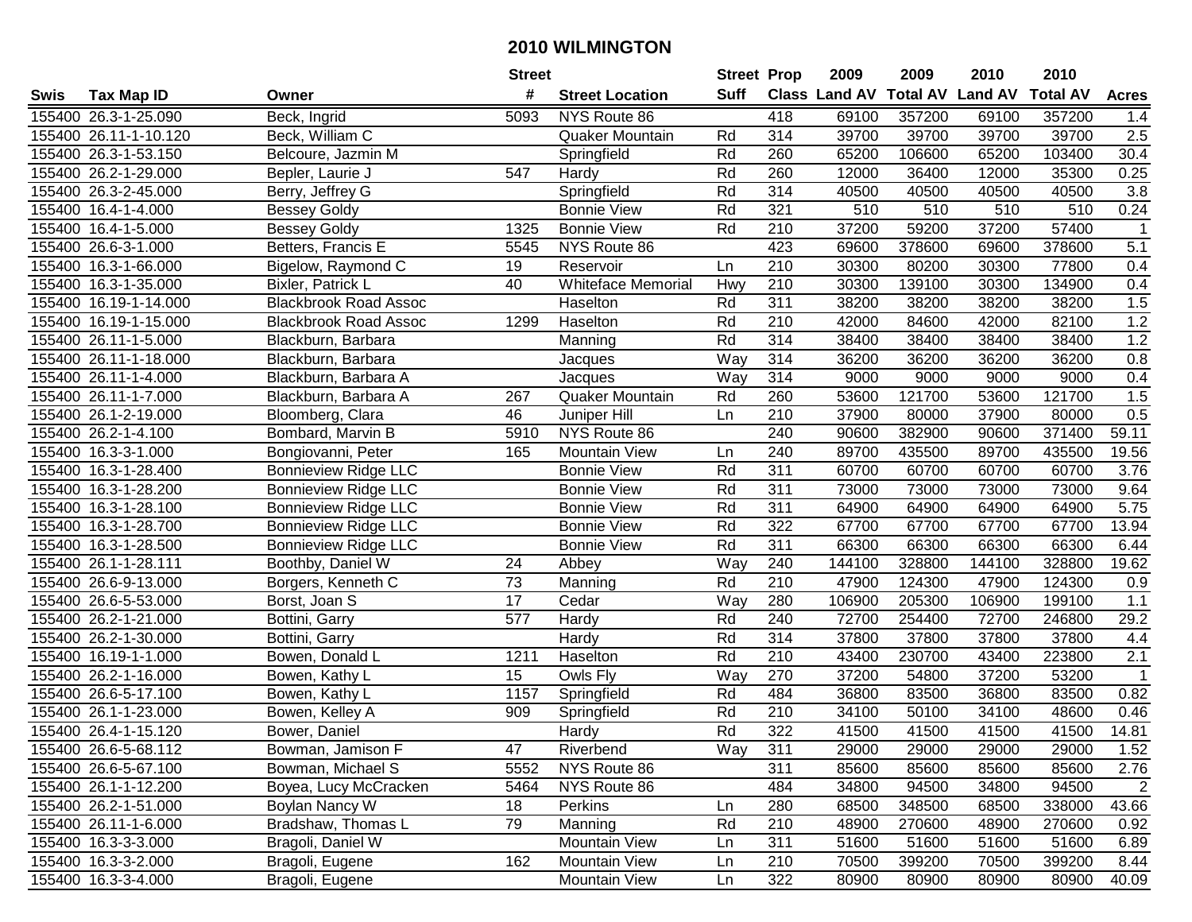# 2010 WILMINGTON

| Swis | Tax Map ID | Owner | Street # | Street Location | Street Suff | Prop Class | 2009 Land AV | 2009 Total AV | 2010 Land AV | 2010 Total AV | Acres |
|---|---|---|---|---|---|---|---|---|---|---|---|
| 155400 | 26.3-1-25.090 | Beck, Ingrid | 5093 | NYS Route 86 | | 418 | 69100 | 357200 | 69100 | 357200 | 1.4 |
| 155400 | 26.11-1-10.120 | Beck, William C | | Quaker Mountain | Rd | 314 | 39700 | 39700 | 39700 | 39700 | 2.5 |
| 155400 | 26.3-1-53.150 | Belcoure, Jazmin M | | Springfield | Rd | 260 | 65200 | 106600 | 65200 | 103400 | 30.4 |
| 155400 | 26.2-1-29.000 | Bepler, Laurie J | 547 | Hardy | Rd | 260 | 12000 | 36400 | 12000 | 35300 | 0.25 |
| 155400 | 26.3-2-45.000 | Berry, Jeffrey G | | Springfield | Rd | 314 | 40500 | 40500 | 40500 | 40500 | 3.8 |
| 155400 | 16.4-1-4.000 | Bessey Goldy | | Bonnie View | Rd | 321 | 510 | 510 | 510 | 510 | 0.24 |
| 155400 | 16.4-1-5.000 | Bessey Goldy | 1325 | Bonnie View | Rd | 210 | 37200 | 59200 | 37200 | 57400 | 1 |
| 155400 | 26.6-3-1.000 | Betters, Francis E | 5545 | NYS Route 86 | | 423 | 69600 | 378600 | 69600 | 378600 | 5.1 |
| 155400 | 16.3-1-66.000 | Bigelow, Raymond C | 19 | Reservoir | Ln | 210 | 30300 | 80200 | 30300 | 77800 | 0.4 |
| 155400 | 16.3-1-35.000 | Bixler, Patrick L | 40 | Whiteface Memorial | Hwy | 210 | 30300 | 139100 | 30300 | 134900 | 0.4 |
| 155400 | 16.19-1-14.000 | Blackbrook Road Assoc | | Haselton | Rd | 311 | 38200 | 38200 | 38200 | 38200 | 1.5 |
| 155400 | 16.19-1-15.000 | Blackbrook Road Assoc | 1299 | Haselton | Rd | 210 | 42000 | 84600 | 42000 | 82100 | 1.2 |
| 155400 | 26.11-1-5.000 | Blackburn, Barbara | | Manning | Rd | 314 | 38400 | 38400 | 38400 | 38400 | 1.2 |
| 155400 | 26.11-1-18.000 | Blackburn, Barbara | | Jacques | Way | 314 | 36200 | 36200 | 36200 | 36200 | 0.8 |
| 155400 | 26.11-1-4.000 | Blackburn, Barbara A | | Jacques | Way | 314 | 9000 | 9000 | 9000 | 9000 | 0.4 |
| 155400 | 26.11-1-7.000 | Blackburn, Barbara A | 267 | Quaker Mountain | Rd | 260 | 53600 | 121700 | 53600 | 121700 | 1.5 |
| 155400 | 26.1-2-19.000 | Bloomberg, Clara | 46 | Juniper Hill | Ln | 210 | 37900 | 80000 | 37900 | 80000 | 0.5 |
| 155400 | 26.2-1-4.100 | Bombard, Marvin B | 5910 | NYS Route 86 | | 240 | 90600 | 382900 | 90600 | 371400 | 59.11 |
| 155400 | 16.3-3-1.000 | Bongiovanni, Peter | 165 | Mountain View | Ln | 240 | 89700 | 435500 | 89700 | 435500 | 19.56 |
| 155400 | 16.3-1-28.400 | Bonnieview Ridge LLC | | Bonnie View | Rd | 311 | 60700 | 60700 | 60700 | 60700 | 3.76 |
| 155400 | 16.3-1-28.200 | Bonnieview Ridge LLC | | Bonnie View | Rd | 311 | 73000 | 73000 | 73000 | 73000 | 9.64 |
| 155400 | 16.3-1-28.100 | Bonnieview Ridge LLC | | Bonnie View | Rd | 311 | 64900 | 64900 | 64900 | 64900 | 5.75 |
| 155400 | 16.3-1-28.700 | Bonnieview Ridge LLC | | Bonnie View | Rd | 322 | 67700 | 67700 | 67700 | 67700 | 13.94 |
| 155400 | 16.3-1-28.500 | Bonnieview Ridge LLC | | Bonnie View | Rd | 311 | 66300 | 66300 | 66300 | 66300 | 6.44 |
| 155400 | 26.1-1-28.111 | Boothby, Daniel W | 24 | Abbey | Way | 240 | 144100 | 328800 | 144100 | 328800 | 19.62 |
| 155400 | 26.6-9-13.000 | Borgers, Kenneth C | 73 | Manning | Rd | 210 | 47900 | 124300 | 47900 | 124300 | 0.9 |
| 155400 | 26.6-5-53.000 | Borst, Joan S | 17 | Cedar | Way | 280 | 106900 | 205300 | 106900 | 199100 | 1.1 |
| 155400 | 26.2-1-21.000 | Bottini, Garry | 577 | Hardy | Rd | 240 | 72700 | 254400 | 72700 | 246800 | 29.2 |
| 155400 | 26.2-1-30.000 | Bottini, Garry | | Hardy | Rd | 314 | 37800 | 37800 | 37800 | 37800 | 4.4 |
| 155400 | 16.19-1-1.000 | Bowen, Donald L | 1211 | Haselton | Rd | 210 | 43400 | 230700 | 43400 | 223800 | 2.1 |
| 155400 | 26.2-1-16.000 | Bowen, Kathy L | 15 | Owls Fly | Way | 270 | 37200 | 54800 | 37200 | 53200 | 1 |
| 155400 | 26.6-5-17.100 | Bowen, Kathy L | 1157 | Springfield | Rd | 484 | 36800 | 83500 | 36800 | 83500 | 0.82 |
| 155400 | 26.1-1-23.000 | Bowen, Kelley A | 909 | Springfield | Rd | 210 | 34100 | 50100 | 34100 | 48600 | 0.46 |
| 155400 | 26.4-1-15.120 | Bower, Daniel | | Hardy | Rd | 322 | 41500 | 41500 | 41500 | 41500 | 14.81 |
| 155400 | 26.6-5-68.112 | Bowman, Jamison F | 47 | Riverbend | Way | 311 | 29000 | 29000 | 29000 | 29000 | 1.52 |
| 155400 | 26.6-5-67.100 | Bowman, Michael S | 5552 | NYS Route 86 | | 311 | 85600 | 85600 | 85600 | 85600 | 2.76 |
| 155400 | 26.1-1-12.200 | Boyea, Lucy McCracken | 5464 | NYS Route 86 | | 484 | 34800 | 94500 | 34800 | 94500 | 2 |
| 155400 | 26.2-1-51.000 | Boylan Nancy W | 18 | Perkins | Ln | 280 | 68500 | 348500 | 68500 | 338000 | 43.66 |
| 155400 | 26.11-1-6.000 | Bradshaw, Thomas L | 79 | Manning | Rd | 210 | 48900 | 270600 | 48900 | 270600 | 0.92 |
| 155400 | 16.3-3-3.000 | Bragoli, Daniel W | | Mountain View | Ln | 311 | 51600 | 51600 | 51600 | 51600 | 6.89 |
| 155400 | 16.3-3-2.000 | Bragoli, Eugene | 162 | Mountain View | Ln | 210 | 70500 | 399200 | 70500 | 399200 | 8.44 |
| 155400 | 16.3-3-4.000 | Bragoli, Eugene | | Mountain View | Ln | 322 | 80900 | 80900 | 80900 | 80900 | 40.09 |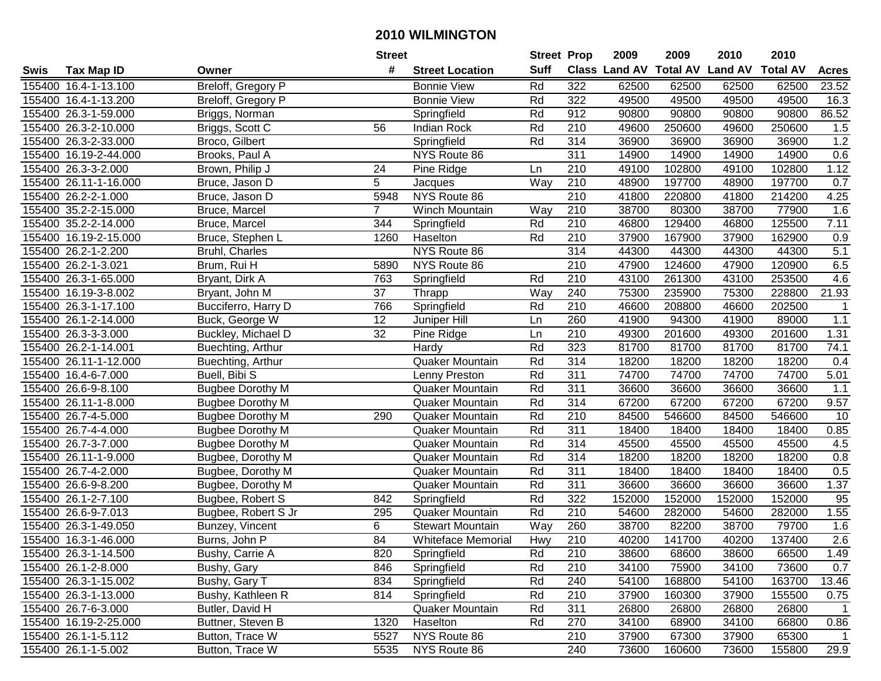# 2010 WILMINGTON

| Swis | Tax Map ID | Owner | Street # | Street Location | Street Suff | Prop Class | 2009 Land AV | 2009 Total AV | 2010 Land AV | 2010 Total AV | Acres |
|---|---|---|---|---|---|---|---|---|---|---|---|
| 155400 | 16.4-1-13.100 | Breloff, Gregory P | | Bonnie View | Rd | 322 | 62500 | 62500 | 62500 | 62500 | 23.52 |
| 155400 | 16.4-1-13.200 | Breloff, Gregory P | | Bonnie View | Rd | 322 | 49500 | 49500 | 49500 | 49500 | 16.3 |
| 155400 | 26.3-1-59.000 | Briggs, Norman | | Springfield | Rd | 912 | 90800 | 90800 | 90800 | 90800 | 86.52 |
| 155400 | 26.3-2-10.000 | Briggs, Scott C | 56 | Indian Rock | Rd | 210 | 49600 | 250600 | 49600 | 250600 | 1.5 |
| 155400 | 26.3-2-33.000 | Broco, Gilbert | | Springfield | Rd | 314 | 36900 | 36900 | 36900 | 36900 | 1.2 |
| 155400 | 16.19-2-44.000 | Brooks, Paul A | | NYS Route 86 | | 311 | 14900 | 14900 | 14900 | 14900 | 0.6 |
| 155400 | 26.3-3-2.000 | Brown, Philip J | 24 | Pine Ridge | Ln | 210 | 49100 | 102800 | 49100 | 102800 | 1.12 |
| 155400 | 26.11-1-16.000 | Bruce, Jason D | 5 | Jacques | Way | 210 | 48900 | 197700 | 48900 | 197700 | 0.7 |
| 155400 | 26.2-2-1.000 | Bruce, Jason D | 5948 | NYS Route 86 | | 210 | 41800 | 220800 | 41800 | 214200 | 4.25 |
| 155400 | 35.2-2-15.000 | Bruce, Marcel | 7 | Winch Mountain | Way | 210 | 38700 | 80300 | 38700 | 77900 | 1.6 |
| 155400 | 35.2-2-14.000 | Bruce, Marcel | 344 | Springfield | Rd | 210 | 46800 | 129400 | 46800 | 125500 | 7.11 |
| 155400 | 16.19-2-15.000 | Bruce, Stephen L | 1260 | Haselton | Rd | 210 | 37900 | 167900 | 37900 | 162900 | 0.9 |
| 155400 | 26.2-1-2.200 | Bruhl, Charles | | NYS Route 86 | | 314 | 44300 | 44300 | 44300 | 44300 | 5.1 |
| 155400 | 26.2-1-3.021 | Brum, Rui H | 5890 | NYS Route 86 | | 210 | 47900 | 124600 | 47900 | 120900 | 6.5 |
| 155400 | 26.3-1-65.000 | Bryant, Dirk A | 763 | Springfield | Rd | 210 | 43100 | 261300 | 43100 | 253500 | 4.6 |
| 155400 | 16.19-3-8.002 | Bryant, John M | 37 | Thrapp | Way | 240 | 75300 | 235900 | 75300 | 228800 | 21.93 |
| 155400 | 26.3-1-17.100 | Bucciferro, Harry D | 766 | Springfield | Rd | 210 | 46600 | 208800 | 46600 | 202500 | 1 |
| 155400 | 26.1-2-14.000 | Buck, George W | 12 | Juniper Hill | Ln | 260 | 41900 | 94300 | 41900 | 89000 | 1.1 |
| 155400 | 26.3-3-3.000 | Buckley, Michael D | 32 | Pine Ridge | Ln | 210 | 49300 | 201600 | 49300 | 201600 | 1.31 |
| 155400 | 26.2-1-14.001 | Buechting, Arthur | | Hardy | Rd | 323 | 81700 | 81700 | 81700 | 81700 | 74.1 |
| 155400 | 26.11-1-12.000 | Buechting, Arthur | | Quaker Mountain | Rd | 314 | 18200 | 18200 | 18200 | 18200 | 0.4 |
| 155400 | 16.4-6-7.000 | Buell, Bibi S | | Lenny Preston | Rd | 311 | 74700 | 74700 | 74700 | 74700 | 5.01 |
| 155400 | 26.6-9-8.100 | Bugbee Dorothy M | | Quaker Mountain | Rd | 311 | 36600 | 36600 | 36600 | 36600 | 1.1 |
| 155400 | 26.11-1-8.000 | Bugbee Dorothy M | | Quaker Mountain | Rd | 314 | 67200 | 67200 | 67200 | 67200 | 9.57 |
| 155400 | 26.7-4-5.000 | Bugbee Dorothy M | 290 | Quaker Mountain | Rd | 210 | 84500 | 546600 | 84500 | 546600 | 10 |
| 155400 | 26.7-4-4.000 | Bugbee Dorothy M | | Quaker Mountain | Rd | 311 | 18400 | 18400 | 18400 | 18400 | 0.85 |
| 155400 | 26.7-3-7.000 | Bugbee Dorothy M | | Quaker Mountain | Rd | 314 | 45500 | 45500 | 45500 | 45500 | 4.5 |
| 155400 | 26.11-1-9.000 | Bugbee, Dorothy M | | Quaker Mountain | Rd | 314 | 18200 | 18200 | 18200 | 18200 | 0.8 |
| 155400 | 26.7-4-2.000 | Bugbee, Dorothy M | | Quaker Mountain | Rd | 311 | 18400 | 18400 | 18400 | 18400 | 0.5 |
| 155400 | 26.6-9-8.200 | Bugbee, Dorothy M | | Quaker Mountain | Rd | 311 | 36600 | 36600 | 36600 | 36600 | 1.37 |
| 155400 | 26.1-2-7.100 | Bugbee, Robert S | 842 | Springfield | Rd | 322 | 152000 | 152000 | 152000 | 152000 | 95 |
| 155400 | 26.6-9-7.013 | Bugbee, Robert S Jr | 295 | Quaker Mountain | Rd | 210 | 54600 | 282000 | 54600 | 282000 | 1.55 |
| 155400 | 26.3-1-49.050 | Bunzey, Vincent | 6 | Stewart Mountain | Way | 260 | 38700 | 82200 | 38700 | 79700 | 1.6 |
| 155400 | 16.3-1-46.000 | Burns, John P | 84 | Whiteface Memorial | Hwy | 210 | 40200 | 141700 | 40200 | 137400 | 2.6 |
| 155400 | 26.3-1-14.500 | Bushy, Carrie A | 820 | Springfield | Rd | 210 | 38600 | 68600 | 38600 | 66500 | 1.49 |
| 155400 | 26.1-2-8.000 | Bushy, Gary | 846 | Springfield | Rd | 210 | 34100 | 75900 | 34100 | 73600 | 0.7 |
| 155400 | 26.3-1-15.002 | Bushy, Gary T | 834 | Springfield | Rd | 240 | 54100 | 168800 | 54100 | 163700 | 13.46 |
| 155400 | 26.3-1-13.000 | Bushy, Kathleen R | 814 | Springfield | Rd | 210 | 37900 | 160300 | 37900 | 155500 | 0.75 |
| 155400 | 26.7-6-3.000 | Butler, David H | | Quaker Mountain | Rd | 311 | 26800 | 26800 | 26800 | 26800 | 1 |
| 155400 | 16.19-2-25.000 | Buttner, Steven B | 1320 | Haselton | Rd | 270 | 34100 | 68900 | 34100 | 66800 | 0.86 |
| 155400 | 26.1-1-5.112 | Button, Trace W | 5527 | NYS Route 86 | | 210 | 37900 | 67300 | 37900 | 65300 | 1 |
| 155400 | 26.1-1-5.002 | Button, Trace W | 5535 | NYS Route 86 | | 240 | 73600 | 160600 | 73600 | 155800 | 29.9 |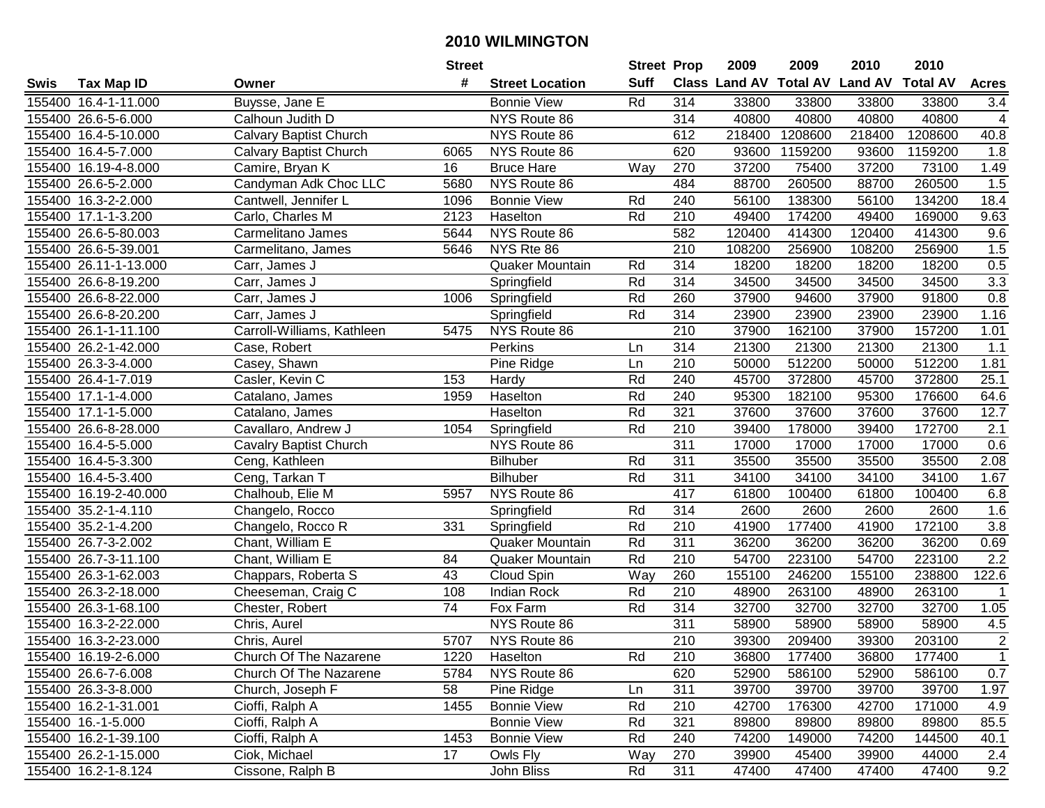# 2010 WILMINGTON

| Swis | Tax Map ID | Owner | Street # | Street Location | Street Suff | Prop Class | 2009 Land AV | 2009 Total AV | 2010 Land AV | 2010 Total AV | Acres |
|---|---|---|---|---|---|---|---|---|---|---|---|
| 155400 | 16.4-1-11.000 | Buysse, Jane E | | Bonnie View | Rd | 314 | 33800 | 33800 | 33800 | 33800 | 3.4 |
| 155400 | 26.6-5-6.000 | Calhoun Judith D | | NYS Route 86 | | 314 | 40800 | 40800 | 40800 | 40800 | 4 |
| 155400 | 16.4-5-10.000 | Calvary Baptist Church | | NYS Route 86 | | 612 | 218400 | 1208600 | 218400 | 1208600 | 40.8 |
| 155400 | 16.4-5-7.000 | Calvary Baptist Church | 6065 | NYS Route 86 | | 620 | 93600 | 1159200 | 93600 | 1159200 | 1.8 |
| 155400 | 16.19-4-8.000 | Camire, Bryan K | 16 | Bruce Hare | Way | 270 | 37200 | 75400 | 37200 | 73100 | 1.49 |
| 155400 | 26.6-5-2.000 | Candyman Adk Choc LLC | 5680 | NYS Route 86 | | 484 | 88700 | 260500 | 88700 | 260500 | 1.5 |
| 155400 | 16.3-2-2.000 | Cantwell, Jennifer L | 1096 | Bonnie View | Rd | 240 | 56100 | 138300 | 56100 | 134200 | 18.4 |
| 155400 | 17.1-1-3.200 | Carlo, Charles M | 2123 | Haselton | Rd | 210 | 49400 | 174200 | 49400 | 169000 | 9.63 |
| 155400 | 26.6-5-80.003 | Carmelitano James | 5644 | NYS Route 86 | | 582 | 120400 | 414300 | 120400 | 414300 | 9.6 |
| 155400 | 26.6-5-39.001 | Carmelitano, James | 5646 | NYS Rte 86 | | 210 | 108200 | 256900 | 108200 | 256900 | 1.5 |
| 155400 | 26.11-1-13.000 | Carr, James J | | Quaker Mountain | Rd | 314 | 18200 | 18200 | 18200 | 18200 | 0.5 |
| 155400 | 26.6-8-19.200 | Carr, James J | | Springfield | Rd | 314 | 34500 | 34500 | 34500 | 34500 | 3.3 |
| 155400 | 26.6-8-22.000 | Carr, James J | 1006 | Springfield | Rd | 260 | 37900 | 94600 | 37900 | 91800 | 0.8 |
| 155400 | 26.6-8-20.200 | Carr, James J | | Springfield | Rd | 314 | 23900 | 23900 | 23900 | 23900 | 1.16 |
| 155400 | 26.1-1-11.100 | Carroll-Williams, Kathleen | 5475 | NYS Route 86 | | 210 | 37900 | 162100 | 37900 | 157200 | 1.01 |
| 155400 | 26.2-1-42.000 | Case, Robert | | Perkins | Ln | 314 | 21300 | 21300 | 21300 | 21300 | 1.1 |
| 155400 | 26.3-3-4.000 | Casey, Shawn | | Pine Ridge | Ln | 210 | 50000 | 512200 | 50000 | 512200 | 1.81 |
| 155400 | 26.4-1-7.019 | Casler, Kevin C | 153 | Hardy | Rd | 240 | 45700 | 372800 | 45700 | 372800 | 25.1 |
| 155400 | 17.1-1-4.000 | Catalano, James | 1959 | Haselton | Rd | 240 | 95300 | 182100 | 95300 | 176600 | 64.6 |
| 155400 | 17.1-1-5.000 | Catalano, James | | Haselton | Rd | 321 | 37600 | 37600 | 37600 | 37600 | 12.7 |
| 155400 | 26.6-8-28.000 | Cavallaro, Andrew J | 1054 | Springfield | Rd | 210 | 39400 | 178000 | 39400 | 172700 | 2.1 |
| 155400 | 16.4-5-5.000 | Cavalry Baptist Church | | NYS Route 86 | | 311 | 17000 | 17000 | 17000 | 17000 | 0.6 |
| 155400 | 16.4-5-3.300 | Ceng, Kathleen | | Bilhuber | Rd | 311 | 35500 | 35500 | 35500 | 35500 | 2.08 |
| 155400 | 16.4-5-3.400 | Ceng, Tarkan T | | Bilhuber | Rd | 311 | 34100 | 34100 | 34100 | 34100 | 1.67 |
| 155400 | 16.19-2-40.000 | Chalhoub, Elie M | 5957 | NYS Route 86 | | 417 | 61800 | 100400 | 61800 | 100400 | 6.8 |
| 155400 | 35.2-1-4.110 | Changelo, Rocco | | Springfield | Rd | 314 | 2600 | 2600 | 2600 | 2600 | 1.6 |
| 155400 | 35.2-1-4.200 | Changelo, Rocco R | 331 | Springfield | Rd | 210 | 41900 | 177400 | 41900 | 172100 | 3.8 |
| 155400 | 26.7-3-2.002 | Chant, William E | | Quaker Mountain | Rd | 311 | 36200 | 36200 | 36200 | 36200 | 0.69 |
| 155400 | 26.7-3-11.100 | Chant, William E | 84 | Quaker Mountain | Rd | 210 | 54700 | 223100 | 54700 | 223100 | 2.2 |
| 155400 | 26.3-1-62.003 | Chappars, Roberta S | 43 | Cloud Spin | Way | 260 | 155100 | 246200 | 155100 | 238800 | 122.6 |
| 155400 | 26.3-2-18.000 | Cheeseman, Craig C | 108 | Indian Rock | Rd | 210 | 48900 | 263100 | 48900 | 263100 | 1 |
| 155400 | 26.3-1-68.100 | Chester, Robert | 74 | Fox Farm | Rd | 314 | 32700 | 32700 | 32700 | 32700 | 1.05 |
| 155400 | 16.3-2-22.000 | Chris, Aurel | | NYS Route 86 | | 311 | 58900 | 58900 | 58900 | 58900 | 4.5 |
| 155400 | 16.3-2-23.000 | Chris, Aurel | 5707 | NYS Route 86 | | 210 | 39300 | 209400 | 39300 | 203100 | 2 |
| 155400 | 16.19-2-6.000 | Church Of The Nazarene | 1220 | Haselton | Rd | 210 | 36800 | 177400 | 36800 | 177400 | 1 |
| 155400 | 26.6-7-6.008 | Church Of The Nazarene | 5784 | NYS Route 86 | | 620 | 52900 | 586100 | 52900 | 586100 | 0.7 |
| 155400 | 26.3-3-8.000 | Church, Joseph F | 58 | Pine Ridge | Ln | 311 | 39700 | 39700 | 39700 | 39700 | 1.97 |
| 155400 | 16.2-1-31.001 | Cioffi, Ralph A | 1455 | Bonnie View | Rd | 210 | 42700 | 176300 | 42700 | 171000 | 4.9 |
| 155400 | 16.-1-5.000 | Cioffi, Ralph A | | Bonnie View | Rd | 321 | 89800 | 89800 | 89800 | 89800 | 85.5 |
| 155400 | 16.2-1-39.100 | Cioffi, Ralph A | 1453 | Bonnie View | Rd | 240 | 74200 | 149000 | 74200 | 144500 | 40.1 |
| 155400 | 26.2-1-15.000 | Ciok, Michael | 17 | Owls Fly | Way | 270 | 39900 | 45400 | 39900 | 44000 | 2.4 |
| 155400 | 16.2-1-8.124 | Cissone, Ralph B | | John Bliss | Rd | 311 | 47400 | 47400 | 47400 | 47400 | 9.2 |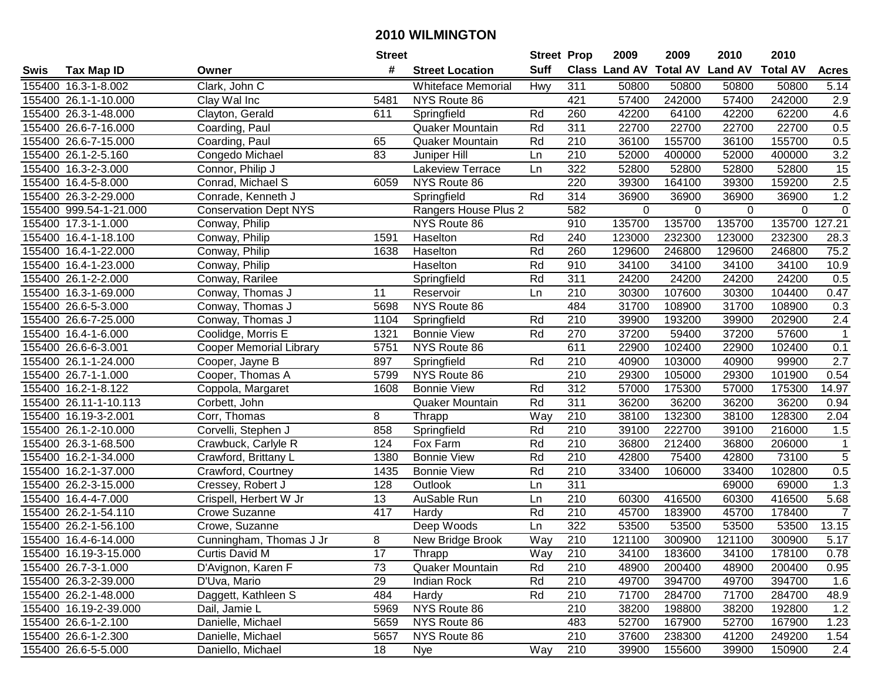# 2010 WILMINGTON

| Swis | Tax Map ID | Owner | Street # | Street Location | Street Suff | Prop Class | 2009 Land AV | 2009 Total AV | 2010 Land AV | 2010 Total AV | Acres |
|---|---|---|---|---|---|---|---|---|---|---|---|
| 155400 | 16.3-1-8.002 | Clark, John C | | Whiteface Memorial | Hwy | 311 | 50800 | 50800 | 50800 | 50800 | 5.14 |
| 155400 | 26.1-1-10.000 | Clay Wal Inc | 5481 | NYS Route 86 | | 421 | 57400 | 242000 | 57400 | 242000 | 2.9 |
| 155400 | 26.3-1-48.000 | Clayton, Gerald | 611 | Springfield | Rd | 260 | 42200 | 64100 | 42200 | 62200 | 4.6 |
| 155400 | 26.6-7-16.000 | Coarding, Paul | | Quaker Mountain | Rd | 311 | 22700 | 22700 | 22700 | 22700 | 0.5 |
| 155400 | 26.6-7-15.000 | Coarding, Paul | 65 | Quaker Mountain | Rd | 210 | 36100 | 155700 | 36100 | 155700 | 0.5 |
| 155400 | 26.1-2-5.160 | Congedo Michael | 83 | Juniper Hill | Ln | 210 | 52000 | 400000 | 52000 | 400000 | 3.2 |
| 155400 | 16.3-2-3.000 | Connor, Philip J | | Lakeview Terrace | Ln | 322 | 52800 | 52800 | 52800 | 52800 | 15 |
| 155400 | 16.4-5-8.000 | Conrad, Michael S | 6059 | NYS Route 86 | | 220 | 39300 | 164100 | 39300 | 159200 | 2.5 |
| 155400 | 26.3-2-29.000 | Conrade, Kenneth J | | Springfield | Rd | 314 | 36900 | 36900 | 36900 | 36900 | 1.2 |
| 155400 | 999.54-1-21.000 | Conservation Dept NYS | | Rangers House Plus 2 | | 582 | 0 | 0 | 0 | 0 | 0 |
| 155400 | 17.3-1-1.000 | Conway, Philip | | NYS Route 86 | | 910 | 135700 | 135700 | 135700 | 135700 | 127.21 |
| 155400 | 16.4-1-18.100 | Conway, Philip | 1591 | Haselton | Rd | 240 | 123000 | 232300 | 123000 | 232300 | 28.3 |
| 155400 | 16.4-1-22.000 | Conway, Philip | 1638 | Haselton | Rd | 260 | 129600 | 246800 | 129600 | 246800 | 75.2 |
| 155400 | 16.4-1-23.000 | Conway, Philip | | Haselton | Rd | 910 | 34100 | 34100 | 34100 | 34100 | 10.9 |
| 155400 | 26.1-2-2.000 | Conway, Rarilee | | Springfield | Rd | 311 | 24200 | 24200 | 24200 | 24200 | 0.5 |
| 155400 | 16.3-1-69.000 | Conway, Thomas J | 11 | Reservoir | Ln | 210 | 30300 | 107600 | 30300 | 104400 | 0.47 |
| 155400 | 26.6-5-3.000 | Conway, Thomas J | 5698 | NYS Route 86 | | 484 | 31700 | 108900 | 31700 | 108900 | 0.3 |
| 155400 | 26.6-7-25.000 | Conway, Thomas J | 1104 | Springfield | Rd | 210 | 39900 | 193200 | 39900 | 202900 | 2.4 |
| 155400 | 16.4-1-6.000 | Coolidge, Morris E | 1321 | Bonnie View | Rd | 270 | 37200 | 59400 | 37200 | 57600 | 1 |
| 155400 | 26.6-6-3.001 | Cooper Memorial Library | 5751 | NYS Route 86 | | 611 | 22900 | 102400 | 22900 | 102400 | 0.1 |
| 155400 | 26.1-1-24.000 | Cooper, Jayne B | 897 | Springfield | Rd | 210 | 40900 | 103000 | 40900 | 99900 | 2.7 |
| 155400 | 26.7-1-1.000 | Cooper, Thomas A | 5799 | NYS Route 86 | | 210 | 29300 | 105000 | 29300 | 101900 | 0.54 |
| 155400 | 16.2-1-8.122 | Coppola, Margaret | 1608 | Bonnie View | Rd | 312 | 57000 | 175300 | 57000 | 175300 | 14.97 |
| 155400 | 26.11-1-10.113 | Corbett, John | | Quaker Mountain | Rd | 311 | 36200 | 36200 | 36200 | 36200 | 0.94 |
| 155400 | 16.19-3-2.001 | Corr, Thomas | 8 | Thrapp | Way | 210 | 38100 | 132300 | 38100 | 128300 | 2.04 |
| 155400 | 26.1-2-10.000 | Corvelli, Stephen J | 858 | Springfield | Rd | 210 | 39100 | 222700 | 39100 | 216000 | 1.5 |
| 155400 | 26.3-1-68.500 | Crawbuck, Carlyle R | 124 | Fox Farm | Rd | 210 | 36800 | 212400 | 36800 | 206000 | 1 |
| 155400 | 16.2-1-34.000 | Crawford, Brittany L | 1380 | Bonnie View | Rd | 210 | 42800 | 75400 | 42800 | 73100 | 5 |
| 155400 | 16.2-1-37.000 | Crawford, Courtney | 1435 | Bonnie View | Rd | 210 | 33400 | 106000 | 33400 | 102800 | 0.5 |
| 155400 | 26.2-3-15.000 | Cressey, Robert J | 128 | Outlook | Ln | 311 | | | 69000 | 69000 | 1.3 |
| 155400 | 16.4-4-7.000 | Crispell, Herbert W Jr | 13 | AuSable Run | Ln | 210 | 60300 | 416500 | 60300 | 416500 | 5.68 |
| 155400 | 26.2-1-54.110 | Crowe Suzanne | 417 | Hardy | Rd | 210 | 45700 | 183900 | 45700 | 178400 | 7 |
| 155400 | 26.2-1-56.100 | Crowe, Suzanne | | Deep Woods | Ln | 322 | 53500 | 53500 | 53500 | 53500 | 13.15 |
| 155400 | 16.4-6-14.000 | Cunningham, Thomas J Jr | 8 | New Bridge Brook | Way | 210 | 121100 | 300900 | 121100 | 300900 | 5.17 |
| 155400 | 16.19-3-15.000 | Curtis David M | 17 | Thrapp | Way | 210 | 34100 | 183600 | 34100 | 178100 | 0.78 |
| 155400 | 26.7-3-1.000 | D'Avignon, Karen F | 73 | Quaker Mountain | Rd | 210 | 48900 | 200400 | 48900 | 200400 | 0.95 |
| 155400 | 26.3-2-39.000 | D'Uva, Mario | 29 | Indian Rock | Rd | 210 | 49700 | 394700 | 49700 | 394700 | 1.6 |
| 155400 | 26.2-1-48.000 | Daggett, Kathleen S | 484 | Hardy | Rd | 210 | 71700 | 284700 | 71700 | 284700 | 48.9 |
| 155400 | 16.19-2-39.000 | Dail, Jamie L | 5969 | NYS Route 86 | | 210 | 38200 | 198800 | 38200 | 192800 | 1.2 |
| 155400 | 26.6-1-2.100 | Danielle, Michael | 5659 | NYS Route 86 | | 483 | 52700 | 167900 | 52700 | 167900 | 1.23 |
| 155400 | 26.6-1-2.300 | Danielle, Michael | 5657 | NYS Route 86 | | 210 | 37600 | 238300 | 41200 | 249200 | 1.54 |
| 155400 | 26.6-5-5.000 | Daniello, Michael | 18 | Nye | Way | 210 | 39900 | 155600 | 39900 | 150900 | 2.4 |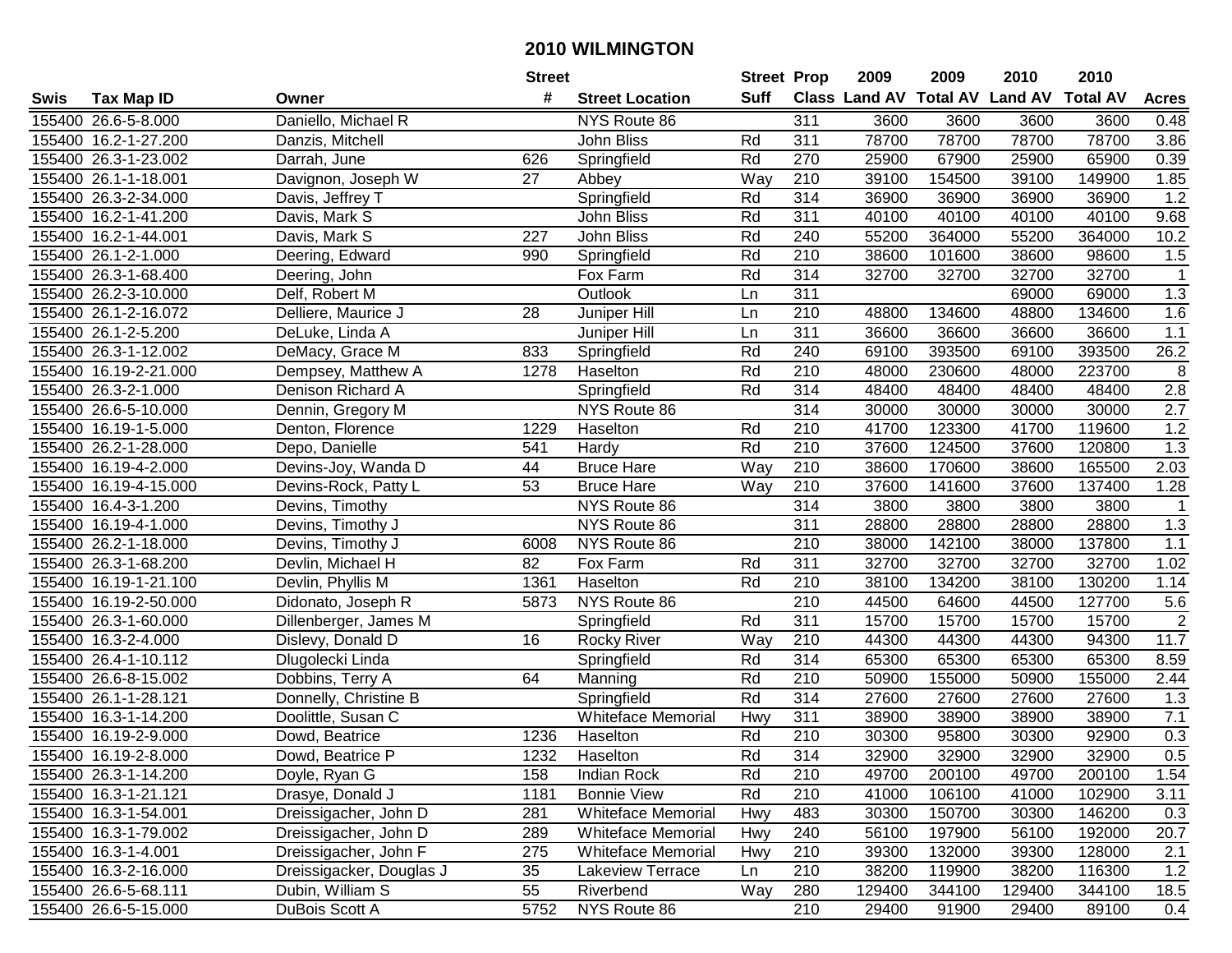# 2010 WILMINGTON

| Swis | Tax Map ID | Owner | Street # | Street Location | Street Suff | Prop Class | 2009 Land AV | 2009 Total AV | 2010 Land AV | 2010 Total AV | Acres |
|---|---|---|---|---|---|---|---|---|---|---|---|
| 155400 | 26.6-5-8.000 | Daniello, Michael R | | NYS Route 86 | | 311 | 3600 | 3600 | 3600 | 3600 | 0.48 |
| 155400 | 16.2-1-27.200 | Danzis, Mitchell | | John Bliss | Rd | 311 | 78700 | 78700 | 78700 | 78700 | 3.86 |
| 155400 | 26.3-1-23.002 | Darrah, June | 626 | Springfield | Rd | 270 | 25900 | 67900 | 25900 | 65900 | 0.39 |
| 155400 | 26.1-1-18.001 | Davignon, Joseph W | 27 | Abbey | Way | 210 | 39100 | 154500 | 39100 | 149900 | 1.85 |
| 155400 | 26.3-2-34.000 | Davis, Jeffrey T | | Springfield | Rd | 314 | 36900 | 36900 | 36900 | 36900 | 1.2 |
| 155400 | 16.2-1-41.200 | Davis, Mark S | | John Bliss | Rd | 311 | 40100 | 40100 | 40100 | 40100 | 9.68 |
| 155400 | 16.2-1-44.001 | Davis, Mark S | 227 | John Bliss | Rd | 240 | 55200 | 364000 | 55200 | 364000 | 10.2 |
| 155400 | 26.1-2-1.000 | Deering, Edward | 990 | Springfield | Rd | 210 | 38600 | 101600 | 38600 | 98600 | 1.5 |
| 155400 | 26.3-1-68.400 | Deering, John | | Fox Farm | Rd | 314 | 32700 | 32700 | 32700 | 32700 | 1 |
| 155400 | 26.2-3-10.000 | Delf, Robert M | | Outlook | Ln | 311 | | | 69000 | 69000 | 1.3 |
| 155400 | 26.1-2-16.072 | Delliere, Maurice J | 28 | Juniper Hill | Ln | 210 | 48800 | 134600 | 48800 | 134600 | 1.6 |
| 155400 | 26.1-2-5.200 | DeLuke, Linda A | | Juniper Hill | Ln | 311 | 36600 | 36600 | 36600 | 36600 | 1.1 |
| 155400 | 26.3-1-12.002 | DeMacy, Grace M | 833 | Springfield | Rd | 240 | 69100 | 393500 | 69100 | 393500 | 26.2 |
| 155400 | 16.19-2-21.000 | Dempsey, Matthew A | 1278 | Haselton | Rd | 210 | 48000 | 230600 | 48000 | 223700 | 8 |
| 155400 | 26.3-2-1.000 | Denison Richard A | | Springfield | Rd | 314 | 48400 | 48400 | 48400 | 48400 | 2.8 |
| 155400 | 26.6-5-10.000 | Dennin, Gregory M | | NYS Route 86 | | 314 | 30000 | 30000 | 30000 | 30000 | 2.7 |
| 155400 | 16.19-1-5.000 | Denton, Florence | 1229 | Haselton | Rd | 210 | 41700 | 123300 | 41700 | 119600 | 1.2 |
| 155400 | 26.2-1-28.000 | Depo, Danielle | 541 | Hardy | Rd | 210 | 37600 | 124500 | 37600 | 120800 | 1.3 |
| 155400 | 16.19-4-2.000 | Devins-Joy, Wanda D | 44 | Bruce Hare | Way | 210 | 38600 | 170600 | 38600 | 165500 | 2.03 |
| 155400 | 16.19-4-15.000 | Devins-Rock, Patty L | 53 | Bruce Hare | Way | 210 | 37600 | 141600 | 37600 | 137400 | 1.28 |
| 155400 | 16.4-3-1.200 | Devins, Timothy | | NYS Route 86 | | 314 | 3800 | 3800 | 3800 | 3800 | 1 |
| 155400 | 16.19-4-1.000 | Devins, Timothy J | | NYS Route 86 | | 311 | 28800 | 28800 | 28800 | 28800 | 1.3 |
| 155400 | 26.2-1-18.000 | Devins, Timothy J | 6008 | NYS Route 86 | | 210 | 38000 | 142100 | 38000 | 137800 | 1.1 |
| 155400 | 26.3-1-68.200 | Devlin, Michael H | 82 | Fox Farm | Rd | 311 | 32700 | 32700 | 32700 | 32700 | 1.02 |
| 155400 | 16.19-1-21.100 | Devlin, Phyllis M | 1361 | Haselton | Rd | 210 | 38100 | 134200 | 38100 | 130200 | 1.14 |
| 155400 | 16.19-2-50.000 | Didonato, Joseph R | 5873 | NYS Route 86 | | 210 | 44500 | 64600 | 44500 | 127700 | 5.6 |
| 155400 | 26.3-1-60.000 | Dillenberger, James M | | Springfield | Rd | 311 | 15700 | 15700 | 15700 | 15700 | 2 |
| 155400 | 16.3-2-4.000 | Dislevy, Donald D | 16 | Rocky River | Way | 210 | 44300 | 44300 | 44300 | 94300 | 11.7 |
| 155400 | 26.4-1-10.112 | Dlugolecki Linda | | Springfield | Rd | 314 | 65300 | 65300 | 65300 | 65300 | 8.59 |
| 155400 | 26.6-8-15.002 | Dobbins, Terry A | 64 | Manning | Rd | 210 | 50900 | 155000 | 50900 | 155000 | 2.44 |
| 155400 | 26.1-1-28.121 | Donnelly, Christine B | | Springfield | Rd | 314 | 27600 | 27600 | 27600 | 27600 | 1.3 |
| 155400 | 16.3-1-14.200 | Doolittle, Susan C | | Whiteface Memorial | Hwy | 311 | 38900 | 38900 | 38900 | 38900 | 7.1 |
| 155400 | 16.19-2-9.000 | Dowd, Beatrice | 1236 | Haselton | Rd | 210 | 30300 | 95800 | 30300 | 92900 | 0.3 |
| 155400 | 16.19-2-8.000 | Dowd, Beatrice P | 1232 | Haselton | Rd | 314 | 32900 | 32900 | 32900 | 32900 | 0.5 |
| 155400 | 26.3-1-14.200 | Doyle, Ryan G | 158 | Indian Rock | Rd | 210 | 49700 | 200100 | 49700 | 200100 | 1.54 |
| 155400 | 16.3-1-21.121 | Drasye, Donald J | 1181 | Bonnie View | Rd | 210 | 41000 | 106100 | 41000 | 102900 | 3.11 |
| 155400 | 16.3-1-54.001 | Dreissigacher, John D | 281 | Whiteface Memorial | Hwy | 483 | 30300 | 150700 | 30300 | 146200 | 0.3 |
| 155400 | 16.3-1-79.002 | Dreissigacher, John D | 289 | Whiteface Memorial | Hwy | 240 | 56100 | 197900 | 56100 | 192000 | 20.7 |
| 155400 | 16.3-1-4.001 | Dreissigacher, John F | 275 | Whiteface Memorial | Hwy | 210 | 39300 | 132000 | 39300 | 128000 | 2.1 |
| 155400 | 16.3-2-16.000 | Dreissigacker, Douglas J | 35 | Lakeview Terrace | Ln | 210 | 38200 | 119900 | 38200 | 116300 | 1.2 |
| 155400 | 26.6-5-68.111 | Dubin, William S | 55 | Riverbend | Way | 280 | 129400 | 344100 | 129400 | 344100 | 18.5 |
| 155400 | 26.6-5-15.000 | DuBois Scott A | 5752 | NYS Route 86 | | 210 | 29400 | 91900 | 29400 | 89100 | 0.4 |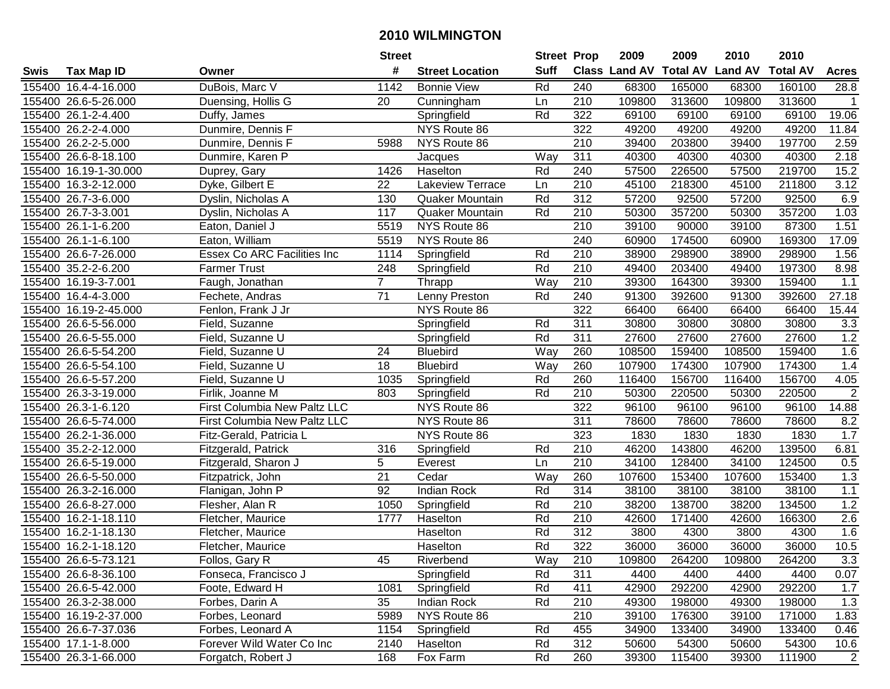# 2010 WILMINGTON

| Swis | Tax Map ID | Owner | Street # | Street Location | Street Suff | Prop Class | 2009 Land AV | 2009 Total AV | 2010 Land AV | 2010 Total AV | Acres |
|---|---|---|---|---|---|---|---|---|---|---|---|
| 155400 | 16.4-4-16.000 | DuBois, Marc V | 1142 | Bonnie View | Rd | 240 | 68300 | 165000 | 68300 | 160100 | 28.8 |
| 155400 | 26.6-5-26.000 | Duensing, Hollis G | 20 | Cunningham | Ln | 210 | 109800 | 313600 | 109800 | 313600 | 1 |
| 155400 | 26.1-2-4.400 | Duffy, James | | Springfield | Rd | 322 | 69100 | 69100 | 69100 | 69100 | 19.06 |
| 155400 | 26.2-2-4.000 | Dunmire, Dennis F | | NYS Route 86 | | 322 | 49200 | 49200 | 49200 | 49200 | 11.84 |
| 155400 | 26.2-2-5.000 | Dunmire, Dennis F | 5988 | NYS Route 86 | | 210 | 39400 | 203800 | 39400 | 197700 | 2.59 |
| 155400 | 26.6-8-18.100 | Dunmire, Karen P | | Jacques | Way | 311 | 40300 | 40300 | 40300 | 40300 | 2.18 |
| 155400 | 16.19-1-30.000 | Duprey, Gary | 1426 | Haselton | Rd | 240 | 57500 | 226500 | 57500 | 219700 | 15.2 |
| 155400 | 16.3-2-12.000 | Dyke, Gilbert E | 22 | Lakeview Terrace | Ln | 210 | 45100 | 218300 | 45100 | 211800 | 3.12 |
| 155400 | 26.7-3-6.000 | Dyslin, Nicholas A | 130 | Quaker Mountain | Rd | 312 | 57200 | 92500 | 57200 | 92500 | 6.9 |
| 155400 | 26.7-3-3.001 | Dyslin, Nicholas A | 117 | Quaker Mountain | Rd | 210 | 50300 | 357200 | 50300 | 357200 | 1.03 |
| 155400 | 26.1-1-6.200 | Eaton, Daniel J | 5519 | NYS Route 86 | | 210 | 39100 | 90000 | 39100 | 87300 | 1.51 |
| 155400 | 26.1-1-6.100 | Eaton, William | 5519 | NYS Route 86 | | 240 | 60900 | 174500 | 60900 | 169300 | 17.09 |
| 155400 | 26.6-7-26.000 | Essex Co ARC Facilities Inc | 1114 | Springfield | Rd | 210 | 38900 | 298900 | 38900 | 298900 | 1.56 |
| 155400 | 35.2-2-6.200 | Farmer Trust | 248 | Springfield | Rd | 210 | 49400 | 203400 | 49400 | 197300 | 8.98 |
| 155400 | 16.19-3-7.001 | Faugh, Jonathan | 7 | Thrapp | Way | 210 | 39300 | 164300 | 39300 | 159400 | 1.1 |
| 155400 | 16.4-4-3.000 | Fechete, Andras | 71 | Lenny Preston | Rd | 240 | 91300 | 392600 | 91300 | 392600 | 27.18 |
| 155400 | 16.19-2-45.000 | Fenlon, Frank J Jr | | NYS Route 86 | | 322 | 66400 | 66400 | 66400 | 66400 | 15.44 |
| 155400 | 26.6-5-56.000 | Field, Suzanne | | Springfield | Rd | 311 | 30800 | 30800 | 30800 | 30800 | 3.3 |
| 155400 | 26.6-5-55.000 | Field, Suzanne U | | Springfield | Rd | 311 | 27600 | 27600 | 27600 | 27600 | 1.2 |
| 155400 | 26.6-5-54.200 | Field, Suzanne U | 24 | Bluebird | Way | 260 | 108500 | 159400 | 108500 | 159400 | 1.6 |
| 155400 | 26.6-5-54.100 | Field, Suzanne U | 18 | Bluebird | Way | 260 | 107900 | 174300 | 107900 | 174300 | 1.4 |
| 155400 | 26.6-5-57.200 | Field, Suzanne U | 1035 | Springfield | Rd | 260 | 116400 | 156700 | 116400 | 156700 | 4.05 |
| 155400 | 26.3-3-19.000 | Firlik, Joanne M | 803 | Springfield | Rd | 210 | 50300 | 220500 | 50300 | 220500 | 2 |
| 155400 | 26.3-1-6.120 | First Columbia New Paltz LLC | | NYS Route 86 | | 322 | 96100 | 96100 | 96100 | 96100 | 14.88 |
| 155400 | 26.6-5-74.000 | First Columbia New Paltz LLC | | NYS Route 86 | | 311 | 78600 | 78600 | 78600 | 78600 | 8.2 |
| 155400 | 26.2-1-36.000 | Fitz-Gerald, Patricia L | | NYS Route 86 | | 323 | 1830 | 1830 | 1830 | 1830 | 1.7 |
| 155400 | 35.2-2-12.000 | Fitzgerald, Patrick | 316 | Springfield | Rd | 210 | 46200 | 143800 | 46200 | 139500 | 6.81 |
| 155400 | 26.6-5-19.000 | Fitzgerald, Sharon J | 5 | Everest | Ln | 210 | 34100 | 128400 | 34100 | 124500 | 0.5 |
| 155400 | 26.6-5-50.000 | Fitzpatrick, John | 21 | Cedar | Way | 260 | 107600 | 153400 | 107600 | 153400 | 1.3 |
| 155400 | 26.3-2-16.000 | Flanigan, John P | 92 | Indian Rock | Rd | 314 | 38100 | 38100 | 38100 | 38100 | 1.1 |
| 155400 | 26.6-8-27.000 | Flesher, Alan R | 1050 | Springfield | Rd | 210 | 38200 | 138700 | 38200 | 134500 | 1.2 |
| 155400 | 16.2-1-18.110 | Fletcher, Maurice | 1777 | Haselton | Rd | 210 | 42600 | 171400 | 42600 | 166300 | 2.6 |
| 155400 | 16.2-1-18.130 | Fletcher, Maurice | | Haselton | Rd | 312 | 3800 | 4300 | 3800 | 4300 | 1.6 |
| 155400 | 16.2-1-18.120 | Fletcher, Maurice | | Haselton | Rd | 322 | 36000 | 36000 | 36000 | 36000 | 10.5 |
| 155400 | 26.6-5-73.121 | Follos, Gary R | 45 | Riverbend | Way | 210 | 109800 | 264200 | 109800 | 264200 | 3.3 |
| 155400 | 26.6-8-36.100 | Fonseca, Francisco J | | Springfield | Rd | 311 | 4400 | 4400 | 4400 | 4400 | 0.07 |
| 155400 | 26.6-5-42.000 | Foote, Edward H | 1081 | Springfield | Rd | 411 | 42900 | 292200 | 42900 | 292200 | 1.7 |
| 155400 | 26.3-2-38.000 | Forbes, Darin A | 35 | Indian Rock | Rd | 210 | 49300 | 198000 | 49300 | 198000 | 1.3 |
| 155400 | 16.19-2-37.000 | Forbes, Leonard | 5989 | NYS Route 86 | | 210 | 39100 | 176300 | 39100 | 171000 | 1.83 |
| 155400 | 26.6-7-37.036 | Forbes, Leonard A | 1154 | Springfield | Rd | 455 | 34900 | 133400 | 34900 | 133400 | 0.46 |
| 155400 | 17.1-1-8.000 | Forever Wild Water Co Inc | 2140 | Haselton | Rd | 312 | 50600 | 54300 | 50600 | 54300 | 10.6 |
| 155400 | 26.3-1-66.000 | Forgatch, Robert J | 168 | Fox Farm | Rd | 260 | 39300 | 115400 | 39300 | 111900 | 2 |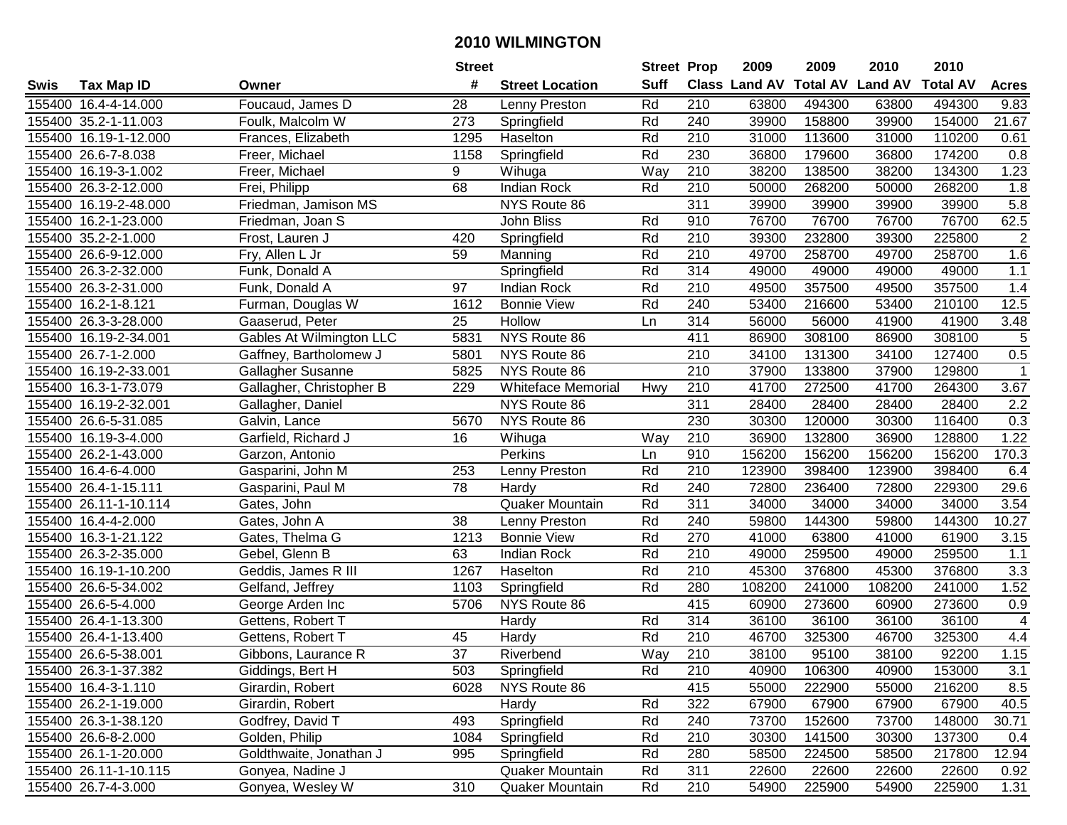# 2010 WILMINGTON

| Swis | Tax Map ID | Owner | Street # | Street Location | Street Suff | Prop Class | 2009 Land AV | 2009 Total AV | 2010 Land AV | 2010 Total AV | Acres |
|---|---|---|---|---|---|---|---|---|---|---|---|
| 155400 | 16.4-4-14.000 | Foucaud, James D | 28 | Lenny Preston | Rd | 210 | 63800 | 494300 | 63800 | 494300 | 9.83 |
| 155400 | 35.2-1-11.003 | Foulk, Malcolm W | 273 | Springfield | Rd | 240 | 39900 | 158800 | 39900 | 154000 | 21.67 |
| 155400 | 16.19-1-12.000 | Frances, Elizabeth | 1295 | Haselton | Rd | 210 | 31000 | 113600 | 31000 | 110200 | 0.61 |
| 155400 | 26.6-7-8.038 | Freer, Michael | 1158 | Springfield | Rd | 230 | 36800 | 179600 | 36800 | 174200 | 0.8 |
| 155400 | 16.19-3-1.002 | Freer, Michael | 9 | Wihuga | Way | 210 | 38200 | 138500 | 38200 | 134300 | 1.23 |
| 155400 | 26.3-2-12.000 | Frei, Philipp | 68 | Indian Rock | Rd | 210 | 50000 | 268200 | 50000 | 268200 | 1.8 |
| 155400 | 16.19-2-48.000 | Friedman, Jamison MS | | NYS Route 86 | | 311 | 39900 | 39900 | 39900 | 39900 | 5.8 |
| 155400 | 16.2-1-23.000 | Friedman, Joan S | | John Bliss | Rd | 910 | 76700 | 76700 | 76700 | 76700 | 62.5 |
| 155400 | 35.2-2-1.000 | Frost, Lauren J | 420 | Springfield | Rd | 210 | 39300 | 232800 | 39300 | 225800 | 2 |
| 155400 | 26.6-9-12.000 | Fry, Allen L Jr | 59 | Manning | Rd | 210 | 49700 | 258700 | 49700 | 258700 | 1.6 |
| 155400 | 26.3-2-32.000 | Funk, Donald A | | Springfield | Rd | 314 | 49000 | 49000 | 49000 | 49000 | 1.1 |
| 155400 | 26.3-2-31.000 | Funk, Donald A | 97 | Indian Rock | Rd | 210 | 49500 | 357500 | 49500 | 357500 | 1.4 |
| 155400 | 16.2-1-8.121 | Furman, Douglas W | 1612 | Bonnie View | Rd | 240 | 53400 | 216600 | 53400 | 210100 | 12.5 |
| 155400 | 26.3-3-28.000 | Gaaserud, Peter | 25 | Hollow | Ln | 314 | 56000 | 56000 | 41900 | 41900 | 3.48 |
| 155400 | 16.19-2-34.001 | Gables At Wilmington LLC | 5831 | NYS Route 86 | | 411 | 86900 | 308100 | 86900 | 308100 | 5 |
| 155400 | 26.7-1-2.000 | Gaffney, Bartholomew J | 5801 | NYS Route 86 | | 210 | 34100 | 131300 | 34100 | 127400 | 0.5 |
| 155400 | 16.19-2-33.001 | Gallagher Susanne | 5825 | NYS Route 86 | | 210 | 37900 | 133800 | 37900 | 129800 | 1 |
| 155400 | 16.3-1-73.079 | Gallagher, Christopher B | 229 | Whiteface Memorial | Hwy | 210 | 41700 | 272500 | 41700 | 264300 | 3.67 |
| 155400 | 16.19-2-32.001 | Gallagher, Daniel | | NYS Route 86 | | 311 | 28400 | 28400 | 28400 | 28400 | 2.2 |
| 155400 | 26.6-5-31.085 | Galvin, Lance | 5670 | NYS Route 86 | | 230 | 30300 | 120000 | 30300 | 116400 | 0.3 |
| 155400 | 16.19-3-4.000 | Garfield, Richard J | 16 | Wihuga | Way | 210 | 36900 | 132800 | 36900 | 128800 | 1.22 |
| 155400 | 26.2-1-43.000 | Garzon, Antonio | | Perkins | Ln | 910 | 156200 | 156200 | 156200 | 156200 | 170.3 |
| 155400 | 16.4-6-4.000 | Gasparini, John M | 253 | Lenny Preston | Rd | 210 | 123900 | 398400 | 123900 | 398400 | 6.4 |
| 155400 | 26.4-1-15.111 | Gasparini, Paul M | 78 | Hardy | Rd | 240 | 72800 | 236400 | 72800 | 229300 | 29.6 |
| 155400 | 26.11-1-10.114 | Gates, John | | Quaker Mountain | Rd | 311 | 34000 | 34000 | 34000 | 34000 | 3.54 |
| 155400 | 16.4-4-2.000 | Gates, John A | 38 | Lenny Preston | Rd | 240 | 59800 | 144300 | 59800 | 144300 | 10.27 |
| 155400 | 16.3-1-21.122 | Gates, Thelma G | 1213 | Bonnie View | Rd | 270 | 41000 | 63800 | 41000 | 61900 | 3.15 |
| 155400 | 26.3-2-35.000 | Gebel, Glenn B | 63 | Indian Rock | Rd | 210 | 49000 | 259500 | 49000 | 259500 | 1.1 |
| 155400 | 16.19-1-10.200 | Geddis, James R III | 1267 | Haselton | Rd | 210 | 45300 | 376800 | 45300 | 376800 | 3.3 |
| 155400 | 26.6-5-34.002 | Gelfand, Jeffrey | 1103 | Springfield | Rd | 280 | 108200 | 241000 | 108200 | 241000 | 1.52 |
| 155400 | 26.6-5-4.000 | George Arden Inc | 5706 | NYS Route 86 | | 415 | 60900 | 273600 | 60900 | 273600 | 0.9 |
| 155400 | 26.4-1-13.300 | Gettens, Robert T | | Hardy | Rd | 314 | 36100 | 36100 | 36100 | 36100 | 4 |
| 155400 | 26.4-1-13.400 | Gettens, Robert T | 45 | Hardy | Rd | 210 | 46700 | 325300 | 46700 | 325300 | 4.4 |
| 155400 | 26.6-5-38.001 | Gibbons, Laurance R | 37 | Riverbend | Way | 210 | 38100 | 95100 | 38100 | 92200 | 1.15 |
| 155400 | 26.3-1-37.382 | Giddings, Bert H | 503 | Springfield | Rd | 210 | 40900 | 106300 | 40900 | 153000 | 3.1 |
| 155400 | 16.4-3-1.110 | Girardin, Robert | 6028 | NYS Route 86 | | 415 | 55000 | 222900 | 55000 | 216200 | 8.5 |
| 155400 | 26.2-1-19.000 | Girardin, Robert | | Hardy | Rd | 322 | 67900 | 67900 | 67900 | 67900 | 40.5 |
| 155400 | 26.3-1-38.120 | Godfrey, David T | 493 | Springfield | Rd | 240 | 73700 | 152600 | 73700 | 148000 | 30.71 |
| 155400 | 26.6-8-2.000 | Golden, Philip | 1084 | Springfield | Rd | 210 | 30300 | 141500 | 30300 | 137300 | 0.4 |
| 155400 | 26.1-1-20.000 | Goldthwaite, Jonathan J | 995 | Springfield | Rd | 280 | 58500 | 224500 | 58500 | 217800 | 12.94 |
| 155400 | 26.11-1-10.115 | Gonyea, Nadine J | | Quaker Mountain | Rd | 311 | 22600 | 22600 | 22600 | 22600 | 0.92 |
| 155400 | 26.7-4-3.000 | Gonyea, Wesley W | 310 | Quaker Mountain | Rd | 210 | 54900 | 225900 | 54900 | 225900 | 1.31 |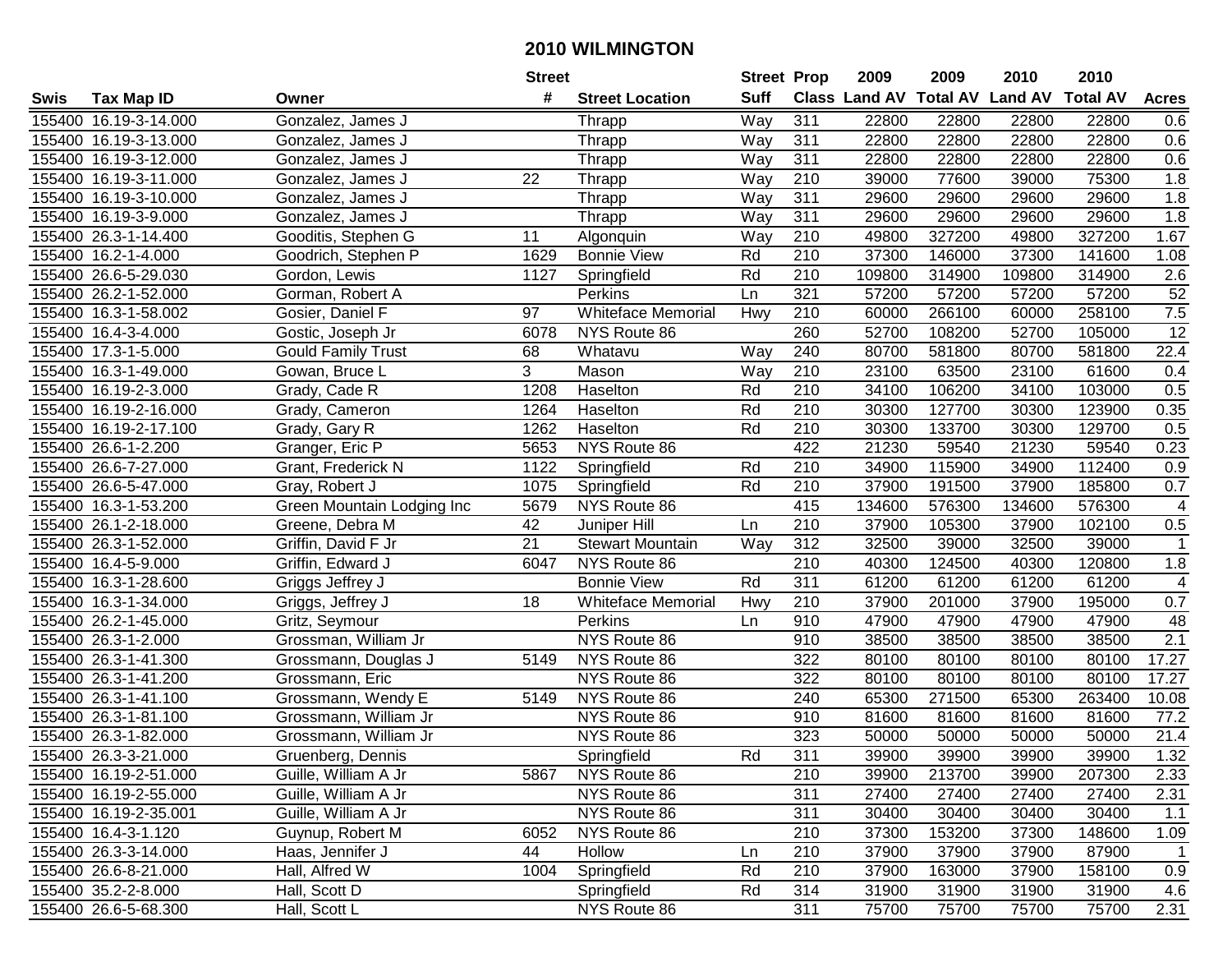# 2010 WILMINGTON

| Swis | Tax Map ID | Owner | Street # | Street Location | Street Suff | Prop Class | 2009 Land AV | 2009 Total AV | 2010 Land AV | 2010 Total AV | Acres |
|---|---|---|---|---|---|---|---|---|---|---|---|
| 155400 | 16.19-3-14.000 | Gonzalez, James J | | Thrapp | Way | 311 | 22800 | 22800 | 22800 | 22800 | 0.6 |
| 155400 | 16.19-3-13.000 | Gonzalez, James J | | Thrapp | Way | 311 | 22800 | 22800 | 22800 | 22800 | 0.6 |
| 155400 | 16.19-3-12.000 | Gonzalez, James J | | Thrapp | Way | 311 | 22800 | 22800 | 22800 | 22800 | 0.6 |
| 155400 | 16.19-3-11.000 | Gonzalez, James J | 22 | Thrapp | Way | 210 | 39000 | 77600 | 39000 | 75300 | 1.8 |
| 155400 | 16.19-3-10.000 | Gonzalez, James J | | Thrapp | Way | 311 | 29600 | 29600 | 29600 | 29600 | 1.8 |
| 155400 | 16.19-3-9.000 | Gonzalez, James J | | Thrapp | Way | 311 | 29600 | 29600 | 29600 | 29600 | 1.8 |
| 155400 | 26.3-1-14.400 | Gooditis, Stephen G | 11 | Algonquin | Way | 210 | 49800 | 327200 | 49800 | 327200 | 1.67 |
| 155400 | 16.2-1-4.000 | Goodrich, Stephen P | 1629 | Bonnie View | Rd | 210 | 37300 | 146000 | 37300 | 141600 | 1.08 |
| 155400 | 26.6-5-29.030 | Gordon, Lewis | 1127 | Springfield | Rd | 210 | 109800 | 314900 | 109800 | 314900 | 2.6 |
| 155400 | 26.2-1-52.000 | Gorman, Robert A | | Perkins | Ln | 321 | 57200 | 57200 | 57200 | 57200 | 52 |
| 155400 | 16.3-1-58.002 | Gosier, Daniel F | 97 | Whiteface Memorial | Hwy | 210 | 60000 | 266100 | 60000 | 258100 | 7.5 |
| 155400 | 16.4-3-4.000 | Gostic, Joseph Jr | 6078 | NYS Route 86 | | 260 | 52700 | 108200 | 52700 | 105000 | 12 |
| 155400 | 17.3-1-5.000 | Gould Family Trust | 68 | Whatavu | Way | 240 | 80700 | 581800 | 80700 | 581800 | 22.4 |
| 155400 | 16.3-1-49.000 | Gowan, Bruce L | 3 | Mason | Way | 210 | 23100 | 63500 | 23100 | 61600 | 0.4 |
| 155400 | 16.19-2-3.000 | Grady, Cade R | 1208 | Haselton | Rd | 210 | 34100 | 106200 | 34100 | 103000 | 0.5 |
| 155400 | 16.19-2-16.000 | Grady, Cameron | 1264 | Haselton | Rd | 210 | 30300 | 127700 | 30300 | 123900 | 0.35 |
| 155400 | 16.19-2-17.100 | Grady, Gary R | 1262 | Haselton | Rd | 210 | 30300 | 133700 | 30300 | 129700 | 0.5 |
| 155400 | 26.6-1-2.200 | Granger, Eric P | 5653 | NYS Route 86 | | 422 | 21230 | 59540 | 21230 | 59540 | 0.23 |
| 155400 | 26.6-7-27.000 | Grant, Frederick N | 1122 | Springfield | Rd | 210 | 34900 | 115900 | 34900 | 112400 | 0.9 |
| 155400 | 26.6-5-47.000 | Gray, Robert J | 1075 | Springfield | Rd | 210 | 37900 | 191500 | 37900 | 185800 | 0.7 |
| 155400 | 16.3-1-53.200 | Green Mountain Lodging Inc | 5679 | NYS Route 86 | | 415 | 134600 | 576300 | 134600 | 576300 | 4 |
| 155400 | 26.1-2-18.000 | Greene, Debra M | 42 | Juniper Hill | Ln | 210 | 37900 | 105300 | 37900 | 102100 | 0.5 |
| 155400 | 26.3-1-52.000 | Griffin, David F Jr | 21 | Stewart Mountain | Way | 312 | 32500 | 39000 | 32500 | 39000 | 1 |
| 155400 | 16.4-5-9.000 | Griffin, Edward J | 6047 | NYS Route 86 | | 210 | 40300 | 124500 | 40300 | 120800 | 1.8 |
| 155400 | 16.3-1-28.600 | Griggs Jeffrey J | | Bonnie View | Rd | 311 | 61200 | 61200 | 61200 | 61200 | 4 |
| 155400 | 16.3-1-34.000 | Griggs, Jeffrey J | 18 | Whiteface Memorial | Hwy | 210 | 37900 | 201000 | 37900 | 195000 | 0.7 |
| 155400 | 26.2-1-45.000 | Gritz, Seymour | | Perkins | Ln | 910 | 47900 | 47900 | 47900 | 47900 | 48 |
| 155400 | 26.3-1-2.000 | Grossman, William Jr | | NYS Route 86 | | 910 | 38500 | 38500 | 38500 | 38500 | 2.1 |
| 155400 | 26.3-1-41.300 | Grossmann, Douglas J | 5149 | NYS Route 86 | | 322 | 80100 | 80100 | 80100 | 80100 | 17.27 |
| 155400 | 26.3-1-41.200 | Grossmann, Eric | | NYS Route 86 | | 322 | 80100 | 80100 | 80100 | 80100 | 17.27 |
| 155400 | 26.3-1-41.100 | Grossmann, Wendy E | 5149 | NYS Route 86 | | 240 | 65300 | 271500 | 65300 | 263400 | 10.08 |
| 155400 | 26.3-1-81.100 | Grossmann, William Jr | | NYS Route 86 | | 910 | 81600 | 81600 | 81600 | 81600 | 77.2 |
| 155400 | 26.3-1-82.000 | Grossmann, William Jr | | NYS Route 86 | | 323 | 50000 | 50000 | 50000 | 50000 | 21.4 |
| 155400 | 26.3-3-21.000 | Gruenberg, Dennis | | Springfield | Rd | 311 | 39900 | 39900 | 39900 | 39900 | 1.32 |
| 155400 | 16.19-2-51.000 | Guille, William A Jr | 5867 | NYS Route 86 | | 210 | 39900 | 213700 | 39900 | 207300 | 2.33 |
| 155400 | 16.19-2-55.000 | Guille, William A Jr | | NYS Route 86 | | 311 | 27400 | 27400 | 27400 | 27400 | 2.31 |
| 155400 | 16.19-2-35.001 | Guille, William A Jr | | NYS Route 86 | | 311 | 30400 | 30400 | 30400 | 30400 | 1.1 |
| 155400 | 16.4-3-1.120 | Guynup, Robert M | 6052 | NYS Route 86 | | 210 | 37300 | 153200 | 37300 | 148600 | 1.09 |
| 155400 | 26.3-3-14.000 | Haas, Jennifer J | 44 | Hollow | Ln | 210 | 37900 | 37900 | 37900 | 87900 | 1 |
| 155400 | 26.6-8-21.000 | Hall, Alfred W | 1004 | Springfield | Rd | 210 | 37900 | 163000 | 37900 | 158100 | 0.9 |
| 155400 | 35.2-2-8.000 | Hall, Scott D | | Springfield | Rd | 314 | 31900 | 31900 | 31900 | 31900 | 4.6 |
| 155400 | 26.6-5-68.300 | Hall, Scott L | | NYS Route 86 | | 311 | 75700 | 75700 | 75700 | 75700 | 2.31 |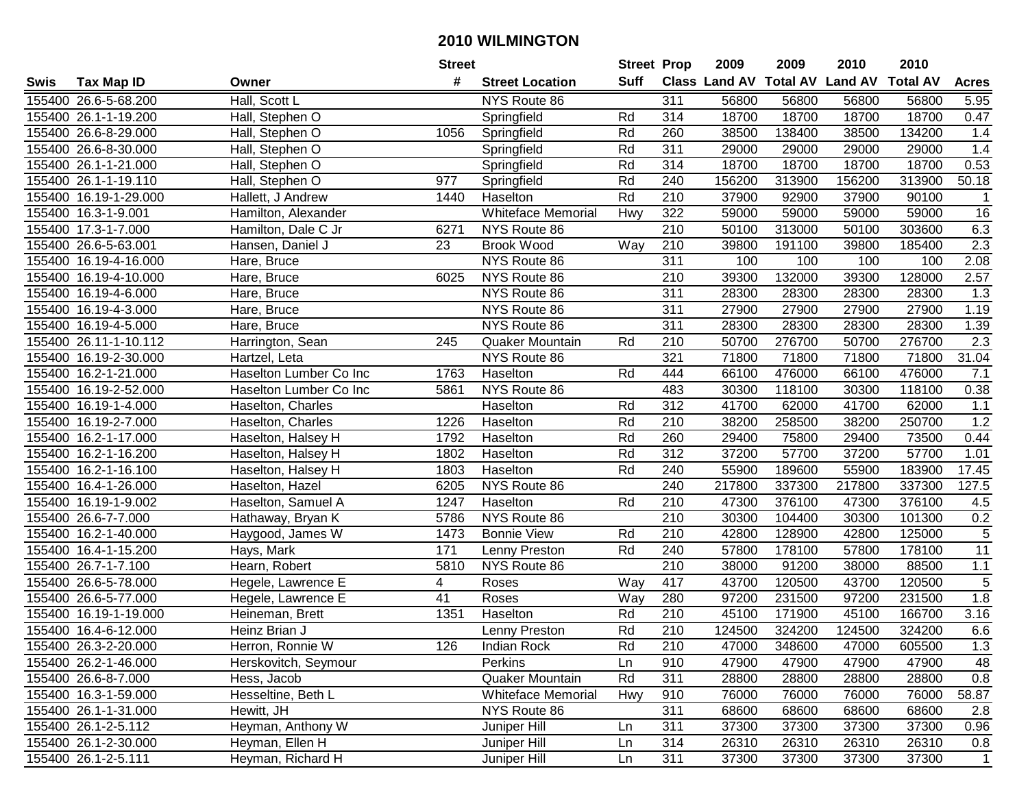# 2010 WILMINGTON

| Swis | Tax Map ID | Owner | Street # | Street Location | Street Suff | Prop Class | 2009 Land AV | 2009 Total AV | 2010 Land AV | 2010 Total AV | Acres |
|---|---|---|---|---|---|---|---|---|---|---|---|
| 155400 | 26.6-5-68.200 | Hall, Scott L | | NYS Route 86 | | 311 | 56800 | 56800 | 56800 | 56800 | 5.95 |
| 155400 | 26.1-1-19.200 | Hall, Stephen O | | Springfield | Rd | 314 | 18700 | 18700 | 18700 | 18700 | 0.47 |
| 155400 | 26.6-8-29.000 | Hall, Stephen O | 1056 | Springfield | Rd | 260 | 38500 | 138400 | 38500 | 134200 | 1.4 |
| 155400 | 26.6-8-30.000 | Hall, Stephen O | | Springfield | Rd | 311 | 29000 | 29000 | 29000 | 29000 | 1.4 |
| 155400 | 26.1-1-21.000 | Hall, Stephen O | | Springfield | Rd | 314 | 18700 | 18700 | 18700 | 18700 | 0.53 |
| 155400 | 26.1-1-19.110 | Hall, Stephen O | 977 | Springfield | Rd | 240 | 156200 | 313900 | 156200 | 313900 | 50.18 |
| 155400 | 16.19-1-29.000 | Hallett, J Andrew | 1440 | Haselton | Rd | 210 | 37900 | 92900 | 37900 | 90100 | 1 |
| 155400 | 16.3-1-9.001 | Hamilton, Alexander | | Whiteface Memorial | Hwy | 322 | 59000 | 59000 | 59000 | 59000 | 16 |
| 155400 | 17.3-1-7.000 | Hamilton, Dale C Jr | 6271 | NYS Route 86 | | 210 | 50100 | 313000 | 50100 | 303600 | 6.3 |
| 155400 | 26.6-5-63.001 | Hansen, Daniel J | 23 | Brook Wood | Way | 210 | 39800 | 191100 | 39800 | 185400 | 2.3 |
| 155400 | 16.19-4-16.000 | Hare, Bruce | | NYS Route 86 | | 311 | 100 | 100 | 100 | 100 | 2.08 |
| 155400 | 16.19-4-10.000 | Hare, Bruce | 6025 | NYS Route 86 | | 210 | 39300 | 132000 | 39300 | 128000 | 2.57 |
| 155400 | 16.19-4-6.000 | Hare, Bruce | | NYS Route 86 | | 311 | 28300 | 28300 | 28300 | 28300 | 1.3 |
| 155400 | 16.19-4-3.000 | Hare, Bruce | | NYS Route 86 | | 311 | 27900 | 27900 | 27900 | 27900 | 1.19 |
| 155400 | 16.19-4-5.000 | Hare, Bruce | | NYS Route 86 | | 311 | 28300 | 28300 | 28300 | 28300 | 1.39 |
| 155400 | 26.11-1-10.112 | Harrington, Sean | 245 | Quaker Mountain | Rd | 210 | 50700 | 276700 | 50700 | 276700 | 2.3 |
| 155400 | 16.19-2-30.000 | Hartzel, Leta | | NYS Route 86 | | 321 | 71800 | 71800 | 71800 | 71800 | 31.04 |
| 155400 | 16.2-1-21.000 | Haselton Lumber Co Inc | 1763 | Haselton | Rd | 444 | 66100 | 476000 | 66100 | 476000 | 7.1 |
| 155400 | 16.19-2-52.000 | Haselton Lumber Co Inc | 5861 | NYS Route 86 | | 483 | 30300 | 118100 | 30300 | 118100 | 0.38 |
| 155400 | 16.19-1-4.000 | Haselton, Charles | | Haselton | Rd | 312 | 41700 | 62000 | 41700 | 62000 | 1.1 |
| 155400 | 16.19-2-7.000 | Haselton, Charles | 1226 | Haselton | Rd | 210 | 38200 | 258500 | 38200 | 250700 | 1.2 |
| 155400 | 16.2-1-17.000 | Haselton, Halsey H | 1792 | Haselton | Rd | 260 | 29400 | 75800 | 29400 | 73500 | 0.44 |
| 155400 | 16.2-1-16.200 | Haselton, Halsey H | 1802 | Haselton | Rd | 312 | 37200 | 57700 | 37200 | 57700 | 1.01 |
| 155400 | 16.2-1-16.100 | Haselton, Halsey H | 1803 | Haselton | Rd | 240 | 55900 | 189600 | 55900 | 183900 | 17.45 |
| 155400 | 16.4-1-26.000 | Haselton, Hazel | 6205 | NYS Route 86 | | 240 | 217800 | 337300 | 217800 | 337300 | 127.5 |
| 155400 | 16.19-1-9.002 | Haselton, Samuel A | 1247 | Haselton | Rd | 210 | 47300 | 376100 | 47300 | 376100 | 4.5 |
| 155400 | 26.6-7-7.000 | Hathaway, Bryan K | 5786 | NYS Route 86 | | 210 | 30300 | 104400 | 30300 | 101300 | 0.2 |
| 155400 | 16.2-1-40.000 | Haygood, James W | 1473 | Bonnie View | Rd | 210 | 42800 | 128900 | 42800 | 125000 | 5 |
| 155400 | 16.4-1-15.200 | Hays, Mark | 171 | Lenny Preston | Rd | 240 | 57800 | 178100 | 57800 | 178100 | 11 |
| 155400 | 26.7-1-7.100 | Hearn, Robert | 5810 | NYS Route 86 | | 210 | 38000 | 91200 | 38000 | 88500 | 1.1 |
| 155400 | 26.6-5-78.000 | Hegele, Lawrence E | 4 | Roses | Way | 417 | 43700 | 120500 | 43700 | 120500 | 5 |
| 155400 | 26.6-5-77.000 | Hegele, Lawrence E | 41 | Roses | Way | 280 | 97200 | 231500 | 97200 | 231500 | 1.8 |
| 155400 | 16.19-1-19.000 | Heineman, Brett | 1351 | Haselton | Rd | 210 | 45100 | 171900 | 45100 | 166700 | 3.16 |
| 155400 | 16.4-6-12.000 | Heinz Brian J | | Lenny Preston | Rd | 210 | 124500 | 324200 | 124500 | 324200 | 6.6 |
| 155400 | 26.3-2-20.000 | Herron, Ronnie W | 126 | Indian Rock | Rd | 210 | 47000 | 348600 | 47000 | 605500 | 1.3 |
| 155400 | 26.2-1-46.000 | Herskovitch, Seymour | | Perkins | Ln | 910 | 47900 | 47900 | 47900 | 47900 | 48 |
| 155400 | 26.6-8-7.000 | Hess, Jacob | | Quaker Mountain | Rd | 311 | 28800 | 28800 | 28800 | 28800 | 0.8 |
| 155400 | 16.3-1-59.000 | Hesseltine, Beth L | | Whiteface Memorial | Hwy | 910 | 76000 | 76000 | 76000 | 76000 | 58.87 |
| 155400 | 26.1-1-31.000 | Hewitt, JH | | NYS Route 86 | | 311 | 68600 | 68600 | 68600 | 68600 | 2.8 |
| 155400 | 26.1-2-5.112 | Heyman, Anthony W | | Juniper Hill | Ln | 311 | 37300 | 37300 | 37300 | 37300 | 0.96 |
| 155400 | 26.1-2-30.000 | Heyman, Ellen H | | Juniper Hill | Ln | 314 | 26310 | 26310 | 26310 | 26310 | 0.8 |
| 155400 | 26.1-2-5.111 | Heyman, Richard H | | Juniper Hill | Ln | 311 | 37300 | 37300 | 37300 | 37300 | 1 |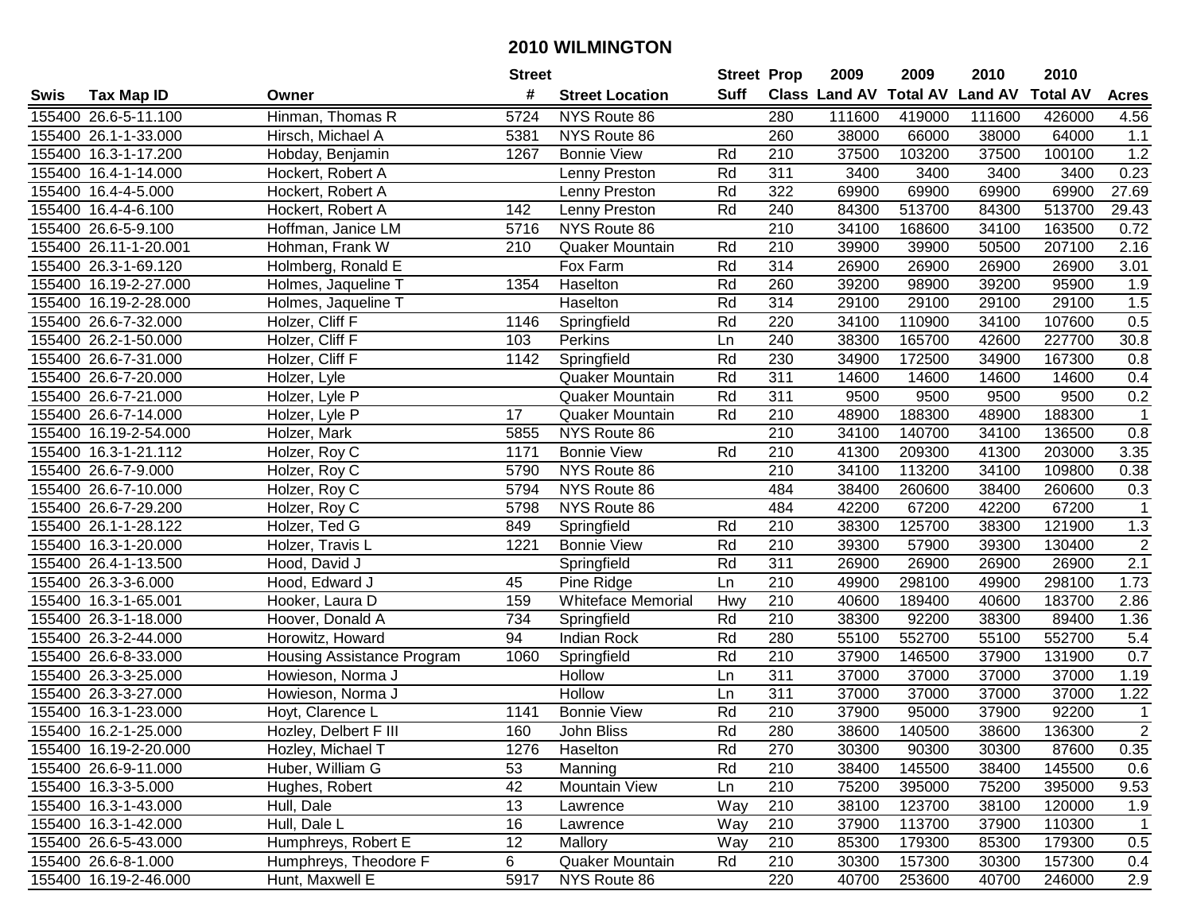# 2010 WILMINGTON

| Swis | Tax Map ID | Owner | Street # | Street Location | Street Suff | Prop Class | 2009 Land AV | 2009 Total AV | 2010 Land AV | 2010 Total AV | Acres |
|---|---|---|---|---|---|---|---|---|---|---|---|
| 155400 | 26.6-5-11.100 | Hinman, Thomas R | 5724 | NYS Route 86 | | 280 | 111600 | 419000 | 111600 | 426000 | 4.56 |
| 155400 | 26.1-1-33.000 | Hirsch, Michael A | 5381 | NYS Route 86 | | 260 | 38000 | 66000 | 38000 | 64000 | 1.1 |
| 155400 | 16.3-1-17.200 | Hobday, Benjamin | 1267 | Bonnie View | Rd | 210 | 37500 | 103200 | 37500 | 100100 | 1.2 |
| 155400 | 16.4-1-14.000 | Hockert, Robert A | | Lenny Preston | Rd | 311 | 3400 | 3400 | 3400 | 3400 | 0.23 |
| 155400 | 16.4-4-5.000 | Hockert, Robert A | | Lenny Preston | Rd | 322 | 69900 | 69900 | 69900 | 69900 | 27.69 |
| 155400 | 16.4-4-6.100 | Hockert, Robert A | 142 | Lenny Preston | Rd | 240 | 84300 | 513700 | 84300 | 513700 | 29.43 |
| 155400 | 26.6-5-9.100 | Hoffman, Janice LM | 5716 | NYS Route 86 | | 210 | 34100 | 168600 | 34100 | 163500 | 0.72 |
| 155400 | 26.11-1-20.001 | Hohman, Frank W | 210 | Quaker Mountain | Rd | 210 | 39900 | 39900 | 50500 | 207100 | 2.16 |
| 155400 | 26.3-1-69.120 | Holmberg, Ronald E | | Fox Farm | Rd | 314 | 26900 | 26900 | 26900 | 26900 | 3.01 |
| 155400 | 16.19-2-27.000 | Holmes, Jaqueline T | 1354 | Haselton | Rd | 260 | 39200 | 98900 | 39200 | 95900 | 1.9 |
| 155400 | 16.19-2-28.000 | Holmes, Jaqueline T | | Haselton | Rd | 314 | 29100 | 29100 | 29100 | 29100 | 1.5 |
| 155400 | 26.6-7-32.000 | Holzer, Cliff F | 1146 | Springfield | Rd | 220 | 34100 | 110900 | 34100 | 107600 | 0.5 |
| 155400 | 26.2-1-50.000 | Holzer, Cliff F | 103 | Perkins | Ln | 240 | 38300 | 165700 | 42600 | 227700 | 30.8 |
| 155400 | 26.6-7-31.000 | Holzer, Cliff F | 1142 | Springfield | Rd | 230 | 34900 | 172500 | 34900 | 167300 | 0.8 |
| 155400 | 26.6-7-20.000 | Holzer, Lyle | | Quaker Mountain | Rd | 311 | 14600 | 14600 | 14600 | 14600 | 0.4 |
| 155400 | 26.6-7-21.000 | Holzer, Lyle P | | Quaker Mountain | Rd | 311 | 9500 | 9500 | 9500 | 9500 | 0.2 |
| 155400 | 26.6-7-14.000 | Holzer, Lyle P | 17 | Quaker Mountain | Rd | 210 | 48900 | 188300 | 48900 | 188300 | 1 |
| 155400 | 16.19-2-54.000 | Holzer, Mark | 5855 | NYS Route 86 | | 210 | 34100 | 140700 | 34100 | 136500 | 0.8 |
| 155400 | 16.3-1-21.112 | Holzer, Roy C | 1171 | Bonnie View | Rd | 210 | 41300 | 209300 | 41300 | 203000 | 3.35 |
| 155400 | 26.6-7-9.000 | Holzer, Roy C | 5790 | NYS Route 86 | | 210 | 34100 | 113200 | 34100 | 109800 | 0.38 |
| 155400 | 26.6-7-10.000 | Holzer, Roy C | 5794 | NYS Route 86 | | 484 | 38400 | 260600 | 38400 | 260600 | 0.3 |
| 155400 | 26.6-7-29.200 | Holzer, Roy C | 5798 | NYS Route 86 | | 484 | 42200 | 67200 | 42200 | 67200 | 1 |
| 155400 | 26.1-1-28.122 | Holzer, Ted G | 849 | Springfield | Rd | 210 | 38300 | 125700 | 38300 | 121900 | 1.3 |
| 155400 | 16.3-1-20.000 | Holzer, Travis L | 1221 | Bonnie View | Rd | 210 | 39300 | 57900 | 39300 | 130400 | 2 |
| 155400 | 26.4-1-13.500 | Hood, David J | | Springfield | Rd | 311 | 26900 | 26900 | 26900 | 26900 | 2.1 |
| 155400 | 26.3-3-6.000 | Hood, Edward J | 45 | Pine Ridge | Ln | 210 | 49900 | 298100 | 49900 | 298100 | 1.73 |
| 155400 | 16.3-1-65.001 | Hooker, Laura D | 159 | Whiteface Memorial | Hwy | 210 | 40600 | 189400 | 40600 | 183700 | 2.86 |
| 155400 | 26.3-1-18.000 | Hoover, Donald A | 734 | Springfield | Rd | 210 | 38300 | 92200 | 38300 | 89400 | 1.36 |
| 155400 | 26.3-2-44.000 | Horowitz, Howard | 94 | Indian Rock | Rd | 280 | 55100 | 552700 | 55100 | 552700 | 5.4 |
| 155400 | 26.6-8-33.000 | Housing Assistance Program | 1060 | Springfield | Rd | 210 | 37900 | 146500 | 37900 | 131900 | 0.7 |
| 155400 | 26.3-3-25.000 | Howieson, Norma J | | Hollow | Ln | 311 | 37000 | 37000 | 37000 | 37000 | 1.19 |
| 155400 | 26.3-3-27.000 | Howieson, Norma J | | Hollow | Ln | 311 | 37000 | 37000 | 37000 | 37000 | 1.22 |
| 155400 | 16.3-1-23.000 | Hoyt, Clarence L | 1141 | Bonnie View | Rd | 210 | 37900 | 95000 | 37900 | 92200 | 1 |
| 155400 | 16.2-1-25.000 | Hozley, Delbert F III | 160 | John Bliss | Rd | 280 | 38600 | 140500 | 38600 | 136300 | 2 |
| 155400 | 16.19-2-20.000 | Hozley, Michael T | 1276 | Haselton | Rd | 270 | 30300 | 90300 | 30300 | 87600 | 0.35 |
| 155400 | 26.6-9-11.000 | Huber, William G | 53 | Manning | Rd | 210 | 38400 | 145500 | 38400 | 145500 | 0.6 |
| 155400 | 16.3-3-5.000 | Hughes, Robert | 42 | Mountain View | Ln | 210 | 75200 | 395000 | 75200 | 395000 | 9.53 |
| 155400 | 16.3-1-43.000 | Hull, Dale | 13 | Lawrence | Way | 210 | 38100 | 123700 | 38100 | 120000 | 1.9 |
| 155400 | 16.3-1-42.000 | Hull, Dale L | 16 | Lawrence | Way | 210 | 37900 | 113700 | 37900 | 110300 | 1 |
| 155400 | 26.6-5-43.000 | Humphreys, Robert E | 12 | Mallory | Way | 210 | 85300 | 179300 | 85300 | 179300 | 0.5 |
| 155400 | 26.6-8-1.000 | Humphreys, Theodore F | 6 | Quaker Mountain | Rd | 210 | 30300 | 157300 | 30300 | 157300 | 0.4 |
| 155400 | 16.19-2-46.000 | Hunt, Maxwell E | 5917 | NYS Route 86 | | 220 | 40700 | 253600 | 40700 | 246000 | 2.9 |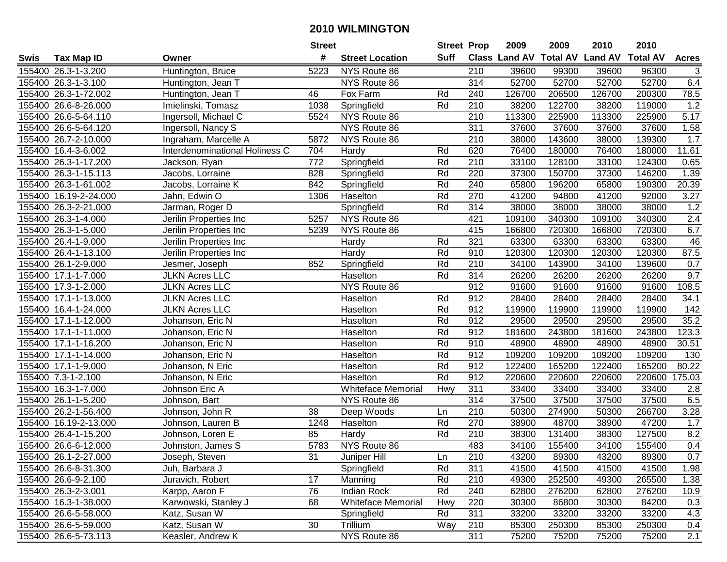# 2010 WILMINGTON

| Swis | Tax Map ID | Owner | Street # | Street Location | Street Suff | Prop Class | 2009 Land AV | 2009 Total AV | 2010 Land AV | 2010 Total AV | Acres |
|---|---|---|---|---|---|---|---|---|---|---|---|
| 155400 | 26.3-1-3.200 | Huntington, Bruce | 5223 | NYS Route 86 | | 210 | 39600 | 99300 | 39600 | 96300 | 3 |
| 155400 | 26.3-1-3.100 | Huntington, Jean T | | NYS Route 86 | | 314 | 52700 | 52700 | 52700 | 52700 | 6.4 |
| 155400 | 26.3-1-72.002 | Huntington, Jean T | 46 | Fox Farm | Rd | 240 | 126700 | 206500 | 126700 | 200300 | 78.5 |
| 155400 | 26.6-8-26.000 | Imielinski, Tomasz | 1038 | Springfield | Rd | 210 | 38200 | 122700 | 38200 | 119000 | 1.2 |
| 155400 | 26.6-5-64.110 | Ingersoll, Michael C | 5524 | NYS Route 86 | | 210 | 113300 | 225900 | 113300 | 225900 | 5.17 |
| 155400 | 26.6-5-64.120 | Ingersoll, Nancy S | | NYS Route 86 | | 311 | 37600 | 37600 | 37600 | 37600 | 1.58 |
| 155400 | 26.7-2-10.000 | Ingraham, Marcelle A | 5872 | NYS Route 86 | | 210 | 38000 | 143600 | 38000 | 139300 | 1.7 |
| 155400 | 16.4-3-6.002 | Interdenominational Holiness C | 704 | Hardy | Rd | 620 | 76400 | 180000 | 76400 | 180000 | 11.61 |
| 155400 | 26.3-1-17.200 | Jackson, Ryan | 772 | Springfield | Rd | 210 | 33100 | 128100 | 33100 | 124300 | 0.65 |
| 155400 | 26.3-1-15.113 | Jacobs, Lorraine | 828 | Springfield | Rd | 220 | 37300 | 150700 | 37300 | 146200 | 1.39 |
| 155400 | 26.3-1-61.002 | Jacobs, Lorraine K | 842 | Springfield | Rd | 240 | 65800 | 196200 | 65800 | 190300 | 20.39 |
| 155400 | 16.19-2-24.000 | Jahn, Edwin O | 1306 | Haselton | Rd | 270 | 41200 | 94800 | 41200 | 92000 | 3.27 |
| 155400 | 26.3-2-21.000 | Jarman, Roger D | | Springfield | Rd | 314 | 38000 | 38000 | 38000 | 38000 | 1.2 |
| 155400 | 26.3-1-4.000 | Jerilin Properties Inc | 5257 | NYS Route 86 | | 421 | 109100 | 340300 | 109100 | 340300 | 2.4 |
| 155400 | 26.3-1-5.000 | Jerilin Properties Inc | 5239 | NYS Route 86 | | 415 | 166800 | 720300 | 166800 | 720300 | 6.7 |
| 155400 | 26.4-1-9.000 | Jerilin Properties Inc | | Hardy | Rd | 321 | 63300 | 63300 | 63300 | 63300 | 46 |
| 155400 | 26.4-1-13.100 | Jerilin Properties Inc | | Hardy | Rd | 910 | 120300 | 120300 | 120300 | 120300 | 87.5 |
| 155400 | 26.1-2-9.000 | Jesmer, Joseph | 852 | Springfield | Rd | 210 | 34100 | 143900 | 34100 | 139600 | 0.7 |
| 155400 | 17.1-1-7.000 | JLKN Acres LLC | | Haselton | Rd | 314 | 26200 | 26200 | 26200 | 26200 | 9.7 |
| 155400 | 17.3-1-2.000 | JLKN Acres LLC | | NYS Route 86 | | 912 | 91600 | 91600 | 91600 | 91600 | 108.5 |
| 155400 | 17.1-1-13.000 | JLKN Acres LLC | | Haselton | Rd | 912 | 28400 | 28400 | 28400 | 28400 | 34.1 |
| 155400 | 16.4-1-24.000 | JLKN Acres LLC | | Haselton | Rd | 912 | 119900 | 119900 | 119900 | 119900 | 142 |
| 155400 | 17.1-1-12.000 | Johanson, Eric N | | Haselton | Rd | 912 | 29500 | 29500 | 29500 | 29500 | 35.2 |
| 155400 | 17.1-1-11.000 | Johanson, Eric N | | Haselton | Rd | 912 | 181600 | 243800 | 181600 | 243800 | 123.3 |
| 155400 | 17.1-1-16.200 | Johanson, Eric N | | Haselton | Rd | 910 | 48900 | 48900 | 48900 | 48900 | 30.51 |
| 155400 | 17.1-1-14.000 | Johanson, Eric N | | Haselton | Rd | 912 | 109200 | 109200 | 109200 | 109200 | 130 |
| 155400 | 17.1-1-9.000 | Johanson, N Eric | | Haselton | Rd | 912 | 122400 | 165200 | 122400 | 165200 | 80.22 |
| 155400 | 7.3-1-2.100 | Johanson, N Eric | | Haselton | Rd | 912 | 220600 | 220600 | 220600 | 220600 | 175.03 |
| 155400 | 16.3-1-7.000 | Johnson Eric A | | Whiteface Memorial | Hwy | 311 | 33400 | 33400 | 33400 | 33400 | 2.8 |
| 155400 | 26.1-1-5.200 | Johnson, Bart | | NYS Route 86 | | 314 | 37500 | 37500 | 37500 | 37500 | 6.5 |
| 155400 | 26.2-1-56.400 | Johnson, John R | 38 | Deep Woods | Ln | 210 | 50300 | 274900 | 50300 | 266700 | 3.28 |
| 155400 | 16.19-2-13.000 | Johnson, Lauren B | 1248 | Haselton | Rd | 270 | 38900 | 48700 | 38900 | 47200 | 1.7 |
| 155400 | 26.4-1-15.200 | Johnson, Loren E | 85 | Hardy | Rd | 210 | 38300 | 131400 | 38300 | 127500 | 8.2 |
| 155400 | 26.6-6-12.000 | Johnston, James S | 5783 | NYS Route 86 | | 483 | 34100 | 155400 | 34100 | 155400 | 0.4 |
| 155400 | 26.1-2-27.000 | Joseph, Steven | 31 | Juniper Hill | Ln | 210 | 43200 | 89300 | 43200 | 89300 | 0.7 |
| 155400 | 26.6-8-31.300 | Juh, Barbara J | | Springfield | Rd | 311 | 41500 | 41500 | 41500 | 41500 | 1.98 |
| 155400 | 26.6-9-2.100 | Juravich, Robert | 17 | Manning | Rd | 210 | 49300 | 252500 | 49300 | 265500 | 1.38 |
| 155400 | 26.3-2-3.001 | Karpp, Aaron F | 76 | Indian Rock | Rd | 240 | 62800 | 276200 | 62800 | 276200 | 10.9 |
| 155400 | 16.3-1-38.000 | Karwowski, Stanley J | 68 | Whiteface Memorial | Hwy | 220 | 30300 | 86800 | 30300 | 84200 | 0.3 |
| 155400 | 26.6-5-58.000 | Katz, Susan W | | Springfield | Rd | 311 | 33200 | 33200 | 33200 | 33200 | 4.3 |
| 155400 | 26.6-5-59.000 | Katz, Susan W | 30 | Trillium | Way | 210 | 85300 | 250300 | 85300 | 250300 | 0.4 |
| 155400 | 26.6-5-73.113 | Keasler, Andrew K | | NYS Route 86 | | 311 | 75200 | 75200 | 75200 | 75200 | 2.1 |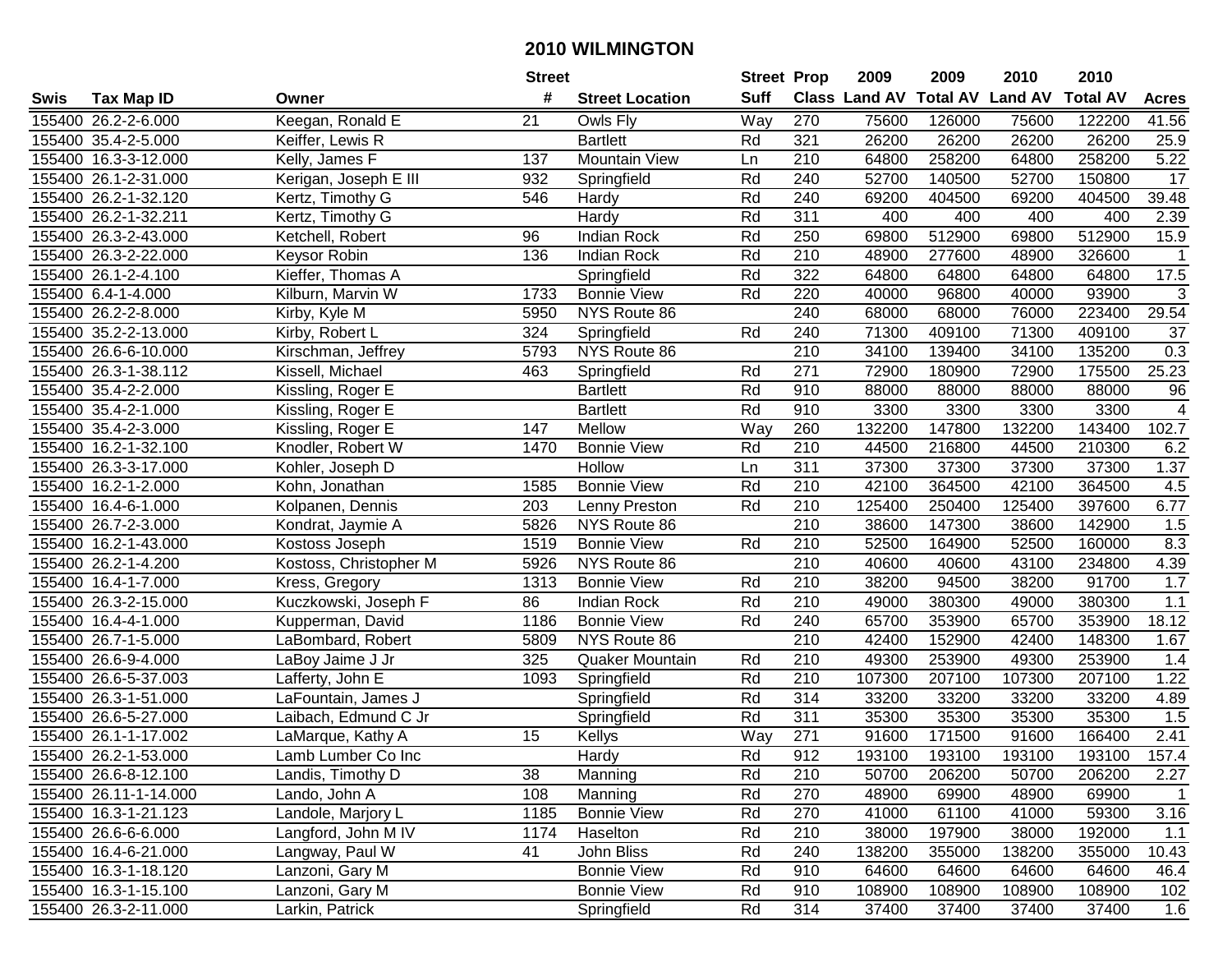# 2010 WILMINGTON

| Swis | Tax Map ID | Owner | Street # | Street Location | Street Suff | Prop Class | 2009 Land AV | 2009 Total AV | 2010 Land AV | 2010 Total AV | Acres |
|---|---|---|---|---|---|---|---|---|---|---|---|
| 155400 | 26.2-2-6.000 | Keegan, Ronald E | 21 | Owls Fly | Way | 270 | 75600 | 126000 | 75600 | 122200 | 41.56 |
| 155400 | 35.4-2-5.000 | Keiffer, Lewis R | | Bartlett | Rd | 321 | 26200 | 26200 | 26200 | 26200 | 25.9 |
| 155400 | 16.3-3-12.000 | Kelly, James F | 137 | Mountain View | Ln | 210 | 64800 | 258200 | 64800 | 258200 | 5.22 |
| 155400 | 26.1-2-31.000 | Kerigan, Joseph E III | 932 | Springfield | Rd | 240 | 52700 | 140500 | 52700 | 150800 | 17 |
| 155400 | 26.2-1-32.120 | Kertz, Timothy G | 546 | Hardy | Rd | 240 | 69200 | 404500 | 69200 | 404500 | 39.48 |
| 155400 | 26.2-1-32.211 | Kertz, Timothy G | | Hardy | Rd | 311 | 400 | 400 | 400 | 400 | 2.39 |
| 155400 | 26.3-2-43.000 | Ketchell, Robert | 96 | Indian Rock | Rd | 250 | 69800 | 512900 | 69800 | 512900 | 15.9 |
| 155400 | 26.3-2-22.000 | Keysor Robin | 136 | Indian Rock | Rd | 210 | 48900 | 277600 | 48900 | 326600 | 1 |
| 155400 | 26.1-2-4.100 | Kieffer, Thomas A | | Springfield | Rd | 322 | 64800 | 64800 | 64800 | 64800 | 17.5 |
| 155400 | 6.4-1-4.000 | Kilburn, Marvin W | 1733 | Bonnie View | Rd | 220 | 40000 | 96800 | 40000 | 93900 | 3 |
| 155400 | 26.2-2-8.000 | Kirby, Kyle M | 5950 | NYS Route 86 | | 240 | 68000 | 68000 | 76000 | 223400 | 29.54 |
| 155400 | 35.2-2-13.000 | Kirby, Robert L | 324 | Springfield | Rd | 240 | 71300 | 409100 | 71300 | 409100 | 37 |
| 155400 | 26.6-6-10.000 | Kirschman, Jeffrey | 5793 | NYS Route 86 | | 210 | 34100 | 139400 | 34100 | 135200 | 0.3 |
| 155400 | 26.3-1-38.112 | Kissell, Michael | 463 | Springfield | Rd | 271 | 72900 | 180900 | 72900 | 175500 | 25.23 |
| 155400 | 35.4-2-2.000 | Kissling, Roger E | | Bartlett | Rd | 910 | 88000 | 88000 | 88000 | 88000 | 96 |
| 155400 | 35.4-2-1.000 | Kissling, Roger E | | Bartlett | Rd | 910 | 3300 | 3300 | 3300 | 3300 | 4 |
| 155400 | 35.4-2-3.000 | Kissling, Roger E | 147 | Mellow | Way | 260 | 132200 | 147800 | 132200 | 143400 | 102.7 |
| 155400 | 16.2-1-32.100 | Knodler, Robert W | 1470 | Bonnie View | Rd | 210 | 44500 | 216800 | 44500 | 210300 | 6.2 |
| 155400 | 26.3-3-17.000 | Kohler, Joseph D | | Hollow | Ln | 311 | 37300 | 37300 | 37300 | 37300 | 1.37 |
| 155400 | 16.2-1-2.000 | Kohn, Jonathan | 1585 | Bonnie View | Rd | 210 | 42100 | 364500 | 42100 | 364500 | 4.5 |
| 155400 | 16.4-6-1.000 | Kolpanen, Dennis | 203 | Lenny Preston | Rd | 210 | 125400 | 250400 | 125400 | 397600 | 6.77 |
| 155400 | 26.7-2-3.000 | Kondrat, Jaymie A | 5826 | NYS Route 86 | | 210 | 38600 | 147300 | 38600 | 142900 | 1.5 |
| 155400 | 16.2-1-43.000 | Kostoss Joseph | 1519 | Bonnie View | Rd | 210 | 52500 | 164900 | 52500 | 160000 | 8.3 |
| 155400 | 26.2-1-4.200 | Kostoss, Christopher M | 5926 | NYS Route 86 | | 210 | 40600 | 40600 | 43100 | 234800 | 4.39 |
| 155400 | 16.4-1-7.000 | Kress, Gregory | 1313 | Bonnie View | Rd | 210 | 38200 | 94500 | 38200 | 91700 | 1.7 |
| 155400 | 26.3-2-15.000 | Kuczkowski, Joseph F | 86 | Indian Rock | Rd | 210 | 49000 | 380300 | 49000 | 380300 | 1.1 |
| 155400 | 16.4-4-1.000 | Kupperman, David | 1186 | Bonnie View | Rd | 240 | 65700 | 353900 | 65700 | 353900 | 18.12 |
| 155400 | 26.7-1-5.000 | LaBombard, Robert | 5809 | NYS Route 86 | | 210 | 42400 | 152900 | 42400 | 148300 | 1.67 |
| 155400 | 26.6-9-4.000 | LaBoy Jaime J Jr | 325 | Quaker Mountain | Rd | 210 | 49300 | 253900 | 49300 | 253900 | 1.4 |
| 155400 | 26.6-5-37.003 | Lafferty, John E | 1093 | Springfield | Rd | 210 | 107300 | 207100 | 107300 | 207100 | 1.22 |
| 155400 | 26.3-1-51.000 | LaFountain, James J | | Springfield | Rd | 314 | 33200 | 33200 | 33200 | 33200 | 4.89 |
| 155400 | 26.6-5-27.000 | Laibach, Edmund C Jr | | Springfield | Rd | 311 | 35300 | 35300 | 35300 | 35300 | 1.5 |
| 155400 | 26.1-1-17.002 | LaMarque, Kathy A | 15 | Kellys | Way | 271 | 91600 | 171500 | 91600 | 166400 | 2.41 |
| 155400 | 26.2-1-53.000 | Lamb Lumber Co Inc | | Hardy | Rd | 912 | 193100 | 193100 | 193100 | 193100 | 157.4 |
| 155400 | 26.6-8-12.100 | Landis, Timothy D | 38 | Manning | Rd | 210 | 50700 | 206200 | 50700 | 206200 | 2.27 |
| 155400 | 26.11-1-14.000 | Lando, John A | 108 | Manning | Rd | 270 | 48900 | 69900 | 48900 | 69900 | 1 |
| 155400 | 16.3-1-21.123 | Landole, Marjory L | 1185 | Bonnie View | Rd | 270 | 41000 | 61100 | 41000 | 59300 | 3.16 |
| 155400 | 26.6-6-6.000 | Langford, John M IV | 1174 | Haselton | Rd | 210 | 38000 | 197900 | 38000 | 192000 | 1.1 |
| 155400 | 16.4-6-21.000 | Langway, Paul W | 41 | John Bliss | Rd | 240 | 138200 | 355000 | 138200 | 355000 | 10.43 |
| 155400 | 16.3-1-18.120 | Lanzoni, Gary M | | Bonnie View | Rd | 910 | 64600 | 64600 | 64600 | 64600 | 46.4 |
| 155400 | 16.3-1-15.100 | Lanzoni, Gary M | | Bonnie View | Rd | 910 | 108900 | 108900 | 108900 | 108900 | 102 |
| 155400 | 26.3-2-11.000 | Larkin, Patrick | | Springfield | Rd | 314 | 37400 | 37400 | 37400 | 37400 | 1.6 |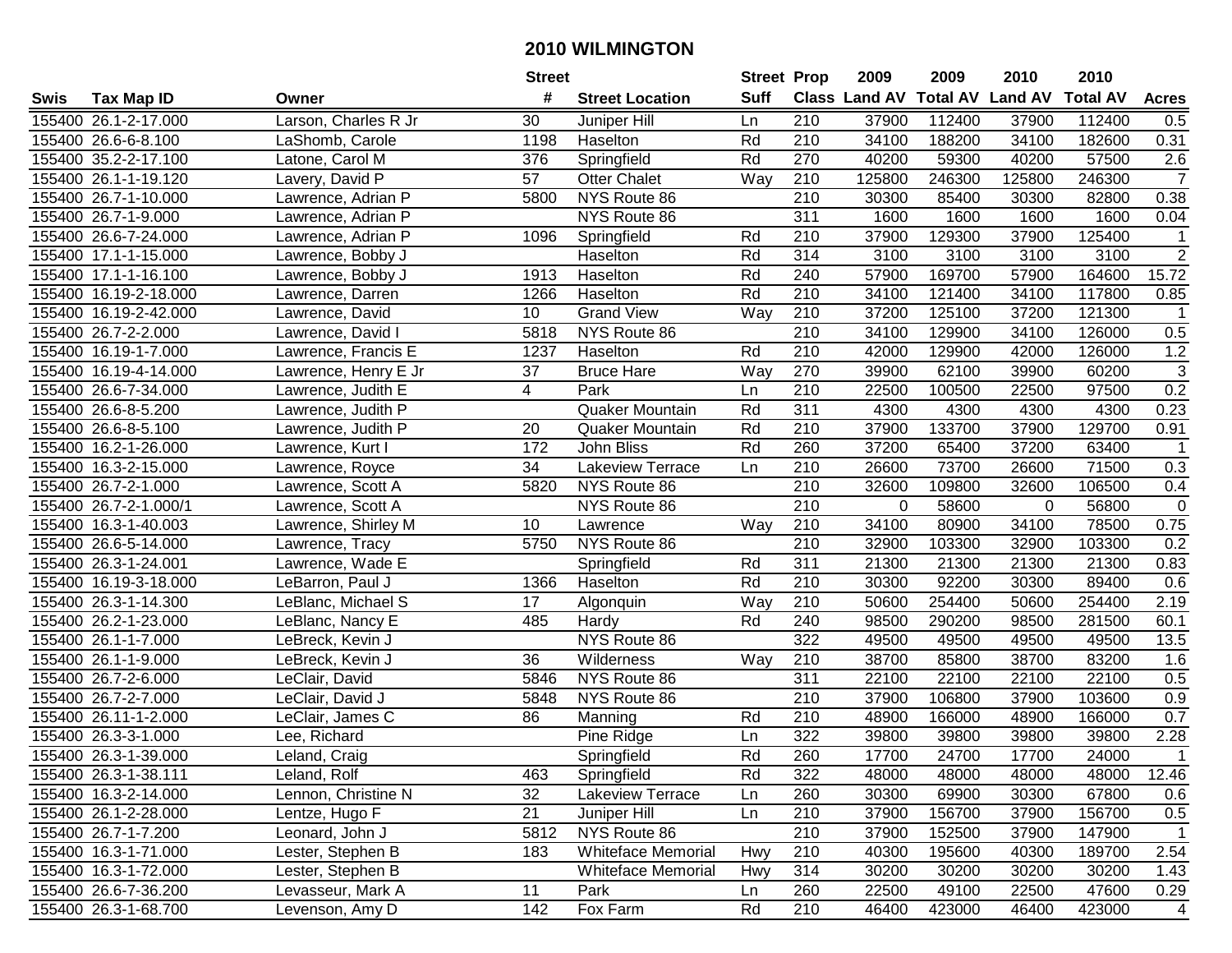# 2010 WILMINGTON

| Swis | Tax Map ID | Owner | Street # | Street Location | Street Suff | Prop Class | 2009 Land AV | 2009 Total AV | 2010 Land AV | 2010 Total AV | Acres |
|---|---|---|---|---|---|---|---|---|---|---|---|
| 155400 | 26.1-2-17.000 | Larson, Charles R Jr | 30 | Juniper Hill | Ln | 210 | 37900 | 112400 | 37900 | 112400 | 0.5 |
| 155400 | 26.6-6-8.100 | LaShomb, Carole | 1198 | Haselton | Rd | 210 | 34100 | 188200 | 34100 | 182600 | 0.31 |
| 155400 | 35.2-2-17.100 | Latone, Carol M | 376 | Springfield | Rd | 270 | 40200 | 59300 | 40200 | 57500 | 2.6 |
| 155400 | 26.1-1-19.120 | Lavery, David P | 57 | Otter Chalet | Way | 210 | 125800 | 246300 | 125800 | 246300 | 7 |
| 155400 | 26.7-1-10.000 | Lawrence, Adrian P | 5800 | NYS Route 86 | | 210 | 30300 | 85400 | 30300 | 82800 | 0.38 |
| 155400 | 26.7-1-9.000 | Lawrence, Adrian P | | NYS Route 86 | | 311 | 1600 | 1600 | 1600 | 1600 | 0.04 |
| 155400 | 26.6-7-24.000 | Lawrence, Adrian P | 1096 | Springfield | Rd | 210 | 37900 | 129300 | 37900 | 125400 | 1 |
| 155400 | 17.1-1-15.000 | Lawrence, Bobby J | | Haselton | Rd | 314 | 3100 | 3100 | 3100 | 3100 | 2 |
| 155400 | 17.1-1-16.100 | Lawrence, Bobby J | 1913 | Haselton | Rd | 240 | 57900 | 169700 | 57900 | 164600 | 15.72 |
| 155400 | 16.19-2-18.000 | Lawrence, Darren | 1266 | Haselton | Rd | 210 | 34100 | 121400 | 34100 | 117800 | 0.85 |
| 155400 | 16.19-2-42.000 | Lawrence, David | 10 | Grand View | Way | 210 | 37200 | 125100 | 37200 | 121300 | 1 |
| 155400 | 26.7-2-2.000 | Lawrence, David I | 5818 | NYS Route 86 | | 210 | 34100 | 129900 | 34100 | 126000 | 0.5 |
| 155400 | 16.19-1-7.000 | Lawrence, Francis E | 1237 | Haselton | Rd | 210 | 42000 | 129900 | 42000 | 126000 | 1.2 |
| 155400 | 16.19-4-14.000 | Lawrence, Henry E Jr | 37 | Bruce Hare | Way | 270 | 39900 | 62100 | 39900 | 60200 | 3 |
| 155400 | 26.6-7-34.000 | Lawrence, Judith E | 4 | Park | Ln | 210 | 22500 | 100500 | 22500 | 97500 | 0.2 |
| 155400 | 26.6-8-5.200 | Lawrence, Judith P | | Quaker Mountain | Rd | 311 | 4300 | 4300 | 4300 | 4300 | 0.23 |
| 155400 | 26.6-8-5.100 | Lawrence, Judith P | 20 | Quaker Mountain | Rd | 210 | 37900 | 133700 | 37900 | 129700 | 0.91 |
| 155400 | 16.2-1-26.000 | Lawrence, Kurt I | 172 | John Bliss | Rd | 260 | 37200 | 65400 | 37200 | 63400 | 1 |
| 155400 | 16.3-2-15.000 | Lawrence, Royce | 34 | Lakeview Terrace | Ln | 210 | 26600 | 73700 | 26600 | 71500 | 0.3 |
| 155400 | 26.7-2-1.000 | Lawrence, Scott A | 5820 | NYS Route 86 | | 210 | 32600 | 109800 | 32600 | 106500 | 0.4 |
| 155400 | 26.7-2-1.000/1 | Lawrence, Scott A | | NYS Route 86 | | 210 | 0 | 58600 | 0 | 56800 | 0 |
| 155400 | 16.3-1-40.003 | Lawrence, Shirley M | 10 | Lawrence | Way | 210 | 34100 | 80900 | 34100 | 78500 | 0.75 |
| 155400 | 26.6-5-14.000 | Lawrence, Tracy | 5750 | NYS Route 86 | | 210 | 32900 | 103300 | 32900 | 103300 | 0.2 |
| 155400 | 26.3-1-24.001 | Lawrence, Wade E | | Springfield | Rd | 311 | 21300 | 21300 | 21300 | 21300 | 0.83 |
| 155400 | 16.19-3-18.000 | LeBarron, Paul J | 1366 | Haselton | Rd | 210 | 30300 | 92200 | 30300 | 89400 | 0.6 |
| 155400 | 26.3-1-14.300 | LeBlanc, Michael S | 17 | Algonquin | Way | 210 | 50600 | 254400 | 50600 | 254400 | 2.19 |
| 155400 | 26.2-1-23.000 | LeBlanc, Nancy E | 485 | Hardy | Rd | 240 | 98500 | 290200 | 98500 | 281500 | 60.1 |
| 155400 | 26.1-1-7.000 | LeBreck, Kevin J | | NYS Route 86 | | 322 | 49500 | 49500 | 49500 | 49500 | 13.5 |
| 155400 | 26.1-1-9.000 | LeBreck, Kevin J | 36 | Wilderness | Way | 210 | 38700 | 85800 | 38700 | 83200 | 1.6 |
| 155400 | 26.7-2-6.000 | LeClair, David | 5846 | NYS Route 86 | | 311 | 22100 | 22100 | 22100 | 22100 | 0.5 |
| 155400 | 26.7-2-7.000 | LeClair, David J | 5848 | NYS Route 86 | | 210 | 37900 | 106800 | 37900 | 103600 | 0.9 |
| 155400 | 26.11-1-2.000 | LeClair, James C | 86 | Manning | Rd | 210 | 48900 | 166000 | 48900 | 166000 | 0.7 |
| 155400 | 26.3-3-1.000 | Lee, Richard | | Pine Ridge | Ln | 322 | 39800 | 39800 | 39800 | 39800 | 2.28 |
| 155400 | 26.3-1-39.000 | Leland, Craig | | Springfield | Rd | 260 | 17700 | 24700 | 17700 | 24000 | 1 |
| 155400 | 26.3-1-38.111 | Leland, Rolf | 463 | Springfield | Rd | 322 | 48000 | 48000 | 48000 | 48000 | 12.46 |
| 155400 | 16.3-2-14.000 | Lennon, Christine N | 32 | Lakeview Terrace | Ln | 260 | 30300 | 69900 | 30300 | 67800 | 0.6 |
| 155400 | 26.1-2-28.000 | Lentze, Hugo F | 21 | Juniper Hill | Ln | 210 | 37900 | 156700 | 37900 | 156700 | 0.5 |
| 155400 | 26.7-1-7.200 | Leonard, John J | 5812 | NYS Route 86 | | 210 | 37900 | 152500 | 37900 | 147900 | 1 |
| 155400 | 16.3-1-71.000 | Lester, Stephen B | 183 | Whiteface Memorial | Hwy | 210 | 40300 | 195600 | 40300 | 189700 | 2.54 |
| 155400 | 16.3-1-72.000 | Lester, Stephen B | | Whiteface Memorial | Hwy | 314 | 30200 | 30200 | 30200 | 30200 | 1.43 |
| 155400 | 26.6-7-36.200 | Levasseur, Mark A | 11 | Park | Ln | 260 | 22500 | 49100 | 22500 | 47600 | 0.29 |
| 155400 | 26.3-1-68.700 | Levenson, Amy D | 142 | Fox Farm | Rd | 210 | 46400 | 423000 | 46400 | 423000 | 4 |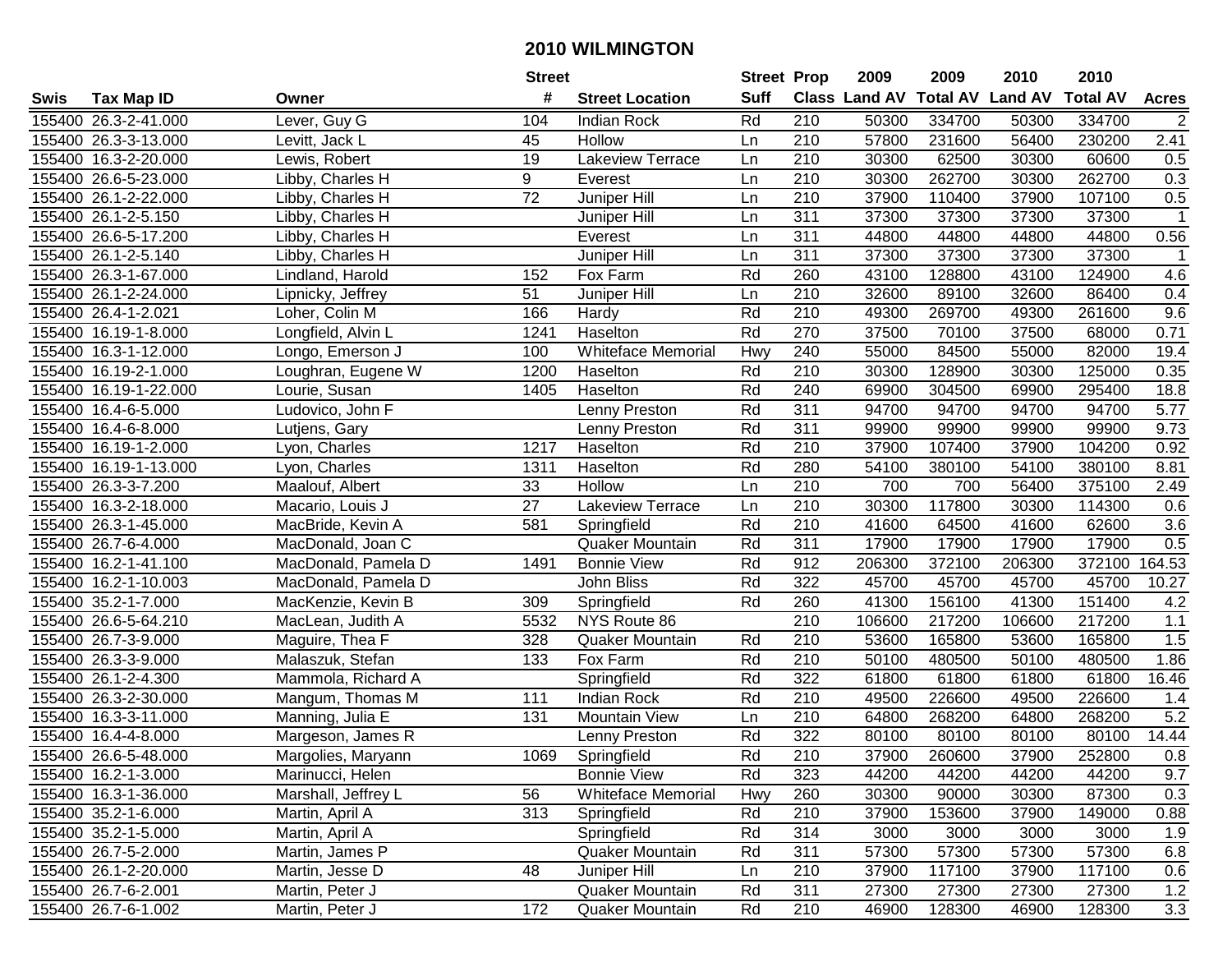# 2010 WILMINGTON

| Swis | Tax Map ID | Owner | Street # | Street Location | Street Suff | Prop Class | 2009 Land AV | 2009 Total AV | 2010 Land AV | 2010 Total AV | Acres |
|---|---|---|---|---|---|---|---|---|---|---|---|
| 155400 | 26.3-2-41.000 | Lever, Guy G | 104 | Indian Rock | Rd | 210 | 50300 | 334700 | 50300 | 334700 | 2 |
| 155400 | 26.3-3-13.000 | Levitt, Jack L | 45 | Hollow | Ln | 210 | 57800 | 231600 | 56400 | 230200 | 2.41 |
| 155400 | 16.3-2-20.000 | Lewis, Robert | 19 | Lakeview Terrace | Ln | 210 | 30300 | 62500 | 30300 | 60600 | 0.5 |
| 155400 | 26.6-5-23.000 | Libby, Charles H | 9 | Everest | Ln | 210 | 30300 | 262700 | 30300 | 262700 | 0.3 |
| 155400 | 26.1-2-22.000 | Libby, Charles H | 72 | Juniper Hill | Ln | 210 | 37900 | 110400 | 37900 | 107100 | 0.5 |
| 155400 | 26.1-2-5.150 | Libby, Charles H | | Juniper Hill | Ln | 311 | 37300 | 37300 | 37300 | 37300 | 1 |
| 155400 | 26.6-5-17.200 | Libby, Charles H | | Everest | Ln | 311 | 44800 | 44800 | 44800 | 44800 | 0.56 |
| 155400 | 26.1-2-5.140 | Libby, Charles H | | Juniper Hill | Ln | 311 | 37300 | 37300 | 37300 | 37300 | 1 |
| 155400 | 26.3-1-67.000 | Lindland, Harold | 152 | Fox Farm | Rd | 260 | 43100 | 128800 | 43100 | 124900 | 4.6 |
| 155400 | 26.1-2-24.000 | Lipnicky, Jeffrey | 51 | Juniper Hill | Ln | 210 | 32600 | 89100 | 32600 | 86400 | 0.4 |
| 155400 | 26.4-1-2.021 | Loher, Colin M | 166 | Hardy | Rd | 210 | 49300 | 269700 | 49300 | 261600 | 9.6 |
| 155400 | 16.19-1-8.000 | Longfield, Alvin L | 1241 | Haselton | Rd | 270 | 37500 | 70100 | 37500 | 68000 | 0.71 |
| 155400 | 16.3-1-12.000 | Longo, Emerson J | 100 | Whiteface Memorial | Hwy | 240 | 55000 | 84500 | 55000 | 82000 | 19.4 |
| 155400 | 16.19-2-1.000 | Loughran, Eugene W | 1200 | Haselton | Rd | 210 | 30300 | 128900 | 30300 | 125000 | 0.35 |
| 155400 | 16.19-1-22.000 | Lourie, Susan | 1405 | Haselton | Rd | 240 | 69900 | 304500 | 69900 | 295400 | 18.8 |
| 155400 | 16.4-6-5.000 | Ludovico, John F | | Lenny Preston | Rd | 311 | 94700 | 94700 | 94700 | 94700 | 5.77 |
| 155400 | 16.4-6-8.000 | Lutjens, Gary | | Lenny Preston | Rd | 311 | 99900 | 99900 | 99900 | 99900 | 9.73 |
| 155400 | 16.19-1-2.000 | Lyon, Charles | 1217 | Haselton | Rd | 210 | 37900 | 107400 | 37900 | 104200 | 0.92 |
| 155400 | 16.19-1-13.000 | Lyon, Charles | 1311 | Haselton | Rd | 280 | 54100 | 380100 | 54100 | 380100 | 8.81 |
| 155400 | 26.3-3-7.200 | Maalouf, Albert | 33 | Hollow | Ln | 210 | 700 | 700 | 56400 | 375100 | 2.49 |
| 155400 | 16.3-2-18.000 | Macario, Louis J | 27 | Lakeview Terrace | Ln | 210 | 30300 | 117800 | 30300 | 114300 | 0.6 |
| 155400 | 26.3-1-45.000 | MacBride, Kevin A | 581 | Springfield | Rd | 210 | 41600 | 64500 | 41600 | 62600 | 3.6 |
| 155400 | 26.7-6-4.000 | MacDonald, Joan C | | Quaker Mountain | Rd | 311 | 17900 | 17900 | 17900 | 17900 | 0.5 |
| 155400 | 16.2-1-41.100 | MacDonald, Pamela D | 1491 | Bonnie View | Rd | 912 | 206300 | 372100 | 206300 | 372100 | 164.53 |
| 155400 | 16.2-1-10.003 | MacDonald, Pamela D | | John Bliss | Rd | 322 | 45700 | 45700 | 45700 | 45700 | 10.27 |
| 155400 | 35.2-1-7.000 | MacKenzie, Kevin B | 309 | Springfield | Rd | 260 | 41300 | 156100 | 41300 | 151400 | 4.2 |
| 155400 | 26.6-5-64.210 | MacLean, Judith A | 5532 | NYS Route 86 | | 210 | 106600 | 217200 | 106600 | 217200 | 1.1 |
| 155400 | 26.7-3-9.000 | Maguire, Thea F | 328 | Quaker Mountain | Rd | 210 | 53600 | 165800 | 53600 | 165800 | 1.5 |
| 155400 | 26.3-3-9.000 | Malaszuk, Stefan | 133 | Fox Farm | Rd | 210 | 50100 | 480500 | 50100 | 480500 | 1.86 |
| 155400 | 26.1-2-4.300 | Mammola, Richard A | | Springfield | Rd | 322 | 61800 | 61800 | 61800 | 61800 | 16.46 |
| 155400 | 26.3-2-30.000 | Mangum, Thomas M | 111 | Indian Rock | Rd | 210 | 49500 | 226600 | 49500 | 226600 | 1.4 |
| 155400 | 16.3-3-11.000 | Manning, Julia E | 131 | Mountain View | Ln | 210 | 64800 | 268200 | 64800 | 268200 | 5.2 |
| 155400 | 16.4-4-8.000 | Margeson, James R | | Lenny Preston | Rd | 322 | 80100 | 80100 | 80100 | 80100 | 14.44 |
| 155400 | 26.6-5-48.000 | Margolies, Maryann | 1069 | Springfield | Rd | 210 | 37900 | 260600 | 37900 | 252800 | 0.8 |
| 155400 | 16.2-1-3.000 | Marinucci, Helen | | Bonnie View | Rd | 323 | 44200 | 44200 | 44200 | 44200 | 9.7 |
| 155400 | 16.3-1-36.000 | Marshall, Jeffrey L | 56 | Whiteface Memorial | Hwy | 260 | 30300 | 90000 | 30300 | 87300 | 0.3 |
| 155400 | 35.2-1-6.000 | Martin, April A | 313 | Springfield | Rd | 210 | 37900 | 153600 | 37900 | 149000 | 0.88 |
| 155400 | 35.2-1-5.000 | Martin, April A | | Springfield | Rd | 314 | 3000 | 3000 | 3000 | 3000 | 1.9 |
| 155400 | 26.7-5-2.000 | Martin, James P | | Quaker Mountain | Rd | 311 | 57300 | 57300 | 57300 | 57300 | 6.8 |
| 155400 | 26.1-2-20.000 | Martin, Jesse D | 48 | Juniper Hill | Ln | 210 | 37900 | 117100 | 37900 | 117100 | 0.6 |
| 155400 | 26.7-6-2.001 | Martin, Peter J | | Quaker Mountain | Rd | 311 | 27300 | 27300 | 27300 | 27300 | 1.2 |
| 155400 | 26.7-6-1.002 | Martin, Peter J | 172 | Quaker Mountain | Rd | 210 | 46900 | 128300 | 46900 | 128300 | 3.3 |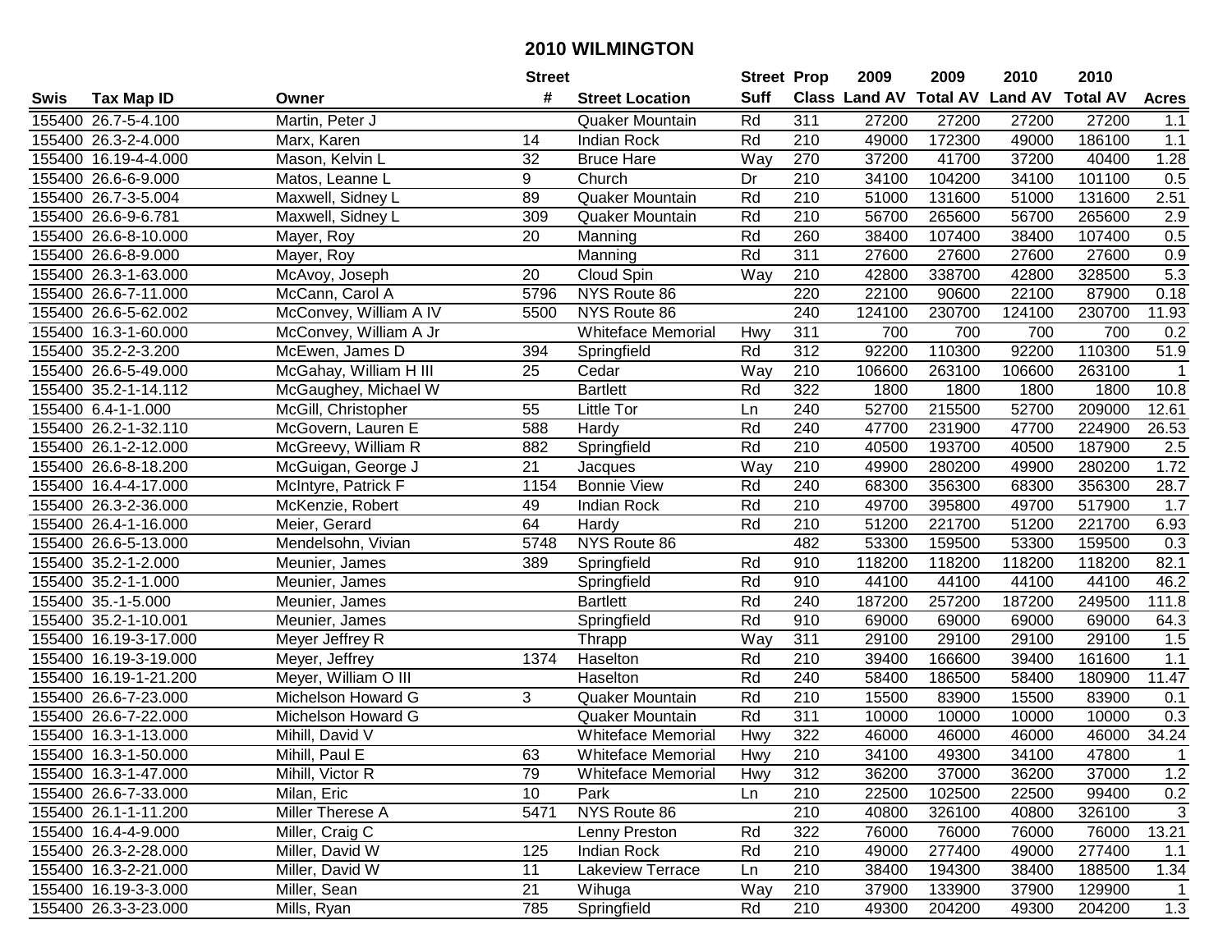# 2010 WILMINGTON

| Swis | Tax Map ID | Owner | Street # | Street Location | Street Suff | Prop Class | 2009 Land AV | 2009 Total AV | 2010 Land AV | 2010 Total AV | Acres |
|---|---|---|---|---|---|---|---|---|---|---|---|
| 155400 | 26.7-5-4.100 | Martin, Peter J | | Quaker Mountain | Rd | 311 | 27200 | 27200 | 27200 | 27200 | 1.1 |
| 155400 | 26.3-2-4.000 | Marx, Karen | 14 | Indian Rock | Rd | 210 | 49000 | 172300 | 49000 | 186100 | 1.1 |
| 155400 | 16.19-4-4.000 | Mason, Kelvin L | 32 | Bruce Hare | Way | 270 | 37200 | 41700 | 37200 | 40400 | 1.28 |
| 155400 | 26.6-6-9.000 | Matos, Leanne L | 9 | Church | Dr | 210 | 34100 | 104200 | 34100 | 101100 | 0.5 |
| 155400 | 26.7-3-5.004 | Maxwell, Sidney L | 89 | Quaker Mountain | Rd | 210 | 51000 | 131600 | 51000 | 131600 | 2.51 |
| 155400 | 26.6-9-6.781 | Maxwell, Sidney L | 309 | Quaker Mountain | Rd | 210 | 56700 | 265600 | 56700 | 265600 | 2.9 |
| 155400 | 26.6-8-10.000 | Mayer, Roy | 20 | Manning | Rd | 260 | 38400 | 107400 | 38400 | 107400 | 0.5 |
| 155400 | 26.6-8-9.000 | Mayer, Roy | | Manning | Rd | 311 | 27600 | 27600 | 27600 | 27600 | 0.9 |
| 155400 | 26.3-1-63.000 | McAvoy, Joseph | 20 | Cloud Spin | Way | 210 | 42800 | 338700 | 42800 | 328500 | 5.3 |
| 155400 | 26.6-7-11.000 | McCann, Carol A | 5796 | NYS Route 86 | | 220 | 22100 | 90600 | 22100 | 87900 | 0.18 |
| 155400 | 26.6-5-62.002 | McConvey, William A IV | 5500 | NYS Route 86 | | 240 | 124100 | 230700 | 124100 | 230700 | 11.93 |
| 155400 | 16.3-1-60.000 | McConvey, William A Jr | | Whiteface Memorial | Hwy | 311 | 700 | 700 | 700 | 700 | 0.2 |
| 155400 | 35.2-2-3.200 | McEwen, James D | 394 | Springfield | Rd | 312 | 92200 | 110300 | 92200 | 110300 | 51.9 |
| 155400 | 26.6-5-49.000 | McGahay, William H III | 25 | Cedar | Way | 210 | 106600 | 263100 | 106600 | 263100 | 1 |
| 155400 | 35.2-1-14.112 | McGaughey, Michael W | | Bartlett | Rd | 322 | 1800 | 1800 | 1800 | 1800 | 10.8 |
| 155400 | 6.4-1-1.000 | McGill, Christopher | 55 | Little Tor | Ln | 240 | 52700 | 215500 | 52700 | 209000 | 12.61 |
| 155400 | 26.2-1-32.110 | McGovern, Lauren E | 588 | Hardy | Rd | 240 | 47700 | 231900 | 47700 | 224900 | 26.53 |
| 155400 | 26.1-2-12.000 | McGreevy, William R | 882 | Springfield | Rd | 210 | 40500 | 193700 | 40500 | 187900 | 2.5 |
| 155400 | 26.6-8-18.200 | McGuigan, George J | 21 | Jacques | Way | 210 | 49900 | 280200 | 49900 | 280200 | 1.72 |
| 155400 | 16.4-4-17.000 | McIntyre, Patrick F | 1154 | Bonnie View | Rd | 240 | 68300 | 356300 | 68300 | 356300 | 28.7 |
| 155400 | 26.3-2-36.000 | McKenzie, Robert | 49 | Indian Rock | Rd | 210 | 49700 | 395800 | 49700 | 517900 | 1.7 |
| 155400 | 26.4-1-16.000 | Meier, Gerard | 64 | Hardy | Rd | 210 | 51200 | 221700 | 51200 | 221700 | 6.93 |
| 155400 | 26.6-5-13.000 | Mendelsohn, Vivian | 5748 | NYS Route 86 | | 482 | 53300 | 159500 | 53300 | 159500 | 0.3 |
| 155400 | 35.2-1-2.000 | Meunier, James | 389 | Springfield | Rd | 910 | 118200 | 118200 | 118200 | 118200 | 82.1 |
| 155400 | 35.2-1-1.000 | Meunier, James | | Springfield | Rd | 910 | 44100 | 44100 | 44100 | 44100 | 46.2 |
| 155400 | 35.-1-5.000 | Meunier, James | | Bartlett | Rd | 240 | 187200 | 257200 | 187200 | 249500 | 111.8 |
| 155400 | 35.2-1-10.001 | Meunier, James | | Springfield | Rd | 910 | 69000 | 69000 | 69000 | 69000 | 64.3 |
| 155400 | 16.19-3-17.000 | Meyer Jeffrey R | | Thrapp | Way | 311 | 29100 | 29100 | 29100 | 29100 | 1.5 |
| 155400 | 16.19-3-19.000 | Meyer, Jeffrey | 1374 | Haselton | Rd | 210 | 39400 | 166600 | 39400 | 161600 | 1.1 |
| 155400 | 16.19-1-21.200 | Meyer, William O III | | Haselton | Rd | 240 | 58400 | 186500 | 58400 | 180900 | 11.47 |
| 155400 | 26.6-7-23.000 | Michelson Howard G | 3 | Quaker Mountain | Rd | 210 | 15500 | 83900 | 15500 | 83900 | 0.1 |
| 155400 | 26.6-7-22.000 | Michelson Howard G | | Quaker Mountain | Rd | 311 | 10000 | 10000 | 10000 | 10000 | 0.3 |
| 155400 | 16.3-1-13.000 | Mihill, David V | | Whiteface Memorial | Hwy | 322 | 46000 | 46000 | 46000 | 46000 | 34.24 |
| 155400 | 16.3-1-50.000 | Mihill, Paul E | 63 | Whiteface Memorial | Hwy | 210 | 34100 | 49300 | 34100 | 47800 | 1 |
| 155400 | 16.3-1-47.000 | Mihill, Victor R | 79 | Whiteface Memorial | Hwy | 312 | 36200 | 37000 | 36200 | 37000 | 1.2 |
| 155400 | 26.6-7-33.000 | Milan, Eric | 10 | Park | Ln | 210 | 22500 | 102500 | 22500 | 99400 | 0.2 |
| 155400 | 26.1-1-11.200 | Miller Therese A | 5471 | NYS Route 86 | | 210 | 40800 | 326100 | 40800 | 326100 | 3 |
| 155400 | 16.4-4-9.000 | Miller, Craig C | | Lenny Preston | Rd | 322 | 76000 | 76000 | 76000 | 76000 | 13.21 |
| 155400 | 26.3-2-28.000 | Miller, David W | 125 | Indian Rock | Rd | 210 | 49000 | 277400 | 49000 | 277400 | 1.1 |
| 155400 | 16.3-2-21.000 | Miller, David W | 11 | Lakeview Terrace | Ln | 210 | 38400 | 194300 | 38400 | 188500 | 1.34 |
| 155400 | 16.19-3-3.000 | Miller, Sean | 21 | Wihuga | Way | 210 | 37900 | 133900 | 37900 | 129900 | 1 |
| 155400 | 26.3-3-23.000 | Mills, Ryan | 785 | Springfield | Rd | 210 | 49300 | 204200 | 49300 | 204200 | 1.3 |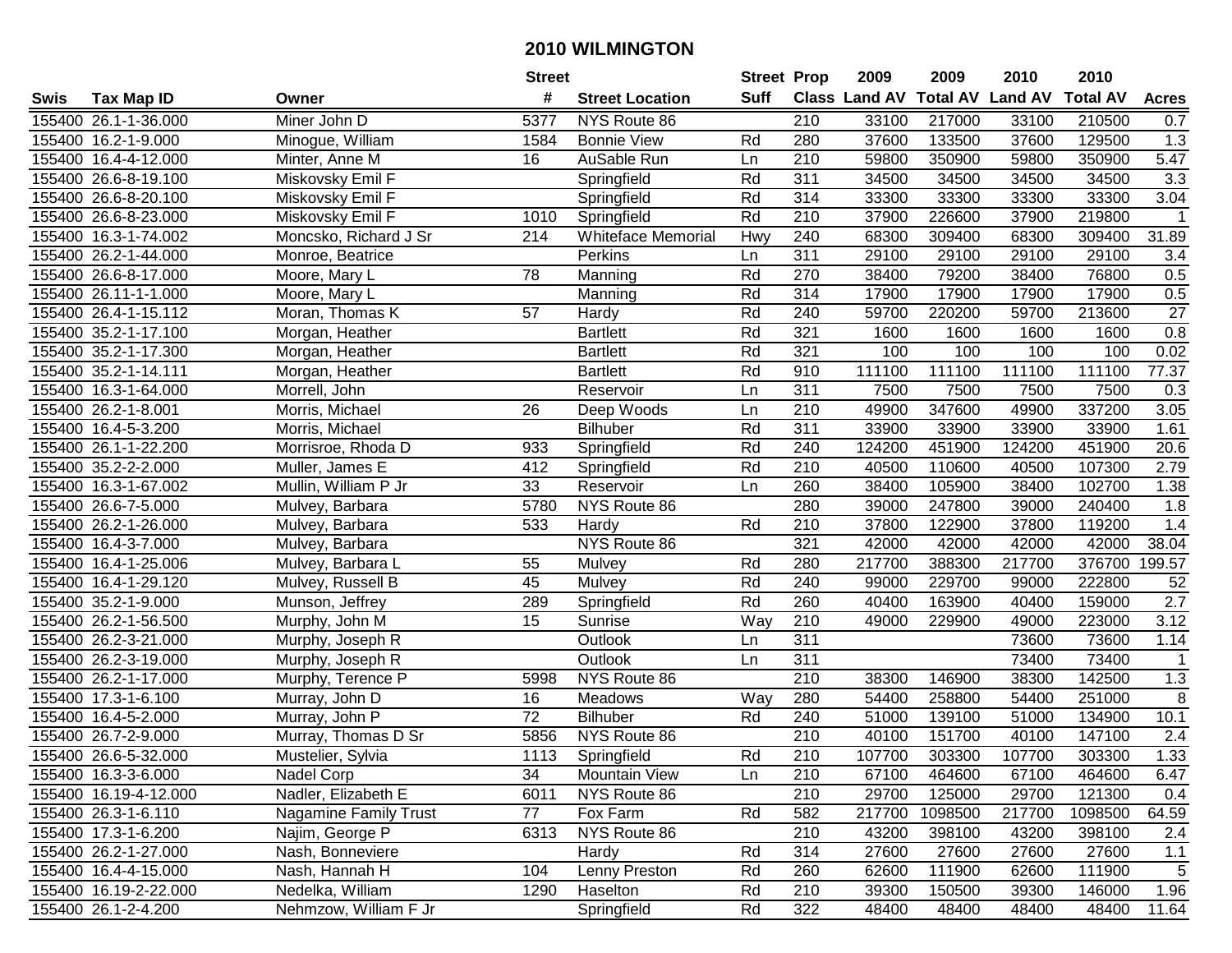# 2010 WILMINGTON

| Swis | Tax Map ID | Owner | Street # | Street Location | Street Suff | Prop Class | 2009 Land AV | 2009 Total AV | 2010 Land AV | 2010 Total AV | Acres |
|---|---|---|---|---|---|---|---|---|---|---|---|
| 155400 | 26.1-1-36.000 | Miner John D | 5377 | NYS Route 86 | | 210 | 33100 | 217000 | 33100 | 210500 | 0.7 |
| 155400 | 16.2-1-9.000 | Minogue, William | 1584 | Bonnie View | Rd | 280 | 37600 | 133500 | 37600 | 129500 | 1.3 |
| 155400 | 16.4-4-12.000 | Minter, Anne M | 16 | AuSable Run | Ln | 210 | 59800 | 350900 | 59800 | 350900 | 5.47 |
| 155400 | 26.6-8-19.100 | Miskovsky Emil F | | Springfield | Rd | 311 | 34500 | 34500 | 34500 | 34500 | 3.3 |
| 155400 | 26.6-8-20.100 | Miskovsky Emil F | | Springfield | Rd | 314 | 33300 | 33300 | 33300 | 33300 | 3.04 |
| 155400 | 26.6-8-23.000 | Miskovsky Emil F | 1010 | Springfield | Rd | 210 | 37900 | 226600 | 37900 | 219800 | 1 |
| 155400 | 16.3-1-74.002 | Moncsko, Richard J Sr | 214 | Whiteface Memorial | Hwy | 240 | 68300 | 309400 | 68300 | 309400 | 31.89 |
| 155400 | 26.2-1-44.000 | Monroe, Beatrice | | Perkins | Ln | 311 | 29100 | 29100 | 29100 | 29100 | 3.4 |
| 155400 | 26.6-8-17.000 | Moore, Mary L | 78 | Manning | Rd | 270 | 38400 | 79200 | 38400 | 76800 | 0.5 |
| 155400 | 26.11-1-1.000 | Moore, Mary L | | Manning | Rd | 314 | 17900 | 17900 | 17900 | 17900 | 0.5 |
| 155400 | 26.4-1-15.112 | Moran, Thomas K | 57 | Hardy | Rd | 240 | 59700 | 220200 | 59700 | 213600 | 27 |
| 155400 | 35.2-1-17.100 | Morgan, Heather | | Bartlett | Rd | 321 | 1600 | 1600 | 1600 | 1600 | 0.8 |
| 155400 | 35.2-1-17.300 | Morgan, Heather | | Bartlett | Rd | 321 | 100 | 100 | 100 | 100 | 0.02 |
| 155400 | 35.2-1-14.111 | Morgan, Heather | | Bartlett | Rd | 910 | 111100 | 111100 | 111100 | 111100 | 77.37 |
| 155400 | 16.3-1-64.000 | Morrell, John | | Reservoir | Ln | 311 | 7500 | 7500 | 7500 | 7500 | 0.3 |
| 155400 | 26.2-1-8.001 | Morris, Michael | 26 | Deep Woods | Ln | 210 | 49900 | 347600 | 49900 | 337200 | 3.05 |
| 155400 | 16.4-5-3.200 | Morris, Michael | | Bilhuber | Rd | 311 | 33900 | 33900 | 33900 | 33900 | 1.61 |
| 155400 | 26.1-1-22.200 | Morrisroe, Rhoda D | 933 | Springfield | Rd | 240 | 124200 | 451900 | 124200 | 451900 | 20.6 |
| 155400 | 35.2-2-2.000 | Muller, James E | 412 | Springfield | Rd | 210 | 40500 | 110600 | 40500 | 107300 | 2.79 |
| 155400 | 16.3-1-67.002 | Mullin, William P Jr | 33 | Reservoir | Ln | 260 | 38400 | 105900 | 38400 | 102700 | 1.38 |
| 155400 | 26.6-7-5.000 | Mulvey, Barbara | 5780 | NYS Route 86 | | 280 | 39000 | 247800 | 39000 | 240400 | 1.8 |
| 155400 | 26.2-1-26.000 | Mulvey, Barbara | 533 | Hardy | Rd | 210 | 37800 | 122900 | 37800 | 119200 | 1.4 |
| 155400 | 16.4-3-7.000 | Mulvey, Barbara | | NYS Route 86 | | 321 | 42000 | 42000 | 42000 | 42000 | 38.04 |
| 155400 | 16.4-1-25.006 | Mulvey, Barbara L | 55 | Mulvey | Rd | 280 | 217700 | 388300 | 217700 | 376700 | 199.57 |
| 155400 | 16.4-1-29.120 | Mulvey, Russell B | 45 | Mulvey | Rd | 240 | 99000 | 229700 | 99000 | 222800 | 52 |
| 155400 | 35.2-1-9.000 | Munson, Jeffrey | 289 | Springfield | Rd | 260 | 40400 | 163900 | 40400 | 159000 | 2.7 |
| 155400 | 26.2-1-56.500 | Murphy, John M | 15 | Sunrise | Way | 210 | 49000 | 229900 | 49000 | 223000 | 3.12 |
| 155400 | 26.2-3-21.000 | Murphy, Joseph R | | Outlook | Ln | 311 | | | 73600 | 73600 | 1.14 |
| 155400 | 26.2-3-19.000 | Murphy, Joseph R | | Outlook | Ln | 311 | | | 73400 | 73400 | 1 |
| 155400 | 26.2-1-17.000 | Murphy, Terence P | 5998 | NYS Route 86 | | 210 | 38300 | 146900 | 38300 | 142500 | 1.3 |
| 155400 | 17.3-1-6.100 | Murray, John D | 16 | Meadows | Way | 280 | 54400 | 258800 | 54400 | 251000 | 8 |
| 155400 | 16.4-5-2.000 | Murray, John P | 72 | Bilhuber | Rd | 240 | 51000 | 139100 | 51000 | 134900 | 10.1 |
| 155400 | 26.7-2-9.000 | Murray, Thomas D Sr | 5856 | NYS Route 86 | | 210 | 40100 | 151700 | 40100 | 147100 | 2.4 |
| 155400 | 26.6-5-32.000 | Mustelier, Sylvia | 1113 | Springfield | Rd | 210 | 107700 | 303300 | 107700 | 303300 | 1.33 |
| 155400 | 16.3-3-6.000 | Nadel Corp | 34 | Mountain View | Ln | 210 | 67100 | 464600 | 67100 | 464600 | 6.47 |
| 155400 | 16.19-4-12.000 | Nadler, Elizabeth E | 6011 | NYS Route 86 | | 210 | 29700 | 125000 | 29700 | 121300 | 0.4 |
| 155400 | 26.3-1-6.110 | Nagamine Family Trust | 77 | Fox Farm | Rd | 582 | 217700 | 1098500 | 217700 | 1098500 | 64.59 |
| 155400 | 17.3-1-6.200 | Najim, George P | 6313 | NYS Route 86 | | 210 | 43200 | 398100 | 43200 | 398100 | 2.4 |
| 155400 | 26.2-1-27.000 | Nash, Bonneviere | | Hardy | Rd | 314 | 27600 | 27600 | 27600 | 27600 | 1.1 |
| 155400 | 16.4-4-15.000 | Nash, Hannah H | 104 | Lenny Preston | Rd | 260 | 62600 | 111900 | 62600 | 111900 | 5 |
| 155400 | 16.19-2-22.000 | Nedelka, William | 1290 | Haselton | Rd | 210 | 39300 | 150500 | 39300 | 146000 | 1.96 |
| 155400 | 26.1-2-4.200 | Nehmzow, William F Jr | | Springfield | Rd | 322 | 48400 | 48400 | 48400 | 48400 | 11.64 |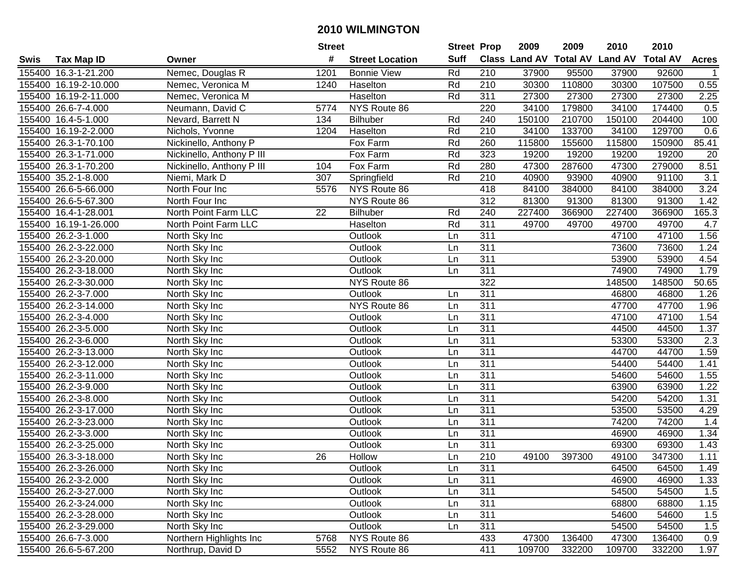# 2010 WILMINGTON

| Swis | Tax Map ID | Owner | Street # | Street Location | Street Suff | Prop Class | 2009 Land AV | 2009 Total AV | 2010 Land AV | 2010 Total AV | Acres |
|---|---|---|---|---|---|---|---|---|---|---|---|
| 155400 | 16.3-1-21.200 | Nemec, Douglas R | 1201 | Bonnie View | Rd | 210 | 37900 | 95500 | 37900 | 92600 | 1 |
| 155400 | 16.19-2-10.000 | Nemec, Veronica M | 1240 | Haselton | Rd | 210 | 30300 | 110800 | 30300 | 107500 | 0.55 |
| 155400 | 16.19-2-11.000 | Nemec, Veronica M | | Haselton | Rd | 311 | 27300 | 27300 | 27300 | 27300 | 2.25 |
| 155400 | 26.6-7-4.000 | Neumann, David C | 5774 | NYS Route 86 | | 220 | 34100 | 179800 | 34100 | 174400 | 0.5 |
| 155400 | 16.4-5-1.000 | Nevard, Barrett N | 134 | Bilhuber | Rd | 240 | 150100 | 210700 | 150100 | 204400 | 100 |
| 155400 | 16.19-2-2.000 | Nichols, Yvonne | 1204 | Haselton | Rd | 210 | 34100 | 133700 | 34100 | 129700 | 0.6 |
| 155400 | 26.3-1-70.100 | Nickinello, Anthony P | | Fox Farm | Rd | 260 | 115800 | 155600 | 115800 | 150900 | 85.41 |
| 155400 | 26.3-1-71.000 | Nickinello, Anthony P III | | Fox Farm | Rd | 323 | 19200 | 19200 | 19200 | 19200 | 20 |
| 155400 | 26.3-1-70.200 | Nickinello, Anthony P III | 104 | Fox Farm | Rd | 280 | 47300 | 287600 | 47300 | 279000 | 8.51 |
| 155400 | 35.2-1-8.000 | Niemi, Mark D | 307 | Springfield | Rd | 210 | 40900 | 93900 | 40900 | 91100 | 3.1 |
| 155400 | 26.6-5-66.000 | North Four Inc | 5576 | NYS Route 86 | | 418 | 84100 | 384000 | 84100 | 384000 | 3.24 |
| 155400 | 26.6-5-67.300 | North Four Inc | | NYS Route 86 | | 312 | 81300 | 91300 | 81300 | 91300 | 1.42 |
| 155400 | 16.4-1-28.001 | North Point Farm LLC | 22 | Bilhuber | Rd | 240 | 227400 | 366900 | 227400 | 366900 | 165.3 |
| 155400 | 16.19-1-26.000 | North Point Farm LLC | | Haselton | Rd | 311 | 49700 | 49700 | 49700 | 49700 | 4.7 |
| 155400 | 26.2-3-1.000 | North Sky Inc | | Outlook | Ln | 311 | | | 47100 | 47100 | 1.56 |
| 155400 | 26.2-3-22.000 | North Sky Inc | | Outlook | Ln | 311 | | | 73600 | 73600 | 1.24 |
| 155400 | 26.2-3-20.000 | North Sky Inc | | Outlook | Ln | 311 | | | 53900 | 53900 | 4.54 |
| 155400 | 26.2-3-18.000 | North Sky Inc | | Outlook | Ln | 311 | | | 74900 | 74900 | 1.79 |
| 155400 | 26.2-3-30.000 | North Sky Inc | | NYS Route 86 | | 322 | | | 148500 | 148500 | 50.65 |
| 155400 | 26.2-3-7.000 | North Sky Inc | | Outlook | Ln | 311 | | | 46800 | 46800 | 1.26 |
| 155400 | 26.2-3-14.000 | North Sky Inc | | NYS Route 86 | Ln | 311 | | | 47700 | 47700 | 1.96 |
| 155400 | 26.2-3-4.000 | North Sky Inc | | Outlook | Ln | 311 | | | 47100 | 47100 | 1.54 |
| 155400 | 26.2-3-5.000 | North Sky Inc | | Outlook | Ln | 311 | | | 44500 | 44500 | 1.37 |
| 155400 | 26.2-3-6.000 | North Sky Inc | | Outlook | Ln | 311 | | | 53300 | 53300 | 2.3 |
| 155400 | 26.2-3-13.000 | North Sky Inc | | Outlook | Ln | 311 | | | 44700 | 44700 | 1.59 |
| 155400 | 26.2-3-12.000 | North Sky Inc | | Outlook | Ln | 311 | | | 54400 | 54400 | 1.41 |
| 155400 | 26.2-3-11.000 | North Sky Inc | | Outlook | Ln | 311 | | | 54600 | 54600 | 1.55 |
| 155400 | 26.2-3-9.000 | North Sky Inc | | Outlook | Ln | 311 | | | 63900 | 63900 | 1.22 |
| 155400 | 26.2-3-8.000 | North Sky Inc | | Outlook | Ln | 311 | | | 54200 | 54200 | 1.31 |
| 155400 | 26.2-3-17.000 | North Sky Inc | | Outlook | Ln | 311 | | | 53500 | 53500 | 4.29 |
| 155400 | 26.2-3-23.000 | North Sky Inc | | Outlook | Ln | 311 | | | 74200 | 74200 | 1.4 |
| 155400 | 26.2-3-3.000 | North Sky Inc | | Outlook | Ln | 311 | | | 46900 | 46900 | 1.34 |
| 155400 | 26.2-3-25.000 | North Sky Inc | | Outlook | Ln | 311 | | | 69300 | 69300 | 1.43 |
| 155400 | 26.3-3-18.000 | North Sky Inc | 26 | Hollow | Ln | 210 | 49100 | 397300 | 49100 | 347300 | 1.11 |
| 155400 | 26.2-3-26.000 | North Sky Inc | | Outlook | Ln | 311 | | | 64500 | 64500 | 1.49 |
| 155400 | 26.2-3-2.000 | North Sky Inc | | Outlook | Ln | 311 | | | 46900 | 46900 | 1.33 |
| 155400 | 26.2-3-27.000 | North Sky Inc | | Outlook | Ln | 311 | | | 54500 | 54500 | 1.5 |
| 155400 | 26.2-3-24.000 | North Sky Inc | | Outlook | Ln | 311 | | | 68800 | 68800 | 1.15 |
| 155400 | 26.2-3-28.000 | North Sky Inc | | Outlook | Ln | 311 | | | 54600 | 54600 | 1.5 |
| 155400 | 26.2-3-29.000 | North Sky Inc | | Outlook | Ln | 311 | | | 54500 | 54500 | 1.5 |
| 155400 | 26.6-7-3.000 | Northern Highlights Inc | 5768 | NYS Route 86 | | 433 | 47300 | 136400 | 47300 | 136400 | 0.9 |
| 155400 | 26.6-5-67.200 | Northrup, David D | 5552 | NYS Route 86 | | 411 | 109700 | 332200 | 109700 | 332200 | 1.97 |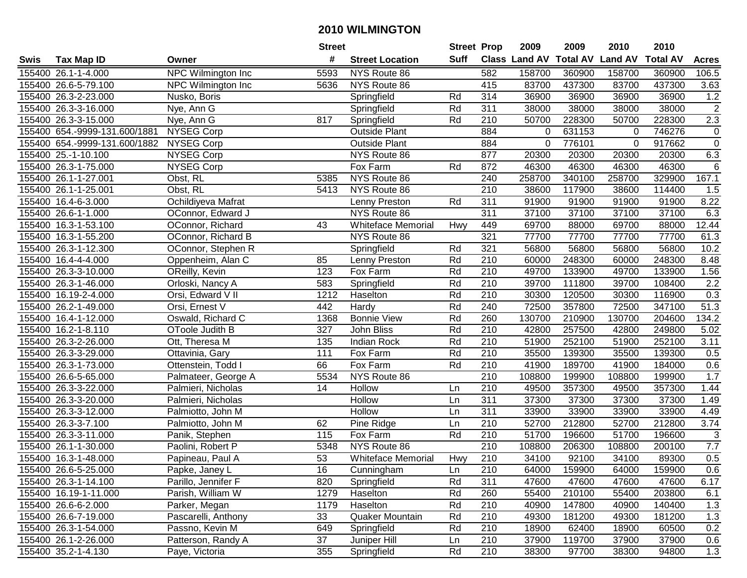# 2010 WILMINGTON

| Swis | Tax Map ID | Owner | Street # | Street Location | Street Suff | Prop Class | 2009 Land AV | 2009 Total AV | 2010 Land AV | 2010 Total AV | Acres |
|---|---|---|---|---|---|---|---|---|---|---|---|
| 155400 | 26.1-1-4.000 | NPC Wilmington Inc | 5593 | NYS Route 86 | | 582 | 158700 | 360900 | 158700 | 360900 | 106.5 |
| 155400 | 26.6-5-79.100 | NPC Wilmington Inc | 5636 | NYS Route 86 | | 415 | 83700 | 437300 | 83700 | 437300 | 3.63 |
| 155400 | 26.3-2-23.000 | Nusko, Boris | | Springfield | Rd | 314 | 36900 | 36900 | 36900 | 36900 | 1.2 |
| 155400 | 26.3-3-16.000 | Nye, Ann G | | Springfield | Rd | 311 | 38000 | 38000 | 38000 | 38000 | 2 |
| 155400 | 26.3-3-15.000 | Nye, Ann G | 817 | Springfield | Rd | 210 | 50700 | 228300 | 50700 | 228300 | 2.3 |
| 155400 | 654.-9999-131.600/1881 | NYSEG Corp | | Outside Plant | | 884 | 0 | 631153 | 0 | 746276 | 0 |
| 155400 | 654.-9999-131.600/1882 | NYSEG Corp | | Outside Plant | | 884 | 0 | 776101 | 0 | 917662 | 0 |
| 155400 | 25.-1-10.100 | NYSEG Corp | | NYS Route 86 | | 877 | 20300 | 20300 | 20300 | 20300 | 6.3 |
| 155400 | 26.3-1-75.000 | NYSEG Corp | | Fox Farm | Rd | 872 | 46300 | 46300 | 46300 | 46300 | 6 |
| 155400 | 26.1-1-27.001 | Obst, RL | 5385 | NYS Route 86 | | 240 | 258700 | 340100 | 258700 | 329900 | 167.1 |
| 155400 | 26.1-1-25.001 | Obst, RL | 5413 | NYS Route 86 | | 210 | 38600 | 117900 | 38600 | 114400 | 1.5 |
| 155400 | 16.4-6-3.000 | Ochildiyeva Mafrat | | Lenny Preston | Rd | 311 | 91900 | 91900 | 91900 | 91900 | 8.22 |
| 155400 | 26.6-1-1.000 | OConnor, Edward J | | NYS Route 86 | | 311 | 37100 | 37100 | 37100 | 37100 | 6.3 |
| 155400 | 16.3-1-53.100 | OConnor, Richard | 43 | Whiteface Memorial | Hwy | 449 | 69700 | 88000 | 69700 | 88000 | 12.44 |
| 155400 | 16.3-1-55.200 | OConnor, Richard B | | NYS Route 86 | | 321 | 77700 | 77700 | 77700 | 77700 | 61.3 |
| 155400 | 26.3-1-12.300 | OConnor, Stephen R | | Springfield | Rd | 321 | 56800 | 56800 | 56800 | 56800 | 10.2 |
| 155400 | 16.4-4-4.000 | Oppenheim, Alan C | 85 | Lenny Preston | Rd | 210 | 60000 | 248300 | 60000 | 248300 | 8.48 |
| 155400 | 26.3-3-10.000 | OReilly, Kevin | 123 | Fox Farm | Rd | 210 | 49700 | 133900 | 49700 | 133900 | 1.56 |
| 155400 | 26.3-1-46.000 | Orloski, Nancy A | 583 | Springfield | Rd | 210 | 39700 | 111800 | 39700 | 108400 | 2.2 |
| 155400 | 16.19-2-4.000 | Orsi, Edward V II | 1212 | Haselton | Rd | 210 | 30300 | 120500 | 30300 | 116900 | 0.3 |
| 155400 | 26.2-1-49.000 | Orsi, Ernest V | 442 | Hardy | Rd | 240 | 72500 | 357800 | 72500 | 347100 | 51.3 |
| 155400 | 16.4-1-12.000 | Oswald, Richard C | 1368 | Bonnie View | Rd | 260 | 130700 | 210900 | 130700 | 204600 | 134.2 |
| 155400 | 16.2-1-8.110 | OToole Judith B | 327 | John Bliss | Rd | 210 | 42800 | 257500 | 42800 | 249800 | 5.02 |
| 155400 | 26.3-2-26.000 | Ott, Theresa M | 135 | Indian Rock | Rd | 210 | 51900 | 252100 | 51900 | 252100 | 3.11 |
| 155400 | 26.3-3-29.000 | Ottavinia, Gary | 111 | Fox Farm | Rd | 210 | 35500 | 139300 | 35500 | 139300 | 0.5 |
| 155400 | 26.3-1-73.000 | Ottenstein, Todd I | 66 | Fox Farm | Rd | 210 | 41900 | 189700 | 41900 | 184000 | 0.6 |
| 155400 | 26.6-5-65.000 | Palmateer, George A | 5534 | NYS Route 86 | | 210 | 108800 | 199900 | 108800 | 199900 | 1.7 |
| 155400 | 26.3-3-22.000 | Palmieri, Nicholas | 14 | Hollow | Ln | 210 | 49500 | 357300 | 49500 | 357300 | 1.44 |
| 155400 | 26.3-3-20.000 | Palmieri, Nicholas | | Hollow | Ln | 311 | 37300 | 37300 | 37300 | 37300 | 1.49 |
| 155400 | 26.3-3-12.000 | Palmiotto, John M | | Hollow | Ln | 311 | 33900 | 33900 | 33900 | 33900 | 4.49 |
| 155400 | 26.3-3-7.100 | Palmiotto, John M | 62 | Pine Ridge | Ln | 210 | 52700 | 212800 | 52700 | 212800 | 3.74 |
| 155400 | 26.3-3-11.000 | Panik, Stephen | 115 | Fox Farm | Rd | 210 | 51700 | 196600 | 51700 | 196600 | 3 |
| 155400 | 26.1-1-30.000 | Paolini, Robert P | 5348 | NYS Route 86 | | 210 | 108800 | 206300 | 108800 | 200100 | 7.7 |
| 155400 | 16.3-1-48.000 | Papineau, Paul A | 53 | Whiteface Memorial | Hwy | 210 | 34100 | 92100 | 34100 | 89300 | 0.5 |
| 155400 | 26.6-5-25.000 | Papke, Janey L | 16 | Cunningham | Ln | 210 | 64000 | 159900 | 64000 | 159900 | 0.6 |
| 155400 | 26.3-1-14.100 | Parillo, Jennifer F | 820 | Springfield | Rd | 311 | 47600 | 47600 | 47600 | 47600 | 6.17 |
| 155400 | 16.19-1-11.000 | Parish, William W | 1279 | Haselton | Rd | 260 | 55400 | 210100 | 55400 | 203800 | 6.1 |
| 155400 | 26.6-6-2.000 | Parker, Megan | 1179 | Haselton | Rd | 210 | 40900 | 147800 | 40900 | 140400 | 1.3 |
| 155400 | 26.6-7-19.000 | Pascarelli, Anthony | 33 | Quaker Mountain | Rd | 210 | 49300 | 181200 | 49300 | 181200 | 1.3 |
| 155400 | 26.3-1-54.000 | Passno, Kevin M | 649 | Springfield | Rd | 210 | 18900 | 62400 | 18900 | 60500 | 0.2 |
| 155400 | 26.1-2-26.000 | Patterson, Randy A | 37 | Juniper Hill | Ln | 210 | 37900 | 119700 | 37900 | 37900 | 0.6 |
| 155400 | 35.2-1-4.130 | Paye, Victoria | 355 | Springfield | Rd | 210 | 38300 | 97700 | 38300 | 94800 | 1.3 |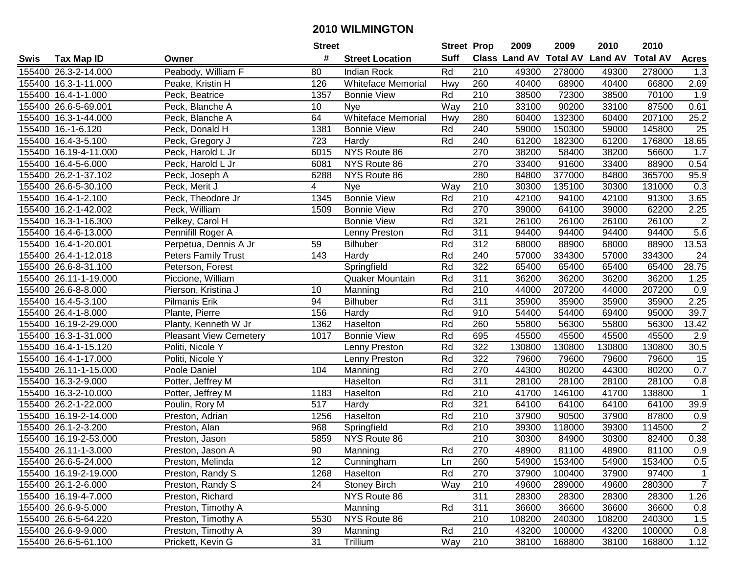# 2010 WILMINGTON

| Swis | Tax Map ID | Owner | Street # | Street Location | Street Suff | Prop Class | 2009 Land AV | 2009 Total AV | 2010 Land AV | 2010 Total AV | Acres |
|---|---|---|---|---|---|---|---|---|---|---|---|
| 155400 | 26.3-2-14.000 | Peabody, William F | 80 | Indian Rock | Rd | 210 | 49300 | 278000 | 49300 | 278000 | 1.3 |
| 155400 | 16.3-1-11.000 | Peake, Kristin H | 126 | Whiteface Memorial | Hwy | 260 | 40400 | 68900 | 40400 | 66800 | 2.69 |
| 155400 | 16.4-1-1.000 | Peck, Beatrice | 1357 | Bonnie View | Rd | 210 | 38500 | 72300 | 38500 | 70100 | 1.9 |
| 155400 | 26.6-5-69.001 | Peck, Blanche A | 10 | Nye | Way | 210 | 33100 | 90200 | 33100 | 87500 | 0.61 |
| 155400 | 16.3-1-44.000 | Peck, Blanche A | 64 | Whiteface Memorial | Hwy | 280 | 60400 | 132300 | 60400 | 207100 | 25.2 |
| 155400 | 16.-1-6.120 | Peck, Donald H | 1381 | Bonnie View | Rd | 240 | 59000 | 150300 | 59000 | 145800 | 25 |
| 155400 | 16.4-3-5.100 | Peck, Gregory J | 723 | Hardy | Rd | 240 | 61200 | 182300 | 61200 | 176800 | 18.65 |
| 155400 | 16.19-4-11.000 | Peck, Harold L Jr | 6015 | NYS Route 86 | | 270 | 38200 | 58400 | 38200 | 56600 | 1.7 |
| 155400 | 16.4-5-6.000 | Peck, Harold L Jr | 6081 | NYS Route 86 | | 270 | 33400 | 91600 | 33400 | 88900 | 0.54 |
| 155400 | 26.2-1-37.102 | Peck, Joseph A | 6288 | NYS Route 86 | | 280 | 84800 | 377000 | 84800 | 365700 | 95.9 |
| 155400 | 26.6-5-30.100 | Peck, Merit J | 4 | Nye | Way | 210 | 30300 | 135100 | 30300 | 131000 | 0.3 |
| 155400 | 16.4-1-2.100 | Peck, Theodore Jr | 1345 | Bonnie View | Rd | 210 | 42100 | 94100 | 42100 | 91300 | 3.65 |
| 155400 | 16.2-1-42.002 | Peck, William | 1509 | Bonnie View | Rd | 270 | 39000 | 64100 | 39000 | 62200 | 2.25 |
| 155400 | 16.3-1-16.300 | Pelkey, Carol H | | Bonnie View | Rd | 321 | 26100 | 26100 | 26100 | 26100 | 2 |
| 155400 | 16.4-6-13.000 | Pennifill Roger A | | Lenny Preston | Rd | 311 | 94400 | 94400 | 94400 | 94400 | 5.6 |
| 155400 | 16.4-1-20.001 | Perpetua, Dennis A Jr | 59 | Bilhuber | Rd | 312 | 68000 | 88900 | 68000 | 88900 | 13.53 |
| 155400 | 26.4-1-12.018 | Peters Family Trust | 143 | Hardy | Rd | 240 | 57000 | 334300 | 57000 | 334300 | 24 |
| 155400 | 26.6-8-31.100 | Peterson, Forest | | Springfield | Rd | 322 | 65400 | 65400 | 65400 | 65400 | 28.75 |
| 155400 | 26.11-1-19.000 | Piccione, William | | Quaker Mountain | Rd | 311 | 36200 | 36200 | 36200 | 36200 | 1.25 |
| 155400 | 26.6-8-8.000 | Pierson, Kristina J | 10 | Manning | Rd | 210 | 44000 | 207200 | 44000 | 207200 | 0.9 |
| 155400 | 16.4-5-3.100 | Pilmanis Erik | 94 | Bilhuber | Rd | 311 | 35900 | 35900 | 35900 | 35900 | 2.25 |
| 155400 | 26.4-1-8.000 | Plante, Pierre | 156 | Hardy | Rd | 910 | 54400 | 54400 | 69400 | 95000 | 39.7 |
| 155400 | 16.19-2-29.000 | Planty, Kenneth W Jr | 1362 | Haselton | Rd | 260 | 55800 | 56300 | 55800 | 56300 | 13.42 |
| 155400 | 16.3-1-31.000 | Pleasant View Cemetery | 1017 | Bonnie View | Rd | 695 | 45500 | 45500 | 45500 | 45500 | 2.9 |
| 155400 | 16.4-1-15.120 | Politi, Nicole Y | | Lenny Preston | Rd | 322 | 130800 | 130800 | 130800 | 130800 | 30.5 |
| 155400 | 16.4-1-17.000 | Politi, Nicole Y | | Lenny Preston | Rd | 322 | 79600 | 79600 | 79600 | 79600 | 15 |
| 155400 | 26.11-1-15.000 | Poole Daniel | 104 | Manning | Rd | 270 | 44300 | 80200 | 44300 | 80200 | 0.7 |
| 155400 | 16.3-2-9.000 | Potter, Jeffrey M | | Haselton | Rd | 311 | 28100 | 28100 | 28100 | 28100 | 0.8 |
| 155400 | 16.3-2-10.000 | Potter, Jeffrey M | 1183 | Haselton | Rd | 210 | 41700 | 146100 | 41700 | 138800 | 1 |
| 155400 | 26.2-1-22.000 | Poulin, Rory M | 517 | Hardy | Rd | 321 | 64100 | 64100 | 64100 | 64100 | 39.9 |
| 155400 | 16.19-2-14.000 | Preston, Adrian | 1256 | Haselton | Rd | 210 | 37900 | 90500 | 37900 | 87800 | 0.9 |
| 155400 | 26.1-2-3.200 | Preston, Alan | 968 | Springfield | Rd | 210 | 39300 | 118000 | 39300 | 114500 | 2 |
| 155400 | 16.19-2-53.000 | Preston, Jason | 5859 | NYS Route 86 | | 210 | 30300 | 84900 | 30300 | 82400 | 0.38 |
| 155400 | 26.11-1-3.000 | Preston, Jason A | 90 | Manning | Rd | 270 | 48900 | 81100 | 48900 | 81100 | 0.9 |
| 155400 | 26.6-5-24.000 | Preston, Melinda | 12 | Cunningham | Ln | 260 | 54900 | 153400 | 54900 | 153400 | 0.5 |
| 155400 | 16.19-2-19.000 | Preston, Randy S | 1268 | Haselton | Rd | 270 | 37900 | 100400 | 37900 | 97400 | 1 |
| 155400 | 26.1-2-6.000 | Preston, Randy S | 24 | Stoney Birch | Way | 210 | 49600 | 289000 | 49600 | 280300 | 7 |
| 155400 | 16.19-4-7.000 | Preston, Richard | | NYS Route 86 | | 311 | 28300 | 28300 | 28300 | 28300 | 1.26 |
| 155400 | 26.6-9-5.000 | Preston, Timothy A | | Manning | Rd | 311 | 36600 | 36600 | 36600 | 36600 | 0.8 |
| 155400 | 26.6-5-64.220 | Preston, Timothy A | 5530 | NYS Route 86 | | 210 | 108200 | 240300 | 108200 | 240300 | 1.5 |
| 155400 | 26.6-9-9.000 | Preston, Timothy A | 39 | Manning | Rd | 210 | 43200 | 100000 | 43200 | 100000 | 0.8 |
| 155400 | 26.6-5-61.100 | Prickett, Kevin G | 31 | Trillium | Way | 210 | 38100 | 168800 | 38100 | 168800 | 1.12 |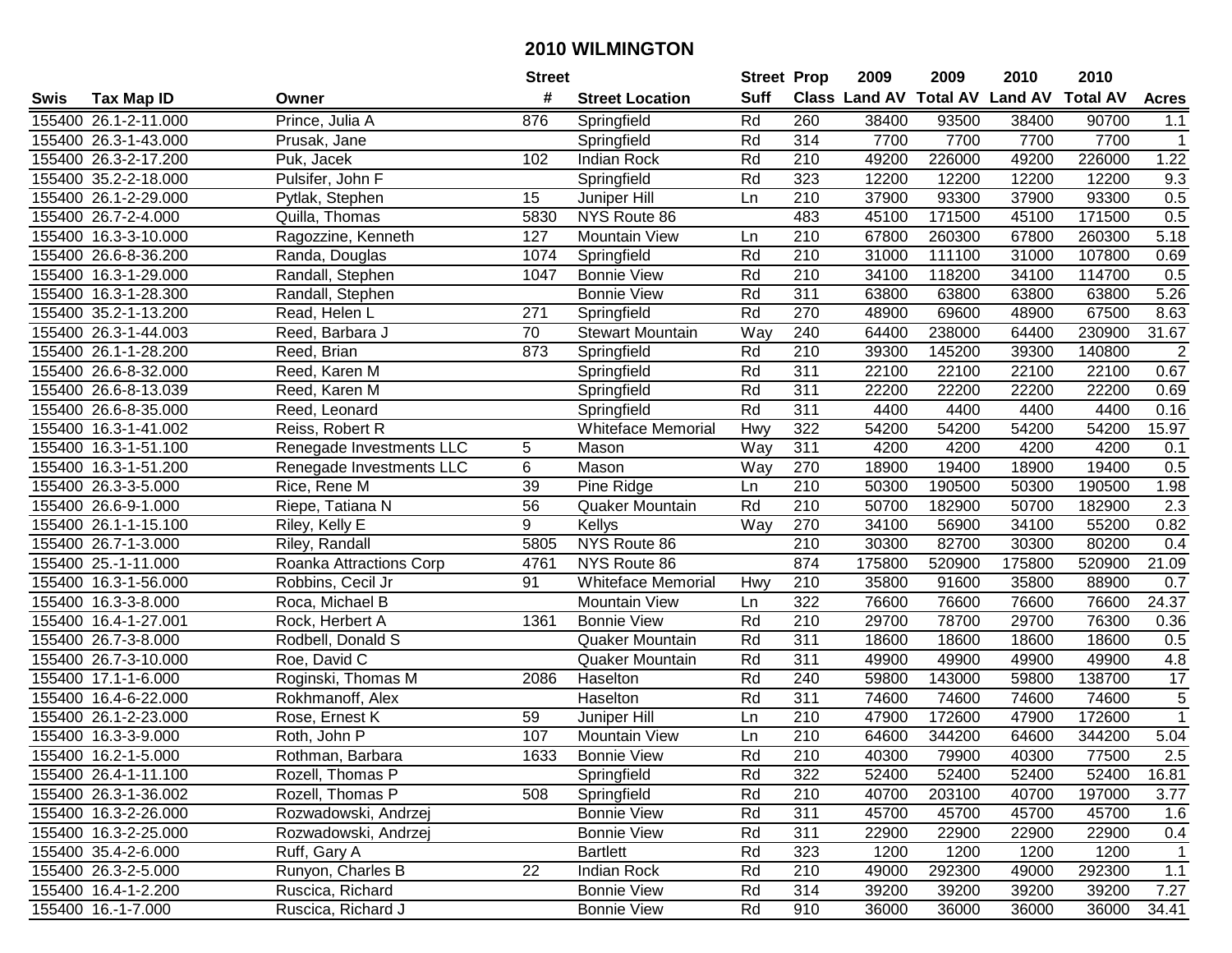# 2010 WILMINGTON

| Swis | Tax Map ID | Owner | Street # | Street Location | Street Suff | Prop Class | 2009 Land AV | 2009 Total AV | 2010 Land AV | 2010 Total AV | Acres |
|---|---|---|---|---|---|---|---|---|---|---|---|
| 155400 | 26.1-2-11.000 | Prince, Julia A | 876 | Springfield | Rd | 260 | 38400 | 93500 | 38400 | 90700 | 1.1 |
| 155400 | 26.3-1-43.000 | Prusak, Jane | | Springfield | Rd | 314 | 7700 | 7700 | 7700 | 7700 | 1 |
| 155400 | 26.3-2-17.200 | Puk, Jacek | 102 | Indian Rock | Rd | 210 | 49200 | 226000 | 49200 | 226000 | 1.22 |
| 155400 | 35.2-2-18.000 | Pulsifer, John F | | Springfield | Rd | 323 | 12200 | 12200 | 12200 | 12200 | 9.3 |
| 155400 | 26.1-2-29.000 | Pytlak, Stephen | 15 | Juniper Hill | Ln | 210 | 37900 | 93300 | 37900 | 93300 | 0.5 |
| 155400 | 26.7-2-4.000 | Quilla, Thomas | 5830 | NYS Route 86 | | 483 | 45100 | 171500 | 45100 | 171500 | 0.5 |
| 155400 | 16.3-3-10.000 | Ragozzine, Kenneth | 127 | Mountain View | Ln | 210 | 67800 | 260300 | 67800 | 260300 | 5.18 |
| 155400 | 26.6-8-36.200 | Randa, Douglas | 1074 | Springfield | Rd | 210 | 31000 | 111100 | 31000 | 107800 | 0.69 |
| 155400 | 16.3-1-29.000 | Randall, Stephen | 1047 | Bonnie View | Rd | 210 | 34100 | 118200 | 34100 | 114700 | 0.5 |
| 155400 | 16.3-1-28.300 | Randall, Stephen | | Bonnie View | Rd | 311 | 63800 | 63800 | 63800 | 63800 | 5.26 |
| 155400 | 35.2-1-13.200 | Read, Helen L | 271 | Springfield | Rd | 270 | 48900 | 69600 | 48900 | 67500 | 8.63 |
| 155400 | 26.3-1-44.003 | Reed, Barbara J | 70 | Stewart Mountain | Way | 240 | 64400 | 238000 | 64400 | 230900 | 31.67 |
| 155400 | 26.1-1-28.200 | Reed, Brian | 873 | Springfield | Rd | 210 | 39300 | 145200 | 39300 | 140800 | 2 |
| 155400 | 26.6-8-32.000 | Reed, Karen M | | Springfield | Rd | 311 | 22100 | 22100 | 22100 | 22100 | 0.67 |
| 155400 | 26.6-8-13.039 | Reed, Karen M | | Springfield | Rd | 311 | 22200 | 22200 | 22200 | 22200 | 0.69 |
| 155400 | 26.6-8-35.000 | Reed, Leonard | | Springfield | Rd | 311 | 4400 | 4400 | 4400 | 4400 | 0.16 |
| 155400 | 16.3-1-41.002 | Reiss, Robert R | | Whiteface Memorial | Hwy | 322 | 54200 | 54200 | 54200 | 54200 | 15.97 |
| 155400 | 16.3-1-51.100 | Renegade Investments LLC | 5 | Mason | Way | 311 | 4200 | 4200 | 4200 | 4200 | 0.1 |
| 155400 | 16.3-1-51.200 | Renegade Investments LLC | 6 | Mason | Way | 270 | 18900 | 19400 | 18900 | 19400 | 0.5 |
| 155400 | 26.3-3-5.000 | Rice, Rene M | 39 | Pine Ridge | Ln | 210 | 50300 | 190500 | 50300 | 190500 | 1.98 |
| 155400 | 26.6-9-1.000 | Riepe, Tatiana N | 56 | Quaker Mountain | Rd | 210 | 50700 | 182900 | 50700 | 182900 | 2.3 |
| 155400 | 26.1-1-15.100 | Riley, Kelly E | 9 | Kellys | Way | 270 | 34100 | 56900 | 34100 | 55200 | 0.82 |
| 155400 | 26.7-1-3.000 | Riley, Randall | 5805 | NYS Route 86 | | 210 | 30300 | 82700 | 30300 | 80200 | 0.4 |
| 155400 | 25.-1-11.000 | Roanka Attractions Corp | 4761 | NYS Route 86 | | 874 | 175800 | 520900 | 175800 | 520900 | 21.09 |
| 155400 | 16.3-1-56.000 | Robbins, Cecil Jr | 91 | Whiteface Memorial | Hwy | 210 | 35800 | 91600 | 35800 | 88900 | 0.7 |
| 155400 | 16.3-3-8.000 | Roca, Michael B | | Mountain View | Ln | 322 | 76600 | 76600 | 76600 | 76600 | 24.37 |
| 155400 | 16.4-1-27.001 | Rock, Herbert A | 1361 | Bonnie View | Rd | 210 | 29700 | 78700 | 29700 | 76300 | 0.36 |
| 155400 | 26.7-3-8.000 | Rodbell, Donald S | | Quaker Mountain | Rd | 311 | 18600 | 18600 | 18600 | 18600 | 0.5 |
| 155400 | 26.7-3-10.000 | Roe, David C | | Quaker Mountain | Rd | 311 | 49900 | 49900 | 49900 | 49900 | 4.8 |
| 155400 | 17.1-1-6.000 | Roginski, Thomas M | 2086 | Haselton | Rd | 240 | 59800 | 143000 | 59800 | 138700 | 17 |
| 155400 | 16.4-6-22.000 | Rokhmanoff, Alex | | Haselton | Rd | 311 | 74600 | 74600 | 74600 | 74600 | 5 |
| 155400 | 26.1-2-23.000 | Rose, Ernest K | 59 | Juniper Hill | Ln | 210 | 47900 | 172600 | 47900 | 172600 | 1 |
| 155400 | 16.3-3-9.000 | Roth, John P | 107 | Mountain View | Ln | 210 | 64600 | 344200 | 64600 | 344200 | 5.04 |
| 155400 | 16.2-1-5.000 | Rothman, Barbara | 1633 | Bonnie View | Rd | 210 | 40300 | 79900 | 40300 | 77500 | 2.5 |
| 155400 | 26.4-1-11.100 | Rozell, Thomas P | | Springfield | Rd | 322 | 52400 | 52400 | 52400 | 52400 | 16.81 |
| 155400 | 26.3-1-36.002 | Rozell, Thomas P | 508 | Springfield | Rd | 210 | 40700 | 203100 | 40700 | 197000 | 3.77 |
| 155400 | 16.3-2-26.000 | Rozwadowski, Andrzej | | Bonnie View | Rd | 311 | 45700 | 45700 | 45700 | 45700 | 1.6 |
| 155400 | 16.3-2-25.000 | Rozwadowski, Andrzej | | Bonnie View | Rd | 311 | 22900 | 22900 | 22900 | 22900 | 0.4 |
| 155400 | 35.4-2-6.000 | Ruff, Gary A | | Bartlett | Rd | 323 | 1200 | 1200 | 1200 | 1200 | 1 |
| 155400 | 26.3-2-5.000 | Runyon, Charles B | 22 | Indian Rock | Rd | 210 | 49000 | 292300 | 49000 | 292300 | 1.1 |
| 155400 | 16.4-1-2.200 | Ruscica, Richard | | Bonnie View | Rd | 314 | 39200 | 39200 | 39200 | 39200 | 7.27 |
| 155400 | 16.-1-7.000 | Ruscica, Richard J | | Bonnie View | Rd | 910 | 36000 | 36000 | 36000 | 36000 | 34.41 |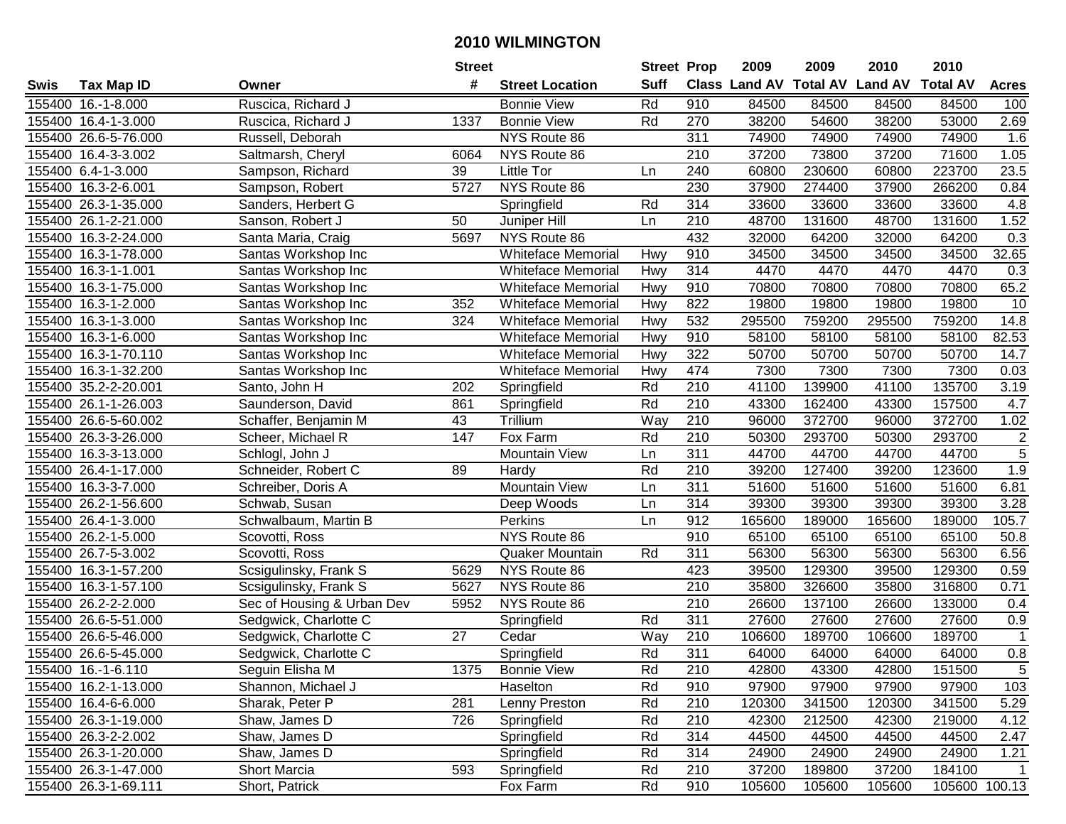# 2010 WILMINGTON

| Swis | Tax Map ID | Owner | Street # | Street Location | Street Suff | Prop Class | 2009 Land AV | 2009 Total AV | 2010 Land AV | 2010 Total AV | Acres |
|---|---|---|---|---|---|---|---|---|---|---|---|
| 155400 | 16.-1-8.000 | Ruscica, Richard J | | Bonnie View | Rd | 910 | 84500 | 84500 | 84500 | 84500 | 100 |
| 155400 | 16.4-1-3.000 | Ruscica, Richard J | 1337 | Bonnie View | Rd | 270 | 38200 | 54600 | 38200 | 53000 | 2.69 |
| 155400 | 26.6-5-76.000 | Russell, Deborah | | NYS Route 86 | | 311 | 74900 | 74900 | 74900 | 74900 | 1.6 |
| 155400 | 16.4-3-3.002 | Saltmarsh, Cheryl | 6064 | NYS Route 86 | | 210 | 37200 | 73800 | 37200 | 71600 | 1.05 |
| 155400 | 6.4-1-3.000 | Sampson, Richard | 39 | Little Tor | Ln | 240 | 60800 | 230600 | 60800 | 223700 | 23.5 |
| 155400 | 16.3-2-6.001 | Sampson, Robert | 5727 | NYS Route 86 | | 230 | 37900 | 274400 | 37900 | 266200 | 0.84 |
| 155400 | 26.3-1-35.000 | Sanders, Herbert G | | Springfield | Rd | 314 | 33600 | 33600 | 33600 | 33600 | 4.8 |
| 155400 | 26.1-2-21.000 | Sanson, Robert J | 50 | Juniper Hill | Ln | 210 | 48700 | 131600 | 48700 | 131600 | 1.52 |
| 155400 | 16.3-2-24.000 | Santa Maria, Craig | 5697 | NYS Route 86 | | 432 | 32000 | 64200 | 32000 | 64200 | 0.3 |
| 155400 | 16.3-1-78.000 | Santas Workshop Inc | | Whiteface Memorial | Hwy | 910 | 34500 | 34500 | 34500 | 34500 | 32.65 |
| 155400 | 16.3-1-1.001 | Santas Workshop Inc | | Whiteface Memorial | Hwy | 314 | 4470 | 4470 | 4470 | 4470 | 0.3 |
| 155400 | 16.3-1-75.000 | Santas Workshop Inc | | Whiteface Memorial | Hwy | 910 | 70800 | 70800 | 70800 | 70800 | 65.2 |
| 155400 | 16.3-1-2.000 | Santas Workshop Inc | 352 | Whiteface Memorial | Hwy | 822 | 19800 | 19800 | 19800 | 19800 | 10 |
| 155400 | 16.3-1-3.000 | Santas Workshop Inc | 324 | Whiteface Memorial | Hwy | 532 | 295500 | 759200 | 295500 | 759200 | 14.8 |
| 155400 | 16.3-1-6.000 | Santas Workshop Inc | | Whiteface Memorial | Hwy | 910 | 58100 | 58100 | 58100 | 58100 | 82.53 |
| 155400 | 16.3-1-70.110 | Santas Workshop Inc | | Whiteface Memorial | Hwy | 322 | 50700 | 50700 | 50700 | 50700 | 14.7 |
| 155400 | 16.3-1-32.200 | Santas Workshop Inc | | Whiteface Memorial | Hwy | 474 | 7300 | 7300 | 7300 | 7300 | 0.03 |
| 155400 | 35.2-2-20.001 | Santo, John H | 202 | Springfield | Rd | 210 | 41100 | 139900 | 41100 | 135700 | 3.19 |
| 155400 | 26.1-1-26.003 | Saunderson, David | 861 | Springfield | Rd | 210 | 43300 | 162400 | 43300 | 157500 | 4.7 |
| 155400 | 26.6-5-60.002 | Schaffer, Benjamin M | 43 | Trillium | Way | 210 | 96000 | 372700 | 96000 | 372700 | 1.02 |
| 155400 | 26.3-3-26.000 | Scheer, Michael R | 147 | Fox Farm | Rd | 210 | 50300 | 293700 | 50300 | 293700 | 2 |
| 155400 | 16.3-3-13.000 | Schlogl, John J | | Mountain View | Ln | 311 | 44700 | 44700 | 44700 | 44700 | 5 |
| 155400 | 26.4-1-17.000 | Schneider, Robert C | 89 | Hardy | Rd | 210 | 39200 | 127400 | 39200 | 123600 | 1.9 |
| 155400 | 16.3-3-7.000 | Schreiber, Doris A | | Mountain View | Ln | 311 | 51600 | 51600 | 51600 | 51600 | 6.81 |
| 155400 | 26.2-1-56.600 | Schwab, Susan | | Deep Woods | Ln | 314 | 39300 | 39300 | 39300 | 39300 | 3.28 |
| 155400 | 26.4-1-3.000 | Schwalbaum, Martin B | | Perkins | Ln | 912 | 165600 | 189000 | 165600 | 189000 | 105.7 |
| 155400 | 26.2-1-5.000 | Scovotti, Ross | | NYS Route 86 | | 910 | 65100 | 65100 | 65100 | 65100 | 50.8 |
| 155400 | 26.7-5-3.002 | Scovotti, Ross | | Quaker Mountain | Rd | 311 | 56300 | 56300 | 56300 | 56300 | 6.56 |
| 155400 | 16.3-1-57.200 | Scsigulinsky, Frank S | 5629 | NYS Route 86 | | 423 | 39500 | 129300 | 39500 | 129300 | 0.59 |
| 155400 | 16.3-1-57.100 | Scsigulinsky, Frank S | 5627 | NYS Route 86 | | 210 | 35800 | 326600 | 35800 | 316800 | 0.71 |
| 155400 | 26.2-2-2.000 | Sec of Housing & Urban Dev | 5952 | NYS Route 86 | | 210 | 26600 | 137100 | 26600 | 133000 | 0.4 |
| 155400 | 26.6-5-51.000 | Sedgwick, Charlotte C | | Springfield | Rd | 311 | 27600 | 27600 | 27600 | 27600 | 0.9 |
| 155400 | 26.6-5-46.000 | Sedgwick, Charlotte C | 27 | Cedar | Way | 210 | 106600 | 189700 | 106600 | 189700 | 1 |
| 155400 | 26.6-5-45.000 | Sedgwick, Charlotte C | | Springfield | Rd | 311 | 64000 | 64000 | 64000 | 64000 | 0.8 |
| 155400 | 16.-1-6.110 | Seguin Elisha M | 1375 | Bonnie View | Rd | 210 | 42800 | 43300 | 42800 | 151500 | 5 |
| 155400 | 16.2-1-13.000 | Shannon, Michael J | | Haselton | Rd | 910 | 97900 | 97900 | 97900 | 97900 | 103 |
| 155400 | 16.4-6-6.000 | Sharak, Peter P | 281 | Lenny Preston | Rd | 210 | 120300 | 341500 | 120300 | 341500 | 5.29 |
| 155400 | 26.3-1-19.000 | Shaw, James D | 726 | Springfield | Rd | 210 | 42300 | 212500 | 42300 | 219000 | 4.12 |
| 155400 | 26.3-2-2.002 | Shaw, James D | | Springfield | Rd | 314 | 44500 | 44500 | 44500 | 44500 | 2.47 |
| 155400 | 26.3-1-20.000 | Shaw, James D | | Springfield | Rd | 314 | 24900 | 24900 | 24900 | 24900 | 1.21 |
| 155400 | 26.3-1-47.000 | Short Marcia | 593 | Springfield | Rd | 210 | 37200 | 189800 | 37200 | 184100 | 1 |
| 155400 | 26.3-1-69.111 | Short, Patrick | | Fox Farm | Rd | 910 | 105600 | 105600 | 105600 | 105600 | 100.13 |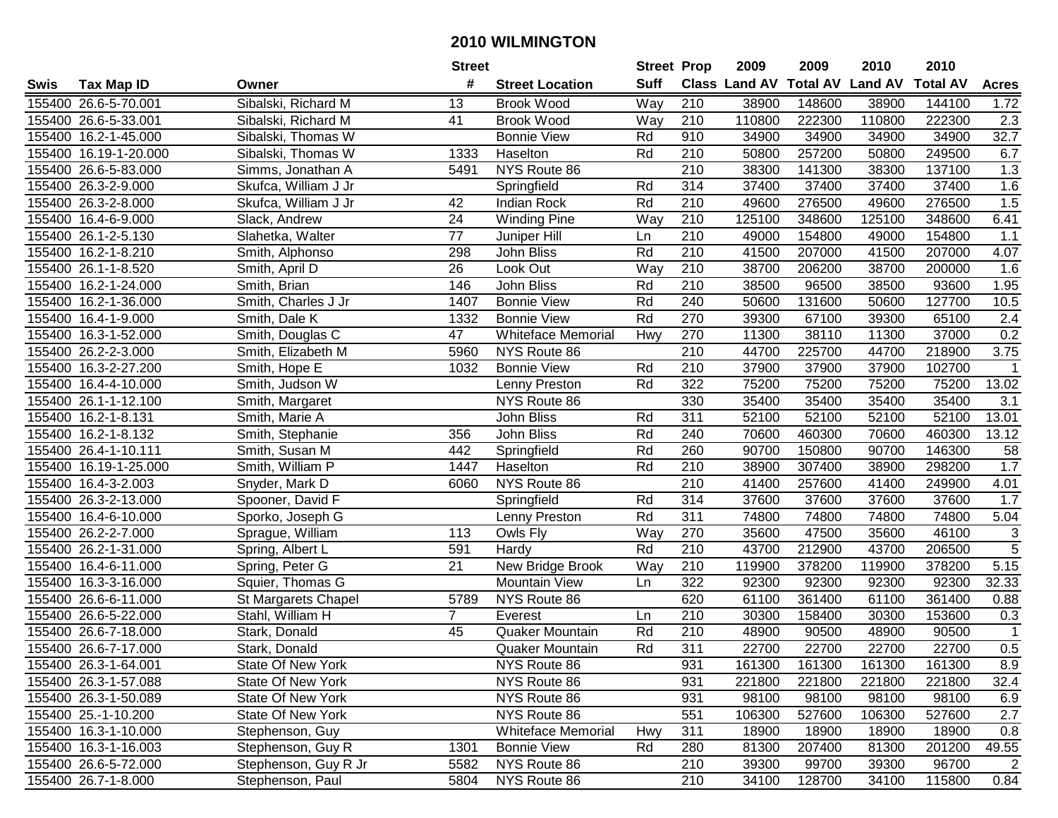# 2010 WILMINGTON

| Swis | Tax Map ID | Owner | Street # | Street Location | Street Suff | Prop Class | 2009 Land AV | 2009 Total AV | 2010 Land AV | 2010 Total AV | Acres |
|---|---|---|---|---|---|---|---|---|---|---|---|
| 155400 | 26.6-5-70.001 | Sibalski, Richard M | 13 | Brook Wood | Way | 210 | 38900 | 148600 | 38900 | 144100 | 1.72 |
| 155400 | 26.6-5-33.001 | Sibalski, Richard M | 41 | Brook Wood | Way | 210 | 110800 | 222300 | 110800 | 222300 | 2.3 |
| 155400 | 16.2-1-45.000 | Sibalski, Thomas W | | Bonnie View | Rd | 910 | 34900 | 34900 | 34900 | 34900 | 32.7 |
| 155400 | 16.19-1-20.000 | Sibalski, Thomas W | 1333 | Haselton | Rd | 210 | 50800 | 257200 | 50800 | 249500 | 6.7 |
| 155400 | 26.6-5-83.000 | Simms, Jonathan A | 5491 | NYS Route 86 | | 210 | 38300 | 141300 | 38300 | 137100 | 1.3 |
| 155400 | 26.3-2-9.000 | Skufca, William J Jr | | Springfield | Rd | 314 | 37400 | 37400 | 37400 | 37400 | 1.6 |
| 155400 | 26.3-2-8.000 | Skufca, William J Jr | 42 | Indian Rock | Rd | 210 | 49600 | 276500 | 49600 | 276500 | 1.5 |
| 155400 | 16.4-6-9.000 | Slack, Andrew | 24 | Winding Pine | Way | 210 | 125100 | 348600 | 125100 | 348600 | 6.41 |
| 155400 | 26.1-2-5.130 | Slahetka, Walter | 77 | Juniper Hill | Ln | 210 | 49000 | 154800 | 49000 | 154800 | 1.1 |
| 155400 | 16.2-1-8.210 | Smith, Alphonso | 298 | John Bliss | Rd | 210 | 41500 | 207000 | 41500 | 207000 | 4.07 |
| 155400 | 26.1-1-8.520 | Smith, April D | 26 | Look Out | Way | 210 | 38700 | 206200 | 38700 | 200000 | 1.6 |
| 155400 | 16.2-1-24.000 | Smith, Brian | 146 | John Bliss | Rd | 210 | 38500 | 96500 | 38500 | 93600 | 1.95 |
| 155400 | 16.2-1-36.000 | Smith, Charles J Jr | 1407 | Bonnie View | Rd | 240 | 50600 | 131600 | 50600 | 127700 | 10.5 |
| 155400 | 16.4-1-9.000 | Smith, Dale K | 1332 | Bonnie View | Rd | 270 | 39300 | 67100 | 39300 | 65100 | 2.4 |
| 155400 | 16.3-1-52.000 | Smith, Douglas C | 47 | Whiteface Memorial | Hwy | 270 | 11300 | 38110 | 11300 | 37000 | 0.2 |
| 155400 | 26.2-2-3.000 | Smith, Elizabeth M | 5960 | NYS Route 86 | | 210 | 44700 | 225700 | 44700 | 218900 | 3.75 |
| 155400 | 16.3-2-27.200 | Smith, Hope E | 1032 | Bonnie View | Rd | 210 | 37900 | 37900 | 37900 | 102700 | 1 |
| 155400 | 16.4-4-10.000 | Smith, Judson W | | Lenny Preston | Rd | 322 | 75200 | 75200 | 75200 | 75200 | 13.02 |
| 155400 | 26.1-1-12.100 | Smith, Margaret | | NYS Route 86 | | 330 | 35400 | 35400 | 35400 | 35400 | 3.1 |
| 155400 | 16.2-1-8.131 | Smith, Marie A | | John Bliss | Rd | 311 | 52100 | 52100 | 52100 | 52100 | 13.01 |
| 155400 | 16.2-1-8.132 | Smith, Stephanie | 356 | John Bliss | Rd | 240 | 70600 | 460300 | 70600 | 460300 | 13.12 |
| 155400 | 26.4-1-10.111 | Smith, Susan M | 442 | Springfield | Rd | 260 | 90700 | 150800 | 90700 | 146300 | 58 |
| 155400 | 16.19-1-25.000 | Smith, William P | 1447 | Haselton | Rd | 210 | 38900 | 307400 | 38900 | 298200 | 1.7 |
| 155400 | 16.4-3-2.003 | Snyder, Mark D | 6060 | NYS Route 86 | | 210 | 41400 | 257600 | 41400 | 249900 | 4.01 |
| 155400 | 26.3-2-13.000 | Spooner, David F | | Springfield | Rd | 314 | 37600 | 37600 | 37600 | 37600 | 1.7 |
| 155400 | 16.4-6-10.000 | Sporko, Joseph G | | Lenny Preston | Rd | 311 | 74800 | 74800 | 74800 | 74800 | 5.04 |
| 155400 | 26.2-2-7.000 | Sprague, William | 113 | Owls Fly | Way | 270 | 35600 | 47500 | 35600 | 46100 | 3 |
| 155400 | 26.2-1-31.000 | Spring, Albert L | 591 | Hardy | Rd | 210 | 43700 | 212900 | 43700 | 206500 | 5 |
| 155400 | 16.4-6-11.000 | Spring, Peter G | 21 | New Bridge Brook | Way | 210 | 119900 | 378200 | 119900 | 378200 | 5.15 |
| 155400 | 16.3-3-16.000 | Squier, Thomas G | | Mountain View | Ln | 322 | 92300 | 92300 | 92300 | 92300 | 32.33 |
| 155400 | 26.6-6-11.000 | St Margarets Chapel | 5789 | NYS Route 86 | | 620 | 61100 | 361400 | 61100 | 361400 | 0.88 |
| 155400 | 26.6-5-22.000 | Stahl, William H | 7 | Everest | Ln | 210 | 30300 | 158400 | 30300 | 153600 | 0.3 |
| 155400 | 26.6-7-18.000 | Stark, Donald | 45 | Quaker Mountain | Rd | 210 | 48900 | 90500 | 48900 | 90500 | 1 |
| 155400 | 26.6-7-17.000 | Stark, Donald | | Quaker Mountain | Rd | 311 | 22700 | 22700 | 22700 | 22700 | 0.5 |
| 155400 | 26.3-1-64.001 | State Of New York | | NYS Route 86 | | 931 | 161300 | 161300 | 161300 | 161300 | 8.9 |
| 155400 | 26.3-1-57.088 | State Of New York | | NYS Route 86 | | 931 | 221800 | 221800 | 221800 | 221800 | 32.4 |
| 155400 | 26.3-1-50.089 | State Of New York | | NYS Route 86 | | 931 | 98100 | 98100 | 98100 | 98100 | 6.9 |
| 155400 | 25.-1-10.200 | State Of New York | | NYS Route 86 | | 551 | 106300 | 527600 | 106300 | 527600 | 2.7 |
| 155400 | 16.3-1-10.000 | Stephenson, Guy | | Whiteface Memorial | Hwy | 311 | 18900 | 18900 | 18900 | 18900 | 0.8 |
| 155400 | 16.3-1-16.003 | Stephenson, Guy R | 1301 | Bonnie View | Rd | 280 | 81300 | 207400 | 81300 | 201200 | 49.55 |
| 155400 | 26.6-5-72.000 | Stephenson, Guy R Jr | 5582 | NYS Route 86 | | 210 | 39300 | 99700 | 39300 | 96700 | 2 |
| 155400 | 26.7-1-8.000 | Stephenson, Paul | 5804 | NYS Route 86 | | 210 | 34100 | 128700 | 34100 | 115800 | 0.84 |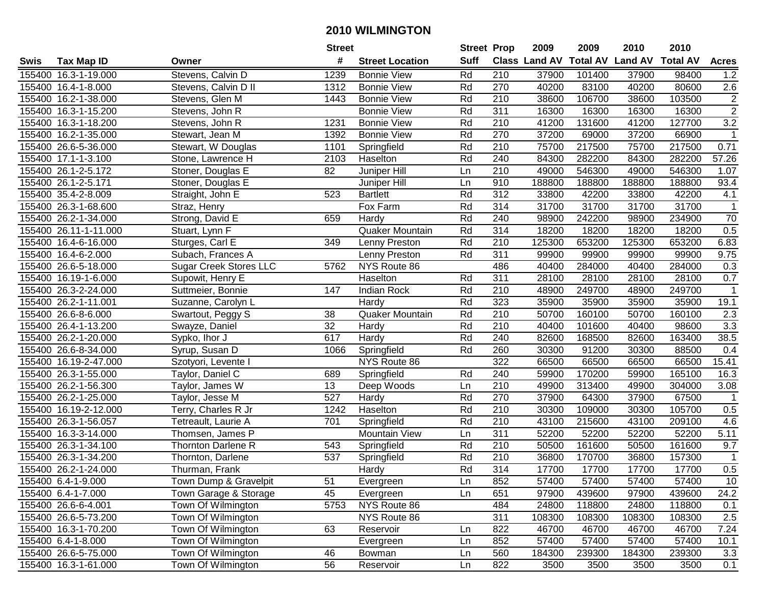# 2010 WILMINGTON

| Swis | Tax Map ID | Owner | Street # | Street Location | Street Suff | Prop Class | 2009 Land AV | 2009 Total AV | 2010 Land AV | 2010 Total AV | Acres |
|---|---|---|---|---|---|---|---|---|---|---|---|
| 155400 | 16.3-1-19.000 | Stevens, Calvin D | 1239 | Bonnie View | Rd | 210 | 37900 | 101400 | 37900 | 98400 | 1.2 |
| 155400 | 16.4-1-8.000 | Stevens, Calvin D II | 1312 | Bonnie View | Rd | 270 | 40200 | 83100 | 40200 | 80600 | 2.6 |
| 155400 | 16.2-1-38.000 | Stevens, Glen M | 1443 | Bonnie View | Rd | 210 | 38600 | 106700 | 38600 | 103500 | 2 |
| 155400 | 16.3-1-15.200 | Stevens, John R | | Bonnie View | Rd | 311 | 16300 | 16300 | 16300 | 16300 | 2 |
| 155400 | 16.3-1-18.200 | Stevens, John R | 1231 | Bonnie View | Rd | 210 | 41200 | 131600 | 41200 | 127700 | 3.2 |
| 155400 | 16.2-1-35.000 | Stewart, Jean M | 1392 | Bonnie View | Rd | 270 | 37200 | 69000 | 37200 | 66900 | 1 |
| 155400 | 26.6-5-36.000 | Stewart, W Douglas | 1101 | Springfield | Rd | 210 | 75700 | 217500 | 75700 | 217500 | 0.71 |
| 155400 | 17.1-1-3.100 | Stone, Lawrence H | 2103 | Haselton | Rd | 240 | 84300 | 282200 | 84300 | 282200 | 57.26 |
| 155400 | 26.1-2-5.172 | Stoner, Douglas E | 82 | Juniper Hill | Ln | 210 | 49000 | 546300 | 49000 | 546300 | 1.07 |
| 155400 | 26.1-2-5.171 | Stoner, Douglas E | | Juniper Hill | Ln | 910 | 188800 | 188800 | 188800 | 188800 | 93.4 |
| 155400 | 35.4-2-8.009 | Straight, John E | 523 | Bartlett | Rd | 312 | 33800 | 42200 | 33800 | 42200 | 4.1 |
| 155400 | 26.3-1-68.600 | Straz, Henry | | Fox Farm | Rd | 314 | 31700 | 31700 | 31700 | 31700 | 1 |
| 155400 | 26.2-1-34.000 | Strong, David E | 659 | Hardy | Rd | 240 | 98900 | 242200 | 98900 | 234900 | 70 |
| 155400 | 26.11-1-11.000 | Stuart, Lynn F | | Quaker Mountain | Rd | 314 | 18200 | 18200 | 18200 | 18200 | 0.5 |
| 155400 | 16.4-6-16.000 | Sturges, Carl E | 349 | Lenny Preston | Rd | 210 | 125300 | 653200 | 125300 | 653200 | 6.83 |
| 155400 | 16.4-6-2.000 | Subach, Frances A | | Lenny Preston | Rd | 311 | 99900 | 99900 | 99900 | 99900 | 9.75 |
| 155400 | 26.6-5-18.000 | Sugar Creek Stores LLC | 5762 | NYS Route 86 | | 486 | 40400 | 284000 | 40400 | 284000 | 0.3 |
| 155400 | 16.19-1-6.000 | Supowit, Henry E | | Haselton | Rd | 311 | 28100 | 28100 | 28100 | 28100 | 0.7 |
| 155400 | 26.3-2-24.000 | Suttmeier, Bonnie | 147 | Indian Rock | Rd | 210 | 48900 | 249700 | 48900 | 249700 | 1 |
| 155400 | 26.2-1-11.001 | Suzanne, Carolyn L | | Hardy | Rd | 323 | 35900 | 35900 | 35900 | 35900 | 19.1 |
| 155400 | 26.6-8-6.000 | Swartout, Peggy S | 38 | Quaker Mountain | Rd | 210 | 50700 | 160100 | 50700 | 160100 | 2.3 |
| 155400 | 26.4-1-13.200 | Swayze, Daniel | 32 | Hardy | Rd | 210 | 40400 | 101600 | 40400 | 98600 | 3.3 |
| 155400 | 26.2-1-20.000 | Sypko, Ihor J | 617 | Hardy | Rd | 240 | 82600 | 168500 | 82600 | 163400 | 38.5 |
| 155400 | 26.6-8-34.000 | Syrup, Susan D | 1066 | Springfield | Rd | 260 | 30300 | 91200 | 30300 | 88500 | 0.4 |
| 155400 | 16.19-2-47.000 | Szotyori, Levente I | | NYS Route 86 | | 322 | 66500 | 66500 | 66500 | 66500 | 15.41 |
| 155400 | 26.3-1-55.000 | Taylor, Daniel C | 689 | Springfield | Rd | 240 | 59900 | 170200 | 59900 | 165100 | 16.3 |
| 155400 | 26.2-1-56.300 | Taylor, James W | 13 | Deep Woods | Ln | 210 | 49900 | 313400 | 49900 | 304000 | 3.08 |
| 155400 | 26.2-1-25.000 | Taylor, Jesse M | 527 | Hardy | Rd | 270 | 37900 | 64300 | 37900 | 67500 | 1 |
| 155400 | 16.19-2-12.000 | Terry, Charles R Jr | 1242 | Haselton | Rd | 210 | 30300 | 109000 | 30300 | 105700 | 0.5 |
| 155400 | 26.3-1-56.057 | Tetreault, Laurie A | 701 | Springfield | Rd | 210 | 43100 | 215600 | 43100 | 209100 | 4.6 |
| 155400 | 16.3-3-14.000 | Thomsen, James P | | Mountain View | Ln | 311 | 52200 | 52200 | 52200 | 52200 | 5.11 |
| 155400 | 26.3-1-34.100 | Thornton Darlene R | 543 | Springfield | Rd | 210 | 50500 | 161600 | 50500 | 161600 | 9.7 |
| 155400 | 26.3-1-34.200 | Thornton, Darlene | 537 | Springfield | Rd | 210 | 36800 | 170700 | 36800 | 157300 | 1 |
| 155400 | 26.2-1-24.000 | Thurman, Frank | | Hardy | Rd | 314 | 17700 | 17700 | 17700 | 17700 | 0.5 |
| 155400 | 6.4-1-9.000 | Town Dump & Gravelpit | 51 | Evergreen | Ln | 852 | 57400 | 57400 | 57400 | 57400 | 10 |
| 155400 | 6.4-1-7.000 | Town Garage & Storage | 45 | Evergreen | Ln | 651 | 97900 | 439600 | 97900 | 439600 | 24.2 |
| 155400 | 26.6-6-4.001 | Town Of Wilmington | 5753 | NYS Route 86 | | 484 | 24800 | 118800 | 24800 | 118800 | 0.1 |
| 155400 | 26.6-5-73.200 | Town Of Wilmington | | NYS Route 86 | | 311 | 108300 | 108300 | 108300 | 108300 | 2.5 |
| 155400 | 16.3-1-70.200 | Town Of Wilmington | 63 | Reservoir | Ln | 822 | 46700 | 46700 | 46700 | 46700 | 7.24 |
| 155400 | 6.4-1-8.000 | Town Of Wilmington | | Evergreen | Ln | 852 | 57400 | 57400 | 57400 | 57400 | 10.1 |
| 155400 | 26.6-5-75.000 | Town Of Wilmington | 46 | Bowman | Ln | 560 | 184300 | 239300 | 184300 | 239300 | 3.3 |
| 155400 | 16.3-1-61.000 | Town Of Wilmington | 56 | Reservoir | Ln | 822 | 3500 | 3500 | 3500 | 3500 | 0.1 |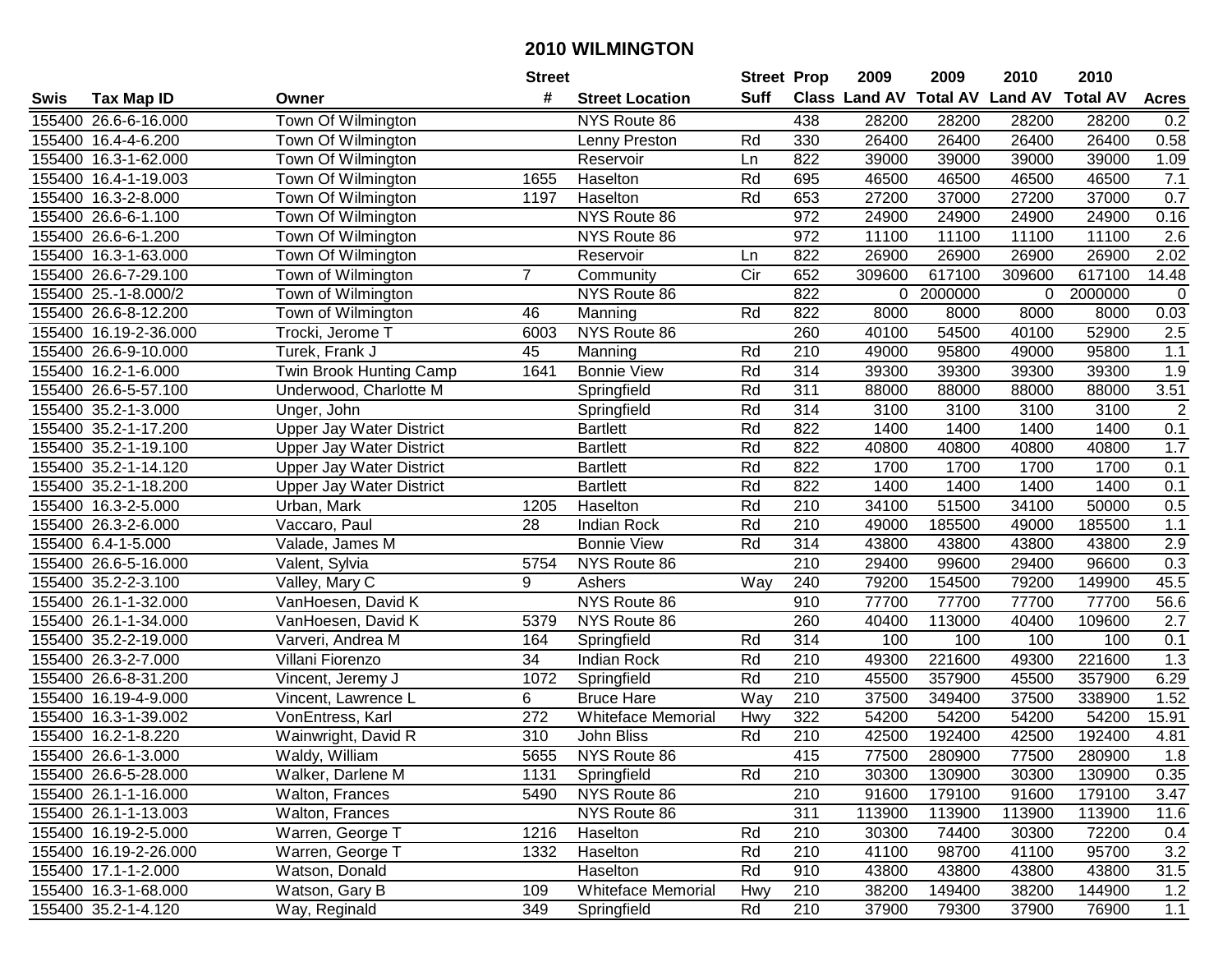# 2010 WILMINGTON

| Swis | Tax Map ID | Owner | Street # | Street Location | Street Suff | Prop Class | 2009 Land AV | 2009 Total AV | 2010 Land AV | 2010 Total AV | Acres |
|---|---|---|---|---|---|---|---|---|---|---|---|
| 155400 | 26.6-6-16.000 | Town Of Wilmington | | NYS Route 86 | | 438 | 28200 | 28200 | 28200 | 28200 | 0.2 |
| 155400 | 16.4-4-6.200 | Town Of Wilmington | | Lenny Preston | Rd | 330 | 26400 | 26400 | 26400 | 26400 | 0.58 |
| 155400 | 16.3-1-62.000 | Town Of Wilmington | | Reservoir | Ln | 822 | 39000 | 39000 | 39000 | 39000 | 1.09 |
| 155400 | 16.4-1-19.003 | Town Of Wilmington | 1655 | Haselton | Rd | 695 | 46500 | 46500 | 46500 | 46500 | 7.1 |
| 155400 | 16.3-2-8.000 | Town Of Wilmington | 1197 | Haselton | Rd | 653 | 27200 | 37000 | 27200 | 37000 | 0.7 |
| 155400 | 26.6-6-1.100 | Town Of Wilmington | | NYS Route 86 | | 972 | 24900 | 24900 | 24900 | 24900 | 0.16 |
| 155400 | 26.6-6-1.200 | Town Of Wilmington | | NYS Route 86 | | 972 | 11100 | 11100 | 11100 | 11100 | 2.6 |
| 155400 | 16.3-1-63.000 | Town Of Wilmington | | Reservoir | Ln | 822 | 26900 | 26900 | 26900 | 26900 | 2.02 |
| 155400 | 26.6-7-29.100 | Town of Wilmington | 7 | Community | Cir | 652 | 309600 | 617100 | 309600 | 617100 | 14.48 |
| 155400 | 25.-1-8.000/2 | Town of Wilmington | | NYS Route 86 | | 822 | 0 | 2000000 | 0 | 2000000 | 0 |
| 155400 | 26.6-8-12.200 | Town of Wilmington | 46 | Manning | Rd | 822 | 8000 | 8000 | 8000 | 8000 | 0.03 |
| 155400 | 16.19-2-36.000 | Trocki, Jerome T | 6003 | NYS Route 86 | | 260 | 40100 | 54500 | 40100 | 52900 | 2.5 |
| 155400 | 26.6-9-10.000 | Turek, Frank J | 45 | Manning | Rd | 210 | 49000 | 95800 | 49000 | 95800 | 1.1 |
| 155400 | 16.2-1-6.000 | Twin Brook Hunting Camp | 1641 | Bonnie View | Rd | 314 | 39300 | 39300 | 39300 | 39300 | 1.9 |
| 155400 | 26.6-5-57.100 | Underwood, Charlotte M | | Springfield | Rd | 311 | 88000 | 88000 | 88000 | 88000 | 3.51 |
| 155400 | 35.2-1-3.000 | Unger, John | | Springfield | Rd | 314 | 3100 | 3100 | 3100 | 3100 | 2 |
| 155400 | 35.2-1-17.200 | Upper Jay Water District | | Bartlett | Rd | 822 | 1400 | 1400 | 1400 | 1400 | 0.1 |
| 155400 | 35.2-1-19.100 | Upper Jay Water District | | Bartlett | Rd | 822 | 40800 | 40800 | 40800 | 40800 | 1.7 |
| 155400 | 35.2-1-14.120 | Upper Jay Water District | | Bartlett | Rd | 822 | 1700 | 1700 | 1700 | 1700 | 0.1 |
| 155400 | 35.2-1-18.200 | Upper Jay Water District | | Bartlett | Rd | 822 | 1400 | 1400 | 1400 | 1400 | 0.1 |
| 155400 | 16.3-2-5.000 | Urban, Mark | 1205 | Haselton | Rd | 210 | 34100 | 51500 | 34100 | 50000 | 0.5 |
| 155400 | 26.3-2-6.000 | Vaccaro, Paul | 28 | Indian Rock | Rd | 210 | 49000 | 185500 | 49000 | 185500 | 1.1 |
| 155400 | 6.4-1-5.000 | Valade, James M | | Bonnie View | Rd | 314 | 43800 | 43800 | 43800 | 43800 | 2.9 |
| 155400 | 26.6-5-16.000 | Valent, Sylvia | 5754 | NYS Route 86 | | 210 | 29400 | 99600 | 29400 | 96600 | 0.3 |
| 155400 | 35.2-2-3.100 | Valley, Mary C | 9 | Ashers | Way | 240 | 79200 | 154500 | 79200 | 149900 | 45.5 |
| 155400 | 26.1-1-32.000 | VanHoesen, David K | | NYS Route 86 | | 910 | 77700 | 77700 | 77700 | 77700 | 56.6 |
| 155400 | 26.1-1-34.000 | VanHoesen, David K | 5379 | NYS Route 86 | | 260 | 40400 | 113000 | 40400 | 109600 | 2.7 |
| 155400 | 35.2-2-19.000 | Varveri, Andrea M | 164 | Springfield | Rd | 314 | 100 | 100 | 100 | 100 | 0.1 |
| 155400 | 26.3-2-7.000 | Villani Fiorenzo | 34 | Indian Rock | Rd | 210 | 49300 | 221600 | 49300 | 221600 | 1.3 |
| 155400 | 26.6-8-31.200 | Vincent, Jeremy J | 1072 | Springfield | Rd | 210 | 45500 | 357900 | 45500 | 357900 | 6.29 |
| 155400 | 16.19-4-9.000 | Vincent, Lawrence L | 6 | Bruce Hare | Way | 210 | 37500 | 349400 | 37500 | 338900 | 1.52 |
| 155400 | 16.3-1-39.002 | VonEntress, Karl | 272 | Whiteface Memorial | Hwy | 322 | 54200 | 54200 | 54200 | 54200 | 15.91 |
| 155400 | 16.2-1-8.220 | Wainwright, David R | 310 | John Bliss | Rd | 210 | 42500 | 192400 | 42500 | 192400 | 4.81 |
| 155400 | 26.6-1-3.000 | Waldy, William | 5655 | NYS Route 86 | | 415 | 77500 | 280900 | 77500 | 280900 | 1.8 |
| 155400 | 26.6-5-28.000 | Walker, Darlene M | 1131 | Springfield | Rd | 210 | 30300 | 130900 | 30300 | 130900 | 0.35 |
| 155400 | 26.1-1-16.000 | Walton, Frances | 5490 | NYS Route 86 | | 210 | 91600 | 179100 | 91600 | 179100 | 3.47 |
| 155400 | 26.1-1-13.003 | Walton, Frances | | NYS Route 86 | | 311 | 113900 | 113900 | 113900 | 113900 | 11.6 |
| 155400 | 16.19-2-5.000 | Warren, George T | 1216 | Haselton | Rd | 210 | 30300 | 74400 | 30300 | 72200 | 0.4 |
| 155400 | 16.19-2-26.000 | Warren, George T | 1332 | Haselton | Rd | 210 | 41100 | 98700 | 41100 | 95700 | 3.2 |
| 155400 | 17.1-1-2.000 | Watson, Donald | | Haselton | Rd | 910 | 43800 | 43800 | 43800 | 43800 | 31.5 |
| 155400 | 16.3-1-68.000 | Watson, Gary B | 109 | Whiteface Memorial | Hwy | 210 | 38200 | 149400 | 38200 | 144900 | 1.2 |
| 155400 | 35.2-1-4.120 | Way, Reginald | 349 | Springfield | Rd | 210 | 37900 | 79300 | 37900 | 76900 | 1.1 |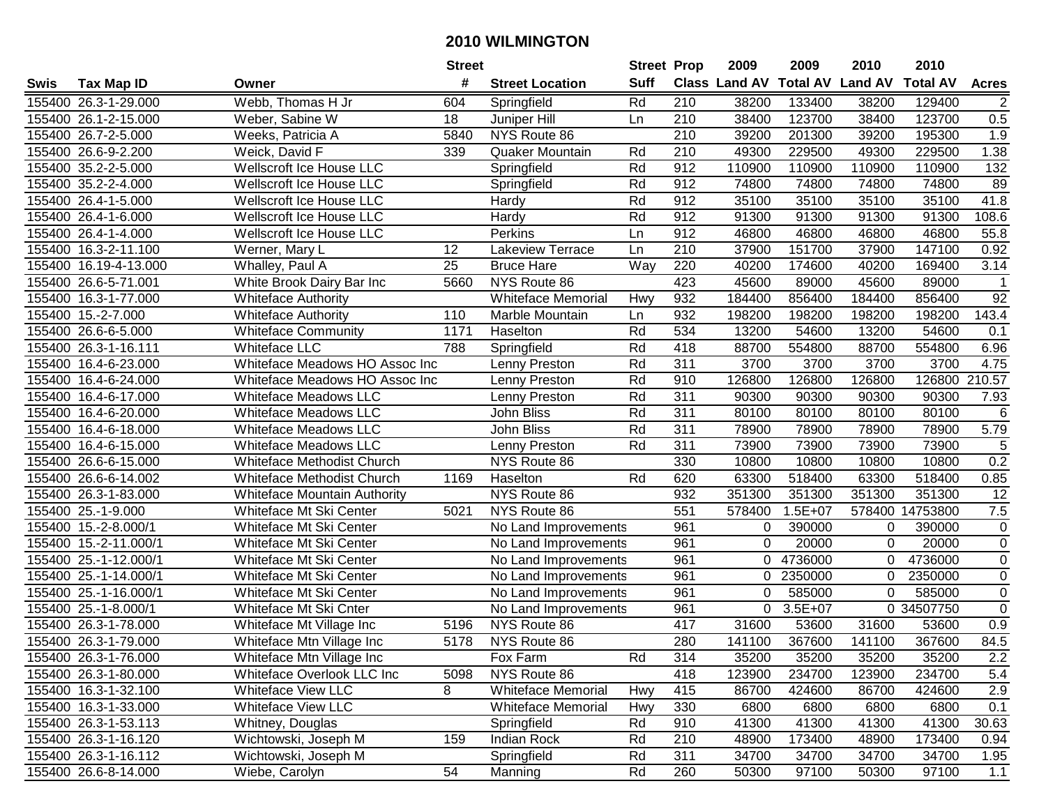# 2010 WILMINGTON

| Swis | Tax Map ID | Owner | Street # | Street Location | Street Suff | Prop Class | 2009 Land AV | 2009 Total AV | 2010 Land AV | 2010 Total AV | Acres |
|---|---|---|---|---|---|---|---|---|---|---|---|
| 155400 | 26.3-1-29.000 | Webb, Thomas H Jr | 604 | Springfield | Rd | 210 | 38200 | 133400 | 38200 | 129400 | 2 |
| 155400 | 26.1-2-15.000 | Weber, Sabine W | 18 | Juniper Hill | Ln | 210 | 38400 | 123700 | 38400 | 123700 | 0.5 |
| 155400 | 26.7-2-5.000 | Weeks, Patricia A | 5840 | NYS Route 86 | | 210 | 39200 | 201300 | 39200 | 195300 | 1.9 |
| 155400 | 26.6-9-2.200 | Weick, David F | 339 | Quaker Mountain | Rd | 210 | 49300 | 229500 | 49300 | 229500 | 1.38 |
| 155400 | 35.2-2-5.000 | Wellscroft Ice House LLC | | Springfield | Rd | 912 | 110900 | 110900 | 110900 | 110900 | 132 |
| 155400 | 35.2-2-4.000 | Wellscroft Ice House LLC | | Springfield | Rd | 912 | 74800 | 74800 | 74800 | 74800 | 89 |
| 155400 | 26.4-1-5.000 | Wellscroft Ice House LLC | | Hardy | Rd | 912 | 35100 | 35100 | 35100 | 35100 | 41.8 |
| 155400 | 26.4-1-6.000 | Wellscroft Ice House LLC | | Hardy | Rd | 912 | 91300 | 91300 | 91300 | 91300 | 108.6 |
| 155400 | 26.4-1-4.000 | Wellscroft Ice House LLC | | Perkins | Ln | 912 | 46800 | 46800 | 46800 | 46800 | 55.8 |
| 155400 | 16.3-2-11.100 | Werner, Mary L | 12 | Lakeview Terrace | Ln | 210 | 37900 | 151700 | 37900 | 147100 | 0.92 |
| 155400 | 16.19-4-13.000 | Whalley, Paul A | 25 | Bruce Hare | Way | 220 | 40200 | 174600 | 40200 | 169400 | 3.14 |
| 155400 | 26.6-5-71.001 | White Brook Dairy Bar Inc | 5660 | NYS Route 86 | | 423 | 45600 | 89000 | 45600 | 89000 | 1 |
| 155400 | 16.3-1-77.000 | Whiteface Authority | | Whiteface Memorial | Hwy | 932 | 184400 | 856400 | 184400 | 856400 | 92 |
| 155400 | 15.-2-7.000 | Whiteface Authority | 110 | Marble Mountain | Ln | 932 | 198200 | 198200 | 198200 | 198200 | 143.4 |
| 155400 | 26.6-6-5.000 | Whiteface Community | 1171 | Haselton | Rd | 534 | 13200 | 54600 | 13200 | 54600 | 0.1 |
| 155400 | 26.3-1-16.111 | Whiteface LLC | 788 | Springfield | Rd | 418 | 88700 | 554800 | 88700 | 554800 | 6.96 |
| 155400 | 16.4-6-23.000 | Whiteface Meadows HO Assoc Inc | | Lenny Preston | Rd | 311 | 3700 | 3700 | 3700 | 3700 | 4.75 |
| 155400 | 16.4-6-24.000 | Whiteface Meadows HO Assoc Inc | | Lenny Preston | Rd | 910 | 126800 | 126800 | 126800 | 126800 | 210.57 |
| 155400 | 16.4-6-17.000 | Whiteface Meadows LLC | | Lenny Preston | Rd | 311 | 90300 | 90300 | 90300 | 90300 | 7.93 |
| 155400 | 16.4-6-20.000 | Whiteface Meadows LLC | | John Bliss | Rd | 311 | 80100 | 80100 | 80100 | 80100 | 6 |
| 155400 | 16.4-6-18.000 | Whiteface Meadows LLC | | John Bliss | Rd | 311 | 78900 | 78900 | 78900 | 78900 | 5.79 |
| 155400 | 16.4-6-15.000 | Whiteface Meadows LLC | | Lenny Preston | Rd | 311 | 73900 | 73900 | 73900 | 73900 | 5 |
| 155400 | 26.6-6-15.000 | Whiteface Methodist Church | | NYS Route 86 | | 330 | 10800 | 10800 | 10800 | 10800 | 0.2 |
| 155400 | 26.6-6-14.002 | Whiteface Methodist Church | 1169 | Haselton | Rd | 620 | 63300 | 518400 | 63300 | 518400 | 0.85 |
| 155400 | 26.3-1-83.000 | Whiteface Mountain Authority | | NYS Route 86 | | 932 | 351300 | 351300 | 351300 | 351300 | 12 |
| 155400 | 25.-1-9.000 | Whiteface Mt Ski Center | 5021 | NYS Route 86 | | 551 | 578400 | 1.5E+07 | 578400 | 14753800 | 7.5 |
| 155400 | 15.-2-8.000/1 | Whiteface Mt Ski Center | | No Land Improvements | | 961 | 0 | 390000 | 0 | 390000 | 0 |
| 155400 | 15.-2-11.000/1 | Whiteface Mt Ski Center | | No Land Improvements | | 961 | 0 | 20000 | 0 | 20000 | 0 |
| 155400 | 25.-1-12.000/1 | Whiteface Mt Ski Center | | No Land Improvements | | 961 | 0 | 4736000 | 0 | 4736000 | 0 |
| 155400 | 25.-1-14.000/1 | Whiteface Mt Ski Center | | No Land Improvements | | 961 | 0 | 2350000 | 0 | 2350000 | 0 |
| 155400 | 25.-1-16.000/1 | Whiteface Mt Ski Center | | No Land Improvements | | 961 | 0 | 585000 | 0 | 585000 | 0 |
| 155400 | 25.-1-8.000/1 | Whiteface Mt Ski Cnter | | No Land Improvements | | 961 | 0 | 3.5E+07 | 0 | 34507750 | 0 |
| 155400 | 26.3-1-78.000 | Whiteface Mt Village Inc | 5196 | NYS Route 86 | | 417 | 31600 | 53600 | 31600 | 53600 | 0.9 |
| 155400 | 26.3-1-79.000 | Whiteface Mtn Village Inc | 5178 | NYS Route 86 | | 280 | 141100 | 367600 | 141100 | 367600 | 84.5 |
| 155400 | 26.3-1-76.000 | Whiteface Mtn Village Inc | | Fox Farm | Rd | 314 | 35200 | 35200 | 35200 | 35200 | 2.2 |
| 155400 | 26.3-1-80.000 | Whiteface Overlook LLC Inc | 5098 | NYS Route 86 | | 418 | 123900 | 234700 | 123900 | 234700 | 5.4 |
| 155400 | 16.3-1-32.100 | Whiteface View LLC | 8 | Whiteface Memorial | Hwy | 415 | 86700 | 424600 | 86700 | 424600 | 2.9 |
| 155400 | 16.3-1-33.000 | Whiteface View LLC | | Whiteface Memorial | Hwy | 330 | 6800 | 6800 | 6800 | 6800 | 0.1 |
| 155400 | 26.3-1-53.113 | Whitney, Douglas | | Springfield | Rd | 910 | 41300 | 41300 | 41300 | 41300 | 30.63 |
| 155400 | 26.3-1-16.120 | Wichtowski, Joseph M | 159 | Indian Rock | Rd | 210 | 48900 | 173400 | 48900 | 173400 | 0.94 |
| 155400 | 26.3-1-16.112 | Wichtowski, Joseph M | | Springfield | Rd | 311 | 34700 | 34700 | 34700 | 34700 | 1.95 |
| 155400 | 26.6-8-14.000 | Wiebe, Carolyn | 54 | Manning | Rd | 260 | 50300 | 97100 | 50300 | 97100 | 1.1 |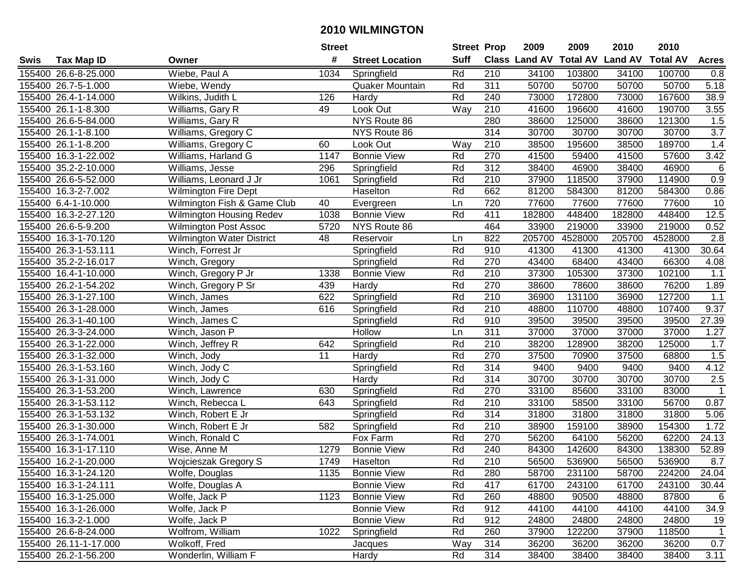# 2010 WILMINGTON

| Swis | Tax Map ID | Owner | Street # | Street Location | Street Suff | Prop Class | 2009 Land AV | 2009 Total AV | 2010 Land AV | 2010 Total AV | Acres |
|---|---|---|---|---|---|---|---|---|---|---|---|
| 155400 | 26.6-8-25.000 | Wiebe, Paul A | 1034 | Springfield | Rd | 210 | 34100 | 103800 | 34100 | 100700 | 0.8 |
| 155400 | 26.7-5-1.000 | Wiebe, Wendy | | Quaker Mountain | Rd | 311 | 50700 | 50700 | 50700 | 50700 | 5.18 |
| 155400 | 26.4-1-14.000 | Wilkins, Judith L | 126 | Hardy | Rd | 240 | 73000 | 172800 | 73000 | 167600 | 38.9 |
| 155400 | 26.1-1-8.300 | Williams, Gary R | 49 | Look Out | Way | 210 | 41600 | 196600 | 41600 | 190700 | 3.55 |
| 155400 | 26.6-5-84.000 | Williams, Gary R | | NYS Route 86 | | 280 | 38600 | 125000 | 38600 | 121300 | 1.5 |
| 155400 | 26.1-1-8.100 | Williams, Gregory C | | NYS Route 86 | | 314 | 30700 | 30700 | 30700 | 30700 | 3.7 |
| 155400 | 26.1-1-8.200 | Williams, Gregory C | 60 | Look Out | Way | 210 | 38500 | 195600 | 38500 | 189700 | 1.4 |
| 155400 | 16.3-1-22.002 | Williams, Harland G | 1147 | Bonnie View | Rd | 270 | 41500 | 59400 | 41500 | 57600 | 3.42 |
| 155400 | 35.2-2-10.000 | Williams, Jesse | 296 | Springfield | Rd | 312 | 38400 | 46900 | 38400 | 46900 | 6 |
| 155400 | 26.6-5-52.000 | Williams, Leonard J Jr | 1061 | Springfield | Rd | 210 | 37900 | 118500 | 37900 | 114900 | 0.9 |
| 155400 | 16.3-2-7.002 | Wilmington Fire Dept | | Haselton | Rd | 662 | 81200 | 584300 | 81200 | 584300 | 0.86 |
| 155400 | 6.4-1-10.000 | Wilmington Fish & Game Club | 40 | Evergreen | Ln | 720 | 77600 | 77600 | 77600 | 77600 | 10 |
| 155400 | 16.3-2-27.120 | Wilmington Housing Redev | 1038 | Bonnie View | Rd | 411 | 182800 | 448400 | 182800 | 448400 | 12.5 |
| 155400 | 26.6-5-9.200 | Wilmington Post Assoc | 5720 | NYS Route 86 | | 464 | 33900 | 219000 | 33900 | 219000 | 0.52 |
| 155400 | 16.3-1-70.120 | Wilmington Water District | 48 | Reservoir | Ln | 822 | 205700 | 4528000 | 205700 | 4528000 | 2.8 |
| 155400 | 26.3-1-53.111 | Winch, Forrest Jr | | Springfield | Rd | 910 | 41300 | 41300 | 41300 | 41300 | 30.64 |
| 155400 | 35.2-2-16.017 | Winch, Gregory | | Springfield | Rd | 270 | 43400 | 68400 | 43400 | 66300 | 4.08 |
| 155400 | 16.4-1-10.000 | Winch, Gregory P Jr | 1338 | Bonnie View | Rd | 210 | 37300 | 105300 | 37300 | 102100 | 1.1 |
| 155400 | 26.2-1-54.202 | Winch, Gregory P Sr | 439 | Hardy | Rd | 270 | 38600 | 78600 | 38600 | 76200 | 1.89 |
| 155400 | 26.3-1-27.100 | Winch, James | 622 | Springfield | Rd | 210 | 36900 | 131100 | 36900 | 127200 | 1.1 |
| 155400 | 26.3-1-28.000 | Winch, James | 616 | Springfield | Rd | 210 | 48800 | 110700 | 48800 | 107400 | 9.37 |
| 155400 | 26.3-1-40.100 | Winch, James C | | Springfield | Rd | 910 | 39500 | 39500 | 39500 | 39500 | 27.39 |
| 155400 | 26.3-3-24.000 | Winch, Jason P | | Hollow | Ln | 311 | 37000 | 37000 | 37000 | 37000 | 1.27 |
| 155400 | 26.3-1-22.000 | Winch, Jeffrey R | 642 | Springfield | Rd | 210 | 38200 | 128900 | 38200 | 125000 | 1.7 |
| 155400 | 26.3-1-32.000 | Winch, Jody | 11 | Hardy | Rd | 270 | 37500 | 70900 | 37500 | 68800 | 1.5 |
| 155400 | 26.3-1-53.160 | Winch, Jody C | | Springfield | Rd | 314 | 9400 | 9400 | 9400 | 9400 | 4.12 |
| 155400 | 26.3-1-31.000 | Winch, Jody C | | Hardy | Rd | 314 | 30700 | 30700 | 30700 | 30700 | 2.5 |
| 155400 | 26.3-1-53.200 | Winch, Lawrence | 630 | Springfield | Rd | 270 | 33100 | 85600 | 33100 | 83000 | 1 |
| 155400 | 26.3-1-53.112 | Winch, Rebecca L | 643 | Springfield | Rd | 210 | 33100 | 58500 | 33100 | 56700 | 0.87 |
| 155400 | 26.3-1-53.132 | Winch, Robert E Jr | | Springfield | Rd | 314 | 31800 | 31800 | 31800 | 31800 | 5.06 |
| 155400 | 26.3-1-30.000 | Winch, Robert E Jr | 582 | Springfield | Rd | 210 | 38900 | 159100 | 38900 | 154300 | 1.72 |
| 155400 | 26.3-1-74.001 | Winch, Ronald C | | Fox Farm | Rd | 270 | 56200 | 64100 | 56200 | 62200 | 24.13 |
| 155400 | 16.3-1-17.110 | Wise, Anne M | 1279 | Bonnie View | Rd | 240 | 84300 | 142600 | 84300 | 138300 | 52.89 |
| 155400 | 16.2-1-20.000 | Wojcieszak Gregory S | 1749 | Haselton | Rd | 210 | 56500 | 536900 | 56500 | 536900 | 8.7 |
| 155400 | 16.3-1-24.120 | Wolfe, Douglas | 1135 | Bonnie View | Rd | 280 | 58700 | 231100 | 58700 | 224200 | 24.04 |
| 155400 | 16.3-1-24.111 | Wolfe, Douglas A | | Bonnie View | Rd | 417 | 61700 | 243100 | 61700 | 243100 | 30.44 |
| 155400 | 16.3-1-25.000 | Wolfe, Jack P | 1123 | Bonnie View | Rd | 260 | 48800 | 90500 | 48800 | 87800 | 6 |
| 155400 | 16.3-1-26.000 | Wolfe, Jack P | | Bonnie View | Rd | 912 | 44100 | 44100 | 44100 | 44100 | 34.9 |
| 155400 | 16.3-2-1.000 | Wolfe, Jack P | | Bonnie View | Rd | 912 | 24800 | 24800 | 24800 | 24800 | 19 |
| 155400 | 26.6-8-24.000 | Wolfrom, William | 1022 | Springfield | Rd | 260 | 37900 | 122200 | 37900 | 118500 | 1 |
| 155400 | 26.11-1-17.000 | Wolkoff, Fred | | Jacques | Way | 314 | 36200 | 36200 | 36200 | 36200 | 0.7 |
| 155400 | 26.2-1-56.200 | Wonderlin, William F | | Hardy | Rd | 314 | 38400 | 38400 | 38400 | 38400 | 3.11 |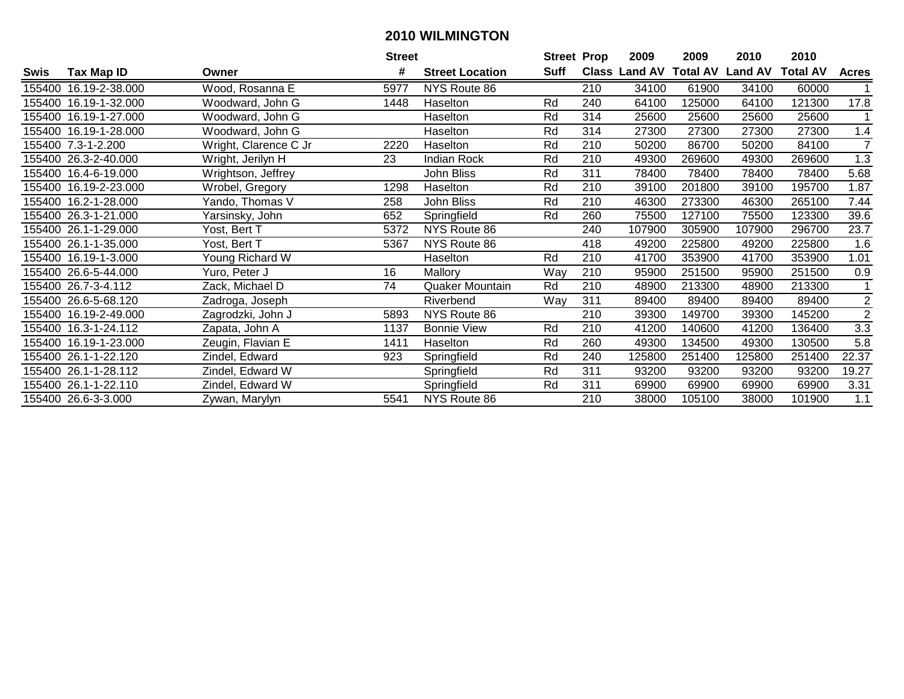# 2010 WILMINGTON

| Swis | Tax Map ID | Owner | Street # | Street Location | Street Suff | Prop Class | 2009 Land AV | 2009 Total AV | 2010 Land AV | 2010 Total AV | Acres |
|---|---|---|---|---|---|---|---|---|---|---|---|
| 155400 | 16.19-2-38.000 | Wood, Rosanna E | 5977 | NYS Route 86 | | 210 | 34100 | 61900 | 34100 | 60000 | 1 |
| 155400 | 16.19-1-32.000 | Woodward, John G | 1448 | Haselton | Rd | 240 | 64100 | 125000 | 64100 | 121300 | 17.8 |
| 155400 | 16.19-1-27.000 | Woodward, John G | | Haselton | Rd | 314 | 25600 | 25600 | 25600 | 25600 | 1 |
| 155400 | 16.19-1-28.000 | Woodward, John G | | Haselton | Rd | 314 | 27300 | 27300 | 27300 | 27300 | 1.4 |
| 155400 | 7.3-1-2.200 | Wright, Clarence C Jr | 2220 | Haselton | Rd | 210 | 50200 | 86700 | 50200 | 84100 | 7 |
| 155400 | 26.3-2-40.000 | Wright, Jerilyn H | 23 | Indian Rock | Rd | 210 | 49300 | 269600 | 49300 | 269600 | 1.3 |
| 155400 | 16.4-6-19.000 | Wrightson, Jeffrey | | John Bliss | Rd | 311 | 78400 | 78400 | 78400 | 78400 | 5.68 |
| 155400 | 16.19-2-23.000 | Wrobel, Gregory | 1298 | Haselton | Rd | 210 | 39100 | 201800 | 39100 | 195700 | 1.87 |
| 155400 | 16.2-1-28.000 | Yando, Thomas V | 258 | John Bliss | Rd | 210 | 46300 | 273300 | 46300 | 265100 | 7.44 |
| 155400 | 26.3-1-21.000 | Yarsinsky, John | 652 | Springfield | Rd | 260 | 75500 | 127100 | 75500 | 123300 | 39.6 |
| 155400 | 26.1-1-29.000 | Yost, Bert T | 5372 | NYS Route 86 | | 240 | 107900 | 305900 | 107900 | 296700 | 23.7 |
| 155400 | 26.1-1-35.000 | Yost, Bert T | 5367 | NYS Route 86 | | 418 | 49200 | 225800 | 49200 | 225800 | 1.6 |
| 155400 | 16.19-1-3.000 | Young Richard W | | Haselton | Rd | 210 | 41700 | 353900 | 41700 | 353900 | 1.01 |
| 155400 | 26.6-5-44.000 | Yuro, Peter J | 16 | Mallory | Way | 210 | 95900 | 251500 | 95900 | 251500 | 0.9 |
| 155400 | 26.7-3-4.112 | Zack, Michael D | 74 | Quaker Mountain | Rd | 210 | 48900 | 213300 | 48900 | 213300 | 1 |
| 155400 | 26.6-5-68.120 | Zadroga, Joseph | | Riverbend | Way | 311 | 89400 | 89400 | 89400 | 89400 | 2 |
| 155400 | 16.19-2-49.000 | Zagrodzki, John J | 5893 | NYS Route 86 | | 210 | 39300 | 149700 | 39300 | 145200 | 2 |
| 155400 | 16.3-1-24.112 | Zapata, John A | 1137 | Bonnie View | Rd | 210 | 41200 | 140600 | 41200 | 136400 | 3.3 |
| 155400 | 16.19-1-23.000 | Zeugin, Flavian E | 1411 | Haselton | Rd | 260 | 49300 | 134500 | 49300 | 130500 | 5.8 |
| 155400 | 26.1-1-22.120 | Zindel, Edward | 923 | Springfield | Rd | 240 | 125800 | 251400 | 125800 | 251400 | 22.37 |
| 155400 | 26.1-1-28.112 | Zindel, Edward W | | Springfield | Rd | 311 | 93200 | 93200 | 93200 | 93200 | 19.27 |
| 155400 | 26.1-1-22.110 | Zindel, Edward W | | Springfield | Rd | 311 | 69900 | 69900 | 69900 | 69900 | 3.31 |
| 155400 | 26.6-3-3.000 | Zywan, Marylyn | 5541 | NYS Route 86 | | 210 | 38000 | 105100 | 38000 | 101900 | 1.1 |